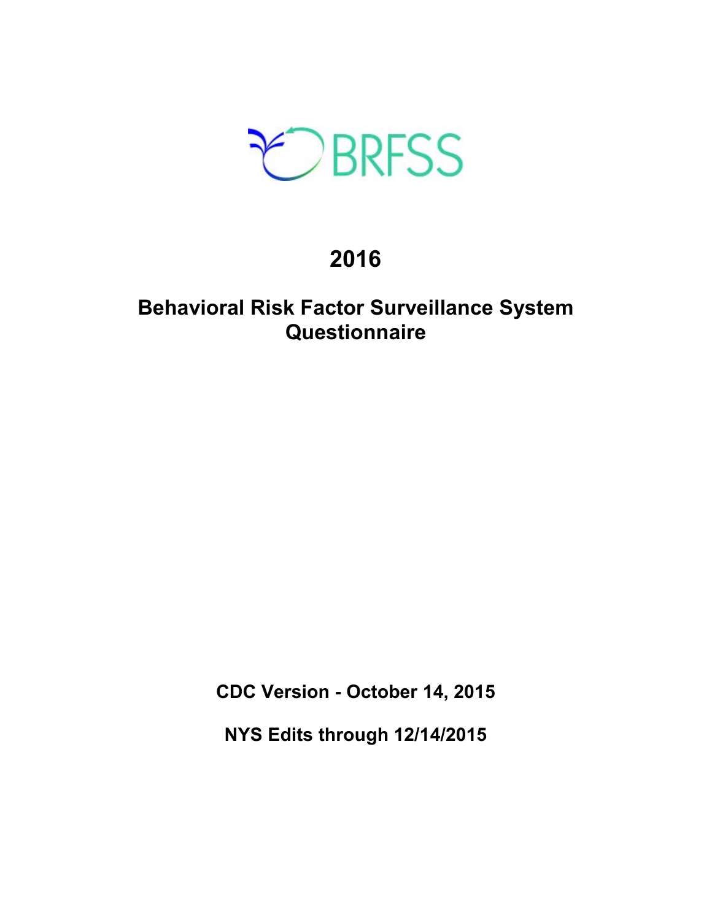BRFSS

# 2016

## Behavioral Risk Factor Surveillance System Questionnaire

**CDC Version - October 14, 2015**

**NYS Edits through 12/14/2015**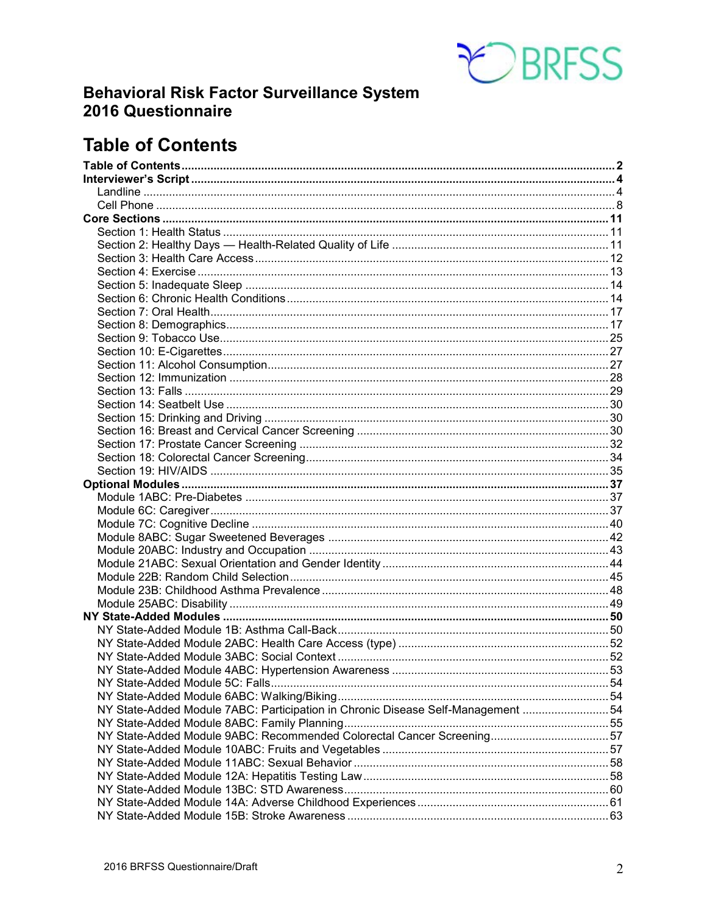# Behavioral Risk Factor Surveillance System 2016 Questionnaire

## Table of Contents

**Table of Contents** .......... **2**

**Interviewer's Script** .......... **4**

- Landline .......... 4
- Cell Phone .......... 8

**Core Sections** .......... **11**

- Section 1: Health Status .......... 11
- Section 2: Healthy Days — Health-Related Quality of Life .......... 11
- Section 3: Health Care Access .......... 12
- Section 4: Exercise .......... 13
- Section 5: Inadequate Sleep .......... 14
- Section 6: Chronic Health Conditions .......... 14
- Section 7: Oral Health .......... 17
- Section 8: Demographics .......... 17
- Section 9: Tobacco Use .......... 25
- Section 10: E-Cigarettes .......... 27
- Section 11: Alcohol Consumption .......... 27
- Section 12: Immunization .......... 28
- Section 13: Falls .......... 29
- Section 14: Seatbelt Use .......... 30
- Section 15: Drinking and Driving .......... 30
- Section 16: Breast and Cervical Cancer Screening .......... 30
- Section 17: Prostate Cancer Screening .......... 32
- Section 18: Colorectal Cancer Screening .......... 34
- Section 19: HIV/AIDS .......... 35

**Optional Modules** .......... **37**

- Module 1ABC: Pre-Diabetes .......... 37
- Module 6C: Caregiver .......... 37
- Module 7C: Cognitive Decline .......... 40
- Module 8ABC: Sugar Sweetened Beverages .......... 42
- Module 20ABC: Industry and Occupation .......... 43
- Module 21ABC: Sexual Orientation and Gender Identity .......... 44
- Module 22B: Random Child Selection .......... 45
- Module 23B: Childhood Asthma Prevalence .......... 48
- Module 25ABC: Disability .......... 49

**NY State-Added Modules** .......... **50**

- NY State-Added Module 1B: Asthma Call-Back .......... 50
- NY State-Added Module 2ABC: Health Care Access (type) .......... 52
- NY State-Added Module 3ABC: Social Context .......... 52
- NY State-Added Module 4ABC: Hypertension Awareness .......... 53
- NY State-Added Module 5C: Falls .......... 54
- NY State-Added Module 6ABC: Walking/Biking .......... 54
- NY State-Added Module 7ABC: Participation in Chronic Disease Self-Management .......... 54
- NY State-Added Module 8ABC: Family Planning .......... 55
- NY State-Added Module 9ABC: Recommended Colorectal Cancer Screening .......... 57
- NY State-Added Module 10ABC: Fruits and Vegetables .......... 57
- NY State-Added Module 11ABC: Sexual Behavior .......... 58
- NY State-Added Module 12A: Hepatitis Testing Law .......... 58
- NY State-Added Module 13BC: STD Awareness .......... 60
- NY State-Added Module 14A: Adverse Childhood Experiences .......... 61
- NY State-Added Module 15B: Stroke Awareness .......... 63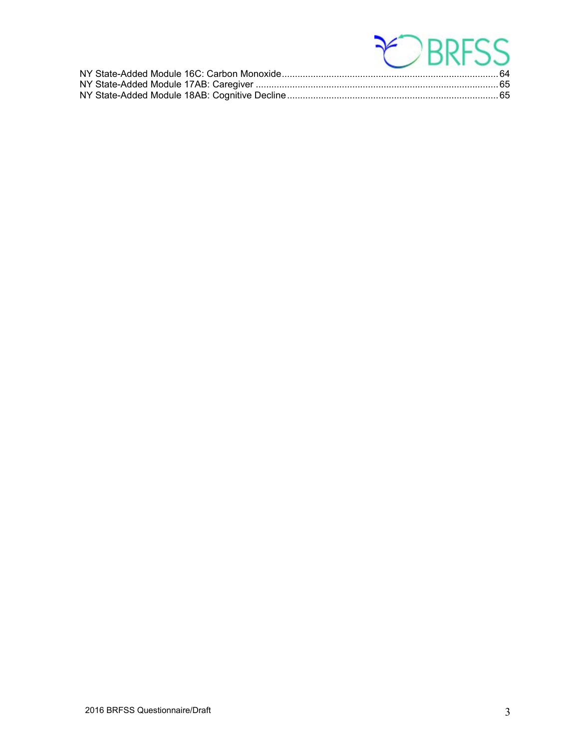NY State-Added Module 16C: Carbon Monoxide....................................................................................64
NY State-Added Module 17AB: Caregiver ..........................................................................................65
NY State-Added Module 18AB: Cognitive Decline ...............................................................................65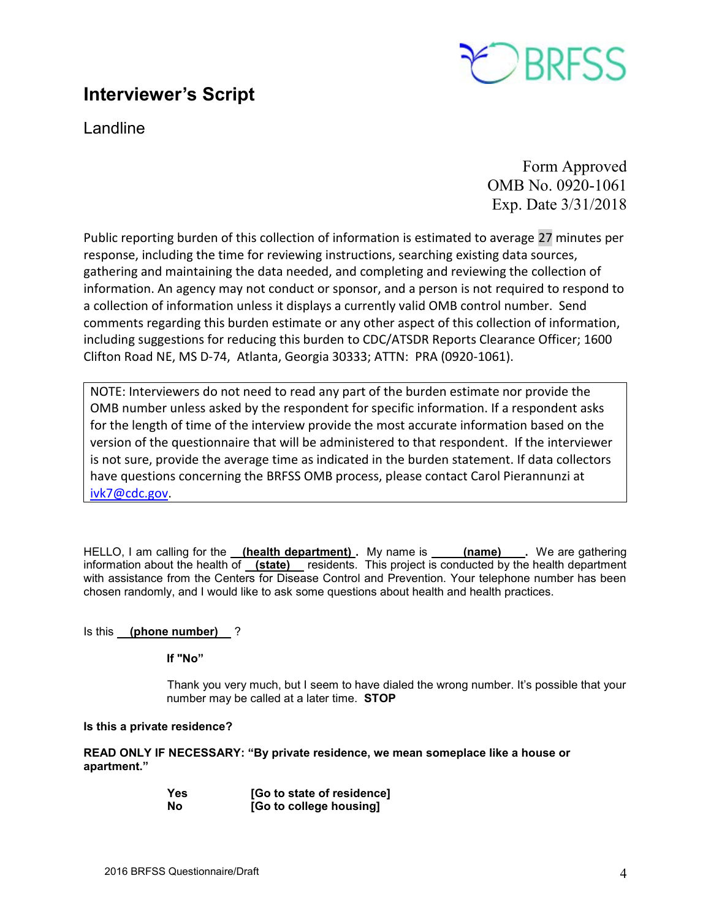# Interviewer's Script

## Landline

Form Approved
OMB No. 0920-1061
Exp. Date 3/31/2018

Public reporting burden of this collection of information is estimated to average 27 minutes per response, including the time for reviewing instructions, searching existing data sources, gathering and maintaining the data needed, and completing and reviewing the collection of information. An agency may not conduct or sponsor, and a person is not required to respond to a collection of information unless it displays a currently valid OMB control number. Send comments regarding this burden estimate or any other aspect of this collection of information, including suggestions for reducing this burden to CDC/ATSDR Reports Clearance Officer; 1600 Clifton Road NE, MS D-74, Atlanta, Georgia 30333; ATTN: PRA (0920-1061).

> NOTE: Interviewers do not need to read any part of the burden estimate nor provide the OMB number unless asked by the respondent for specific information. If a respondent asks for the length of time of the interview provide the most accurate information based on the version of the questionnaire that will be administered to that respondent. If the interviewer is not sure, provide the average time as indicated in the burden statement. If data collectors have questions concerning the BRFSS OMB process, please contact Carol Pierannunzi at ivk7@cdc.gov.

HELLO, I am calling for the **(health department)**. My name is **(name)**. We are gathering information about the health of **(state)** residents. This project is conducted by the health department with assistance from the Centers for Disease Control and Prevention. Your telephone number has been chosen randomly, and I would like to ask some questions about health and health practices.

Is this **(phone number)** ?

**If "No"**

Thank you very much, but I seem to have dialed the wrong number. It's possible that your number may be called at a later time. **STOP**

**Is this a private residence?**

**READ ONLY IF NECESSARY: "By private residence, we mean someplace like a house or apartment."**

| | |
|---|---|
| **Yes** | **[Go to state of residence]** |
| **No** | **[Go to college housing]** |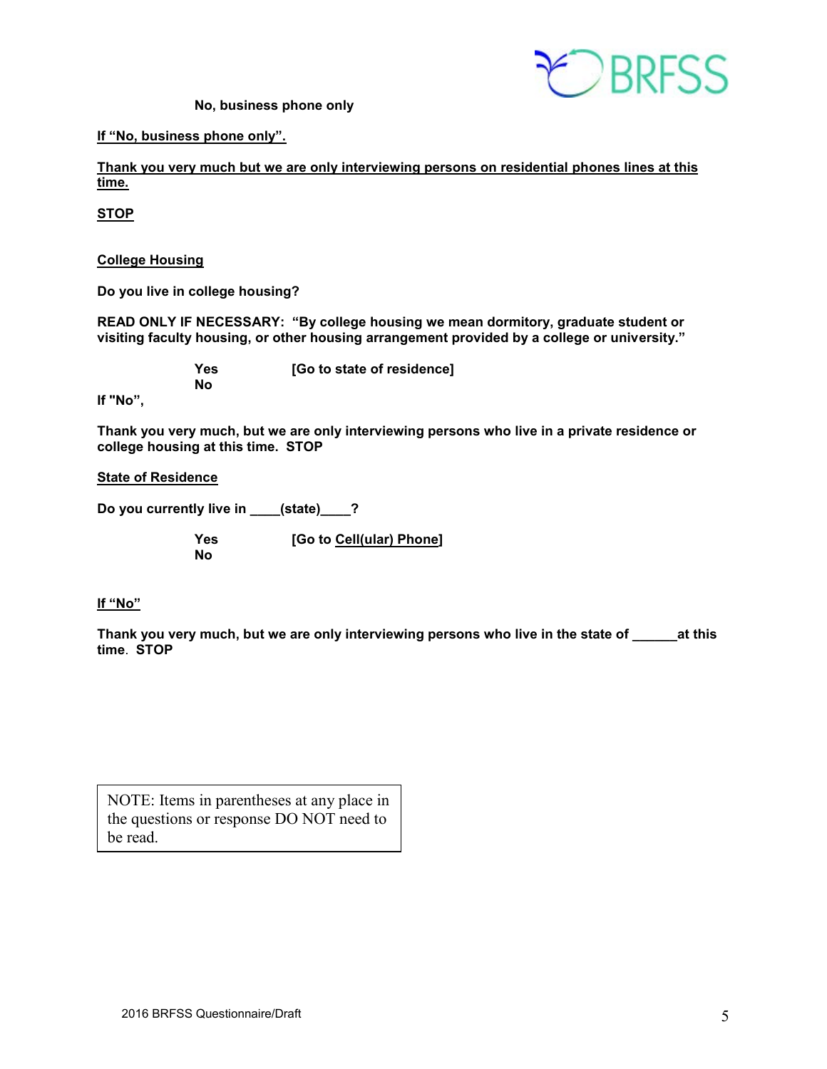**No, business phone only**

**If "No, business phone only".**

**Thank you very much but we are only interviewing persons on residential phones lines at this time.**

**STOP**

**College Housing**

**Do you live in college housing?**

**READ ONLY IF NECESSARY: "By college housing we mean dormitory, graduate student or visiting faculty housing, or other housing arrangement provided by a college or university."**

**Yes [Go to state of residence]**
**No**

**If "No",**

**Thank you very much, but we are only interviewing persons who live in a private residence or college housing at this time. STOP**

**State of Residence**

**Do you currently live in ____(state)____?**

**Yes [Go to Cell(ular) Phone]**
**No**

**If "No"**

**Thank you very much, but we are only interviewing persons who live in the state of ______at this time. STOP**

NOTE: Items in parentheses at any place in the questions or response DO NOT need to be read.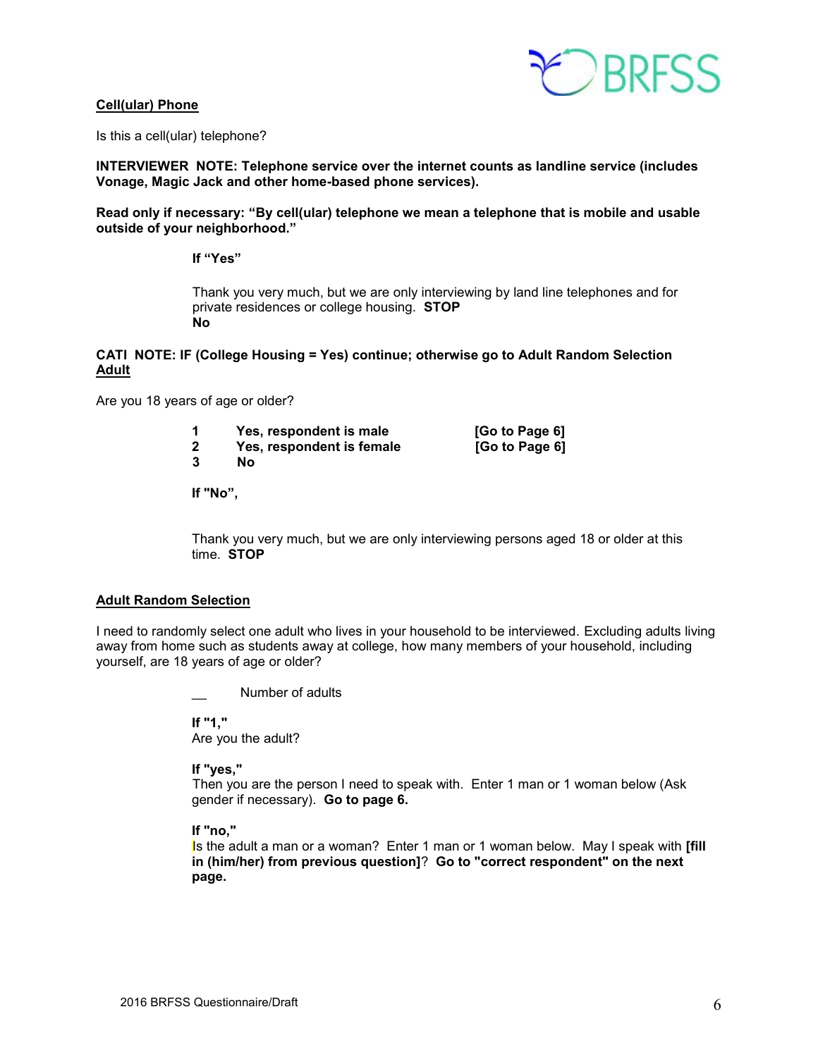**Cell(ular) Phone**

Is this a cell(ular) telephone?

**INTERVIEWER NOTE: Telephone service over the internet counts as landline service (includes Vonage, Magic Jack and other home-based phone services).**

**Read only if necessary: "By cell(ular) telephone we mean a telephone that is mobile and usable outside of your neighborhood."**

**If "Yes"**

Thank you very much, but we are only interviewing by land line telephones and for private residences or college housing. **STOP**
**No**

**CATI NOTE: IF (College Housing = Yes) continue; otherwise go to Adult Random Selection**

**Adult**

Are you 18 years of age or older?

| | | |
|---|---|---|
| **1** | **Yes, respondent is male** | **[Go to Page 6]** |
| **2** | **Yes, respondent is female** | **[Go to Page 6]** |
| **3** | **No** | |

**If "No",**

Thank you very much, but we are only interviewing persons aged 18 or older at this time. **STOP**

**Adult Random Selection**

I need to randomly select one adult who lives in your household to be interviewed. Excluding adults living away from home such as students away at college, how many members of your household, including yourself, are 18 years of age or older?

__ Number of adults

**If "1,"**
Are you the adult?

**If "yes,"**
Then you are the person I need to speak with. Enter 1 man or 1 woman below (Ask gender if necessary). **Go to page 6.**

**If "no,"**
Is the adult a man or a woman? Enter 1 man or 1 woman below. May I speak with **[fill in (him/her) from previous question]**? **Go to "correct respondent" on the next page.**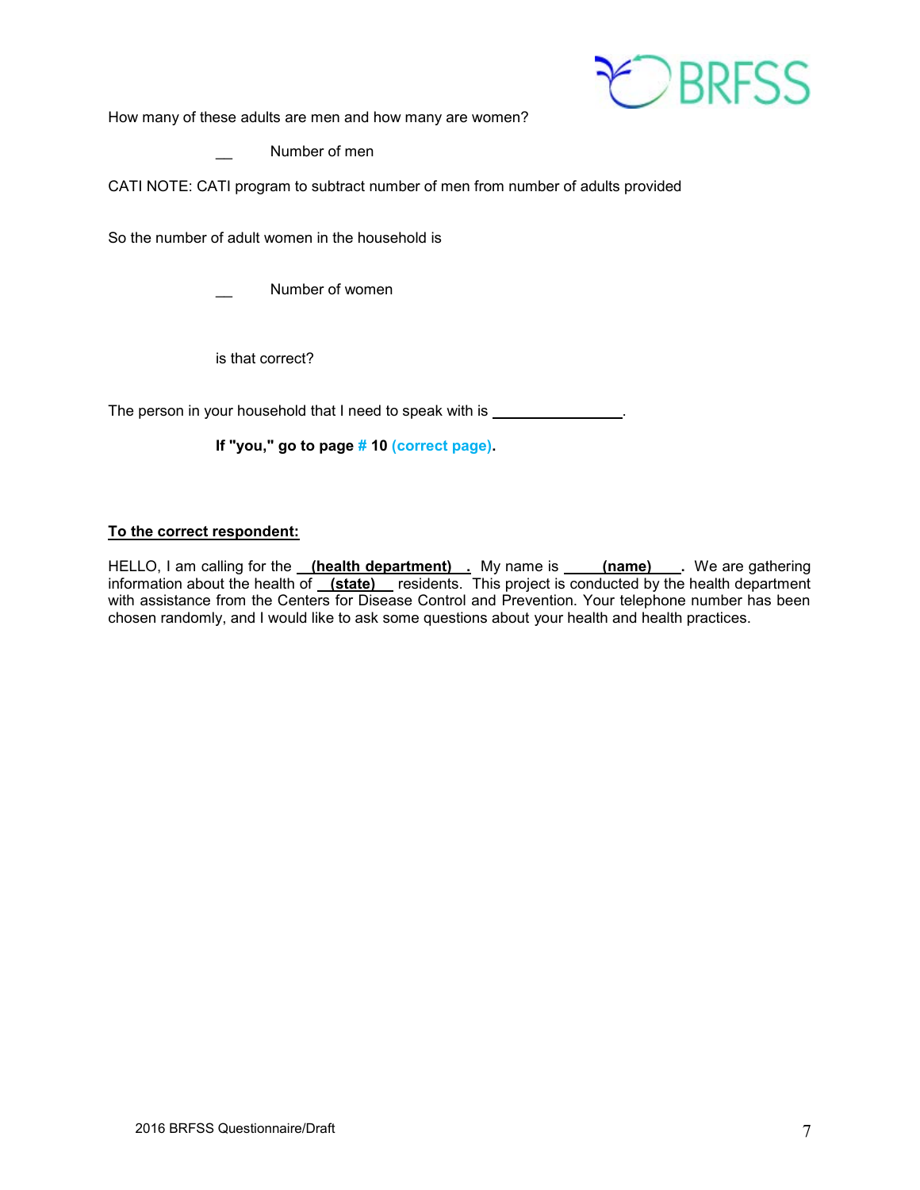How many of these adults are men and how many are women?

__ Number of men

CATI NOTE: CATI program to subtract number of men from number of adults provided

So the number of adult women in the household is

__ Number of women

is that correct?

The person in your household that I need to speak with is ________________.

**If "you," go to page # 10 (correct page).**

**To the correct respondent:**

HELLO, I am calling for the **(health department)**. My name is **(name)**. We are gathering information about the health of **(state)** residents. This project is conducted by the health department with assistance from the Centers for Disease Control and Prevention. Your telephone number has been chosen randomly, and I would like to ask some questions about your health and health practices.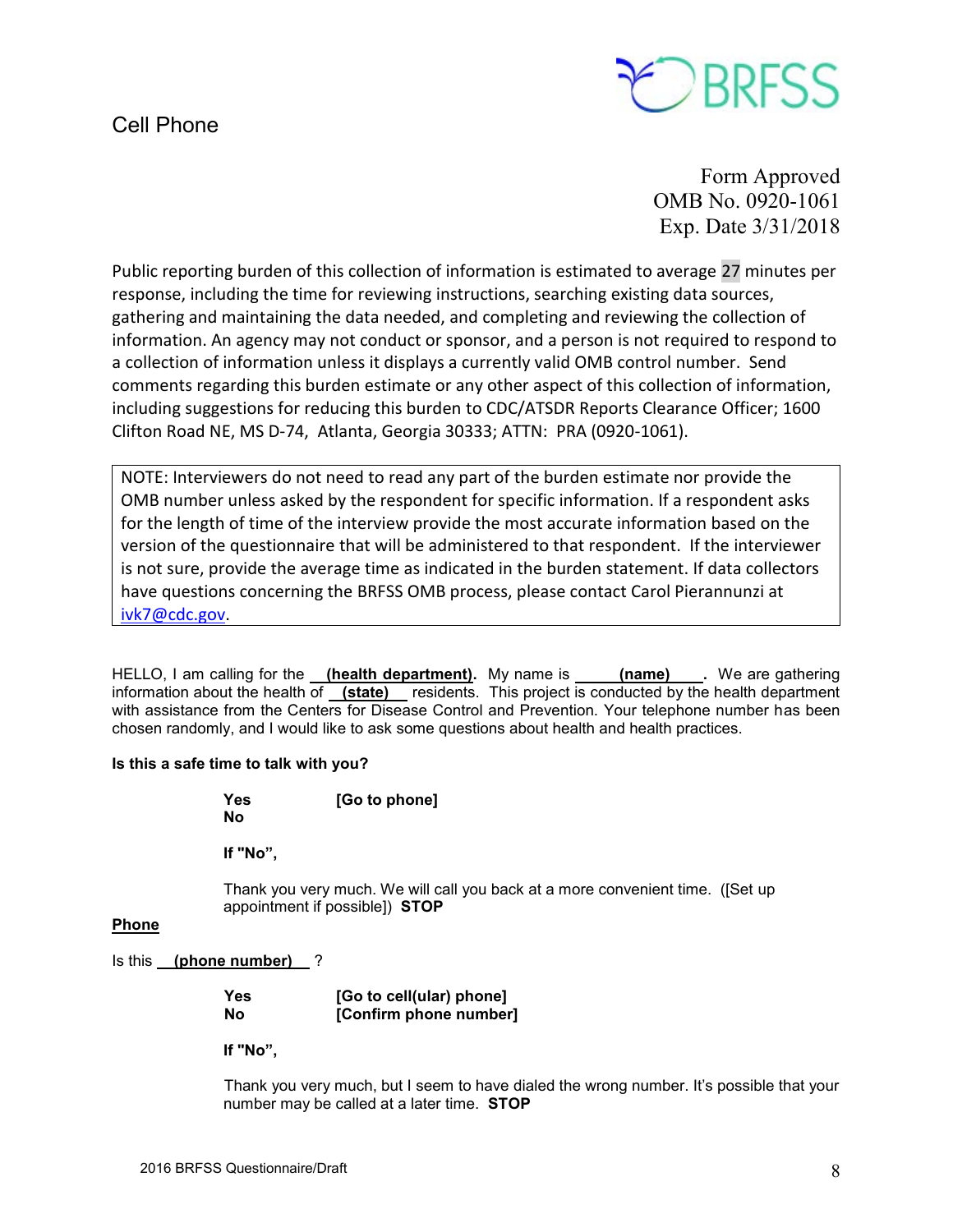## Cell Phone

BRFSS

Form Approved
OMB No. 0920-1061
Exp. Date 3/31/2018

Public reporting burden of this collection of information is estimated to average 27 minutes per response, including the time for reviewing instructions, searching existing data sources, gathering and maintaining the data needed, and completing and reviewing the collection of information. An agency may not conduct or sponsor, and a person is not required to respond to a collection of information unless it displays a currently valid OMB control number. Send comments regarding this burden estimate or any other aspect of this collection of information, including suggestions for reducing this burden to CDC/ATSDR Reports Clearance Officer; 1600 Clifton Road NE, MS D-74, Atlanta, Georgia 30333; ATTN: PRA (0920-1061).

> NOTE: Interviewers do not need to read any part of the burden estimate nor provide the OMB number unless asked by the respondent for specific information. If a respondent asks for the length of time of the interview provide the most accurate information based on the version of the questionnaire that will be administered to that respondent. If the interviewer is not sure, provide the average time as indicated in the burden statement. If data collectors have questions concerning the BRFSS OMB process, please contact Carol Pierannunzi at ivk7@cdc.gov.

HELLO, I am calling for the **(health department)**. My name is **(name)**. We are gathering information about the health of **(state)** residents. This project is conducted by the health department with assistance from the Centers for Disease Control and Prevention. Your telephone number has been chosen randomly, and I would like to ask some questions about health and health practices.

**Is this a safe time to talk with you?**

**Yes** **[Go to phone]**
**No**

**If "No",**

Thank you very much. We will call you back at a more convenient time. ([Set up appointment if possible]) **STOP**

**Phone**

Is this **(phone number)** ?

**Yes** **[Go to cell(ular) phone]**
**No** **[Confirm phone number]**

**If "No",**

Thank you very much, but I seem to have dialed the wrong number. It's possible that your number may be called at a later time. **STOP**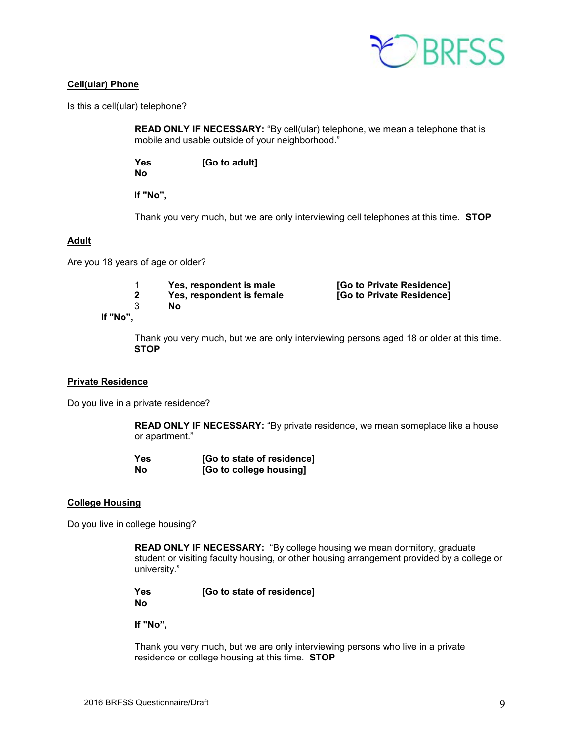**Cell(ular) Phone**

Is this a cell(ular) telephone?

> **READ ONLY IF NECESSARY:** "By cell(ular) telephone, we mean a telephone that is mobile and usable outside of your neighborhood."
>
> **Yes** **[Go to adult]**
> **No**
>
> **If "No",**
>
> Thank you very much, but we are only interviewing cell telephones at this time. **STOP**

**Adult**

Are you 18 years of age or older?

| | | |
|---|---|---|
| 1 | **Yes, respondent is male** | **[Go to Private Residence]** |
| **2** | **Yes, respondent is female** | **[Go to Private Residence]** |
| 3 | **No** | |

If **"No",**

> Thank you very much, but we are only interviewing persons aged 18 or older at this time. **STOP**

**Private Residence**

Do you live in a private residence?

> **READ ONLY IF NECESSARY:** "By private residence, we mean someplace like a house or apartment."
>
> **Yes** **[Go to state of residence]**
> **No** **[Go to college housing]**

**College Housing**

Do you live in college housing?

> **READ ONLY IF NECESSARY:** "By college housing we mean dormitory, graduate student or visiting faculty housing, or other housing arrangement provided by a college or university."
>
> **Yes** **[Go to state of residence]**
> **No**
>
> **If "No",**
>
> Thank you very much, but we are only interviewing persons who live in a private residence or college housing at this time. **STOP**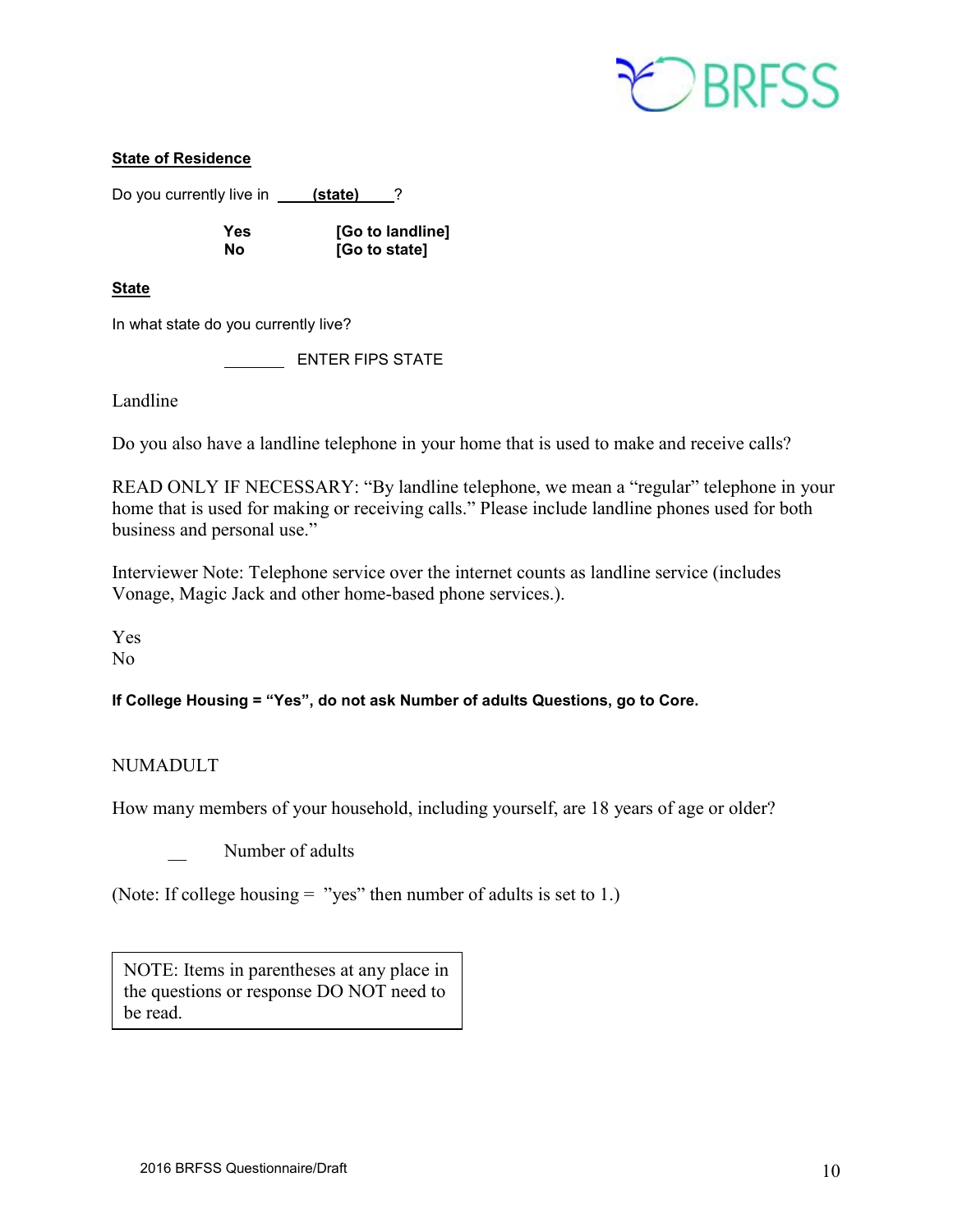**State of Residence**

Do you currently live in ____(state)____?

| | |
|---|---|
| **Yes** | **[Go to landline]** |
| **No** | **[Go to state]** |

**State**

In what state do you currently live?

_______ ENTER FIPS STATE

Landline

Do you also have a landline telephone in your home that is used to make and receive calls?

READ ONLY IF NECESSARY: "By landline telephone, we mean a "regular" telephone in your home that is used for making or receiving calls." Please include landline phones used for both business and personal use."

Interviewer Note: Telephone service over the internet counts as landline service (includes Vonage, Magic Jack and other home-based phone services.).

Yes
No

**If College Housing = "Yes", do not ask Number of adults Questions, go to Core.**

NUMADULT

How many members of your household, including yourself, are 18 years of age or older?

__ Number of adults

(Note: If college housing = "yes" then number of adults is set to 1.)

> NOTE: Items in parentheses at any place in the questions or response DO NOT need to be read.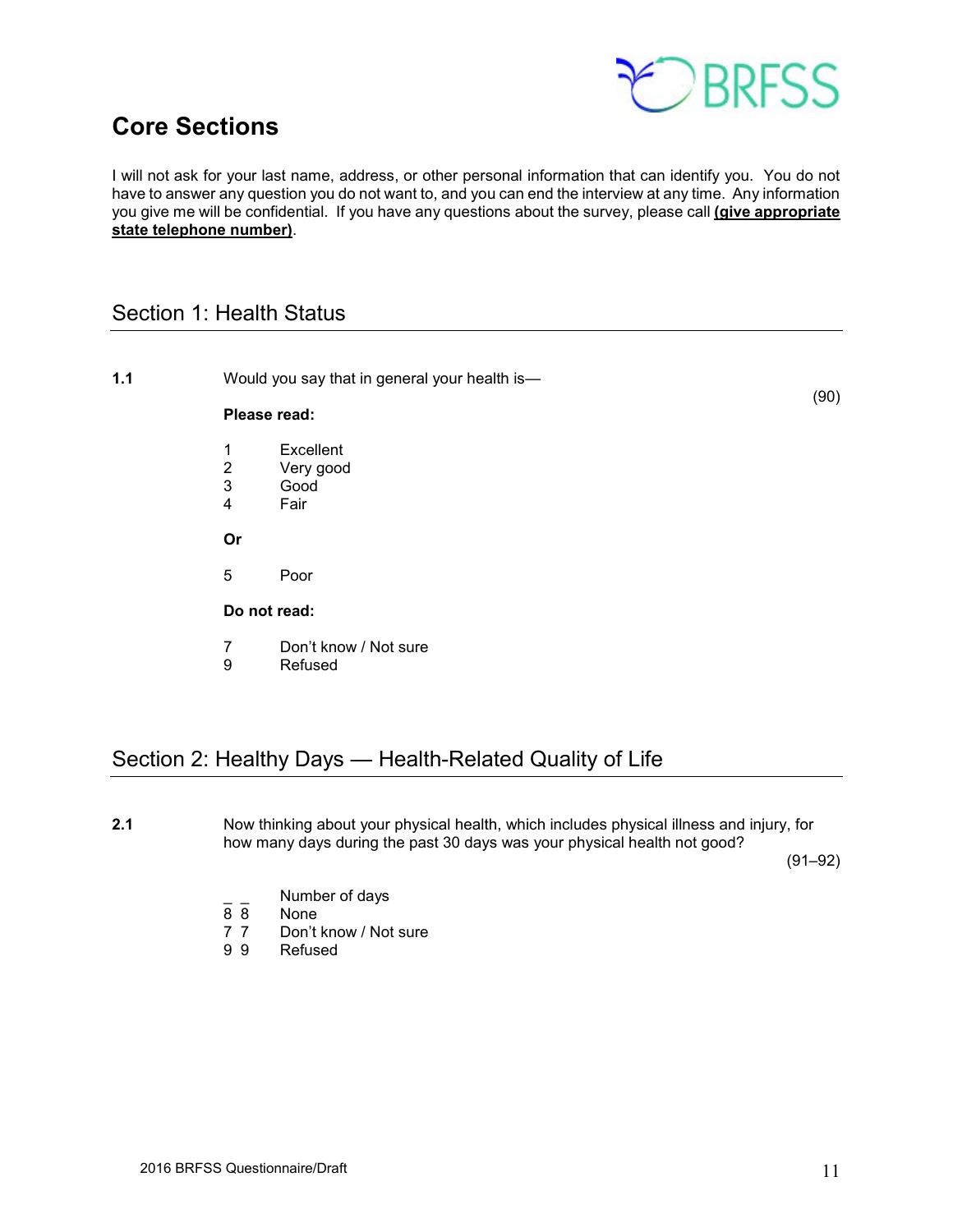# Core Sections

I will not ask for your last name, address, or other personal information that can identify you. You do not have to answer any question you do not want to, and you can end the interview at any time. Any information you give me will be confidential. If you have any questions about the survey, please call **(give appropriate state telephone number)**.

## Section 1: Health Status

**1.1** Would you say that in general your health is— (90)

**Please read:**

1 Excellent
2 Very good
3 Good
4 Fair

**Or**

5 Poor

**Do not read:**

7 Don't know / Not sure
9 Refused

## Section 2: Healthy Days — Health-Related Quality of Life

**2.1** Now thinking about your physical health, which includes physical illness and injury, for how many days during the past 30 days was your physical health not good? (91–92)

_ _ Number of days
8 8 None
7 7 Don't know / Not sure
9 9 Refused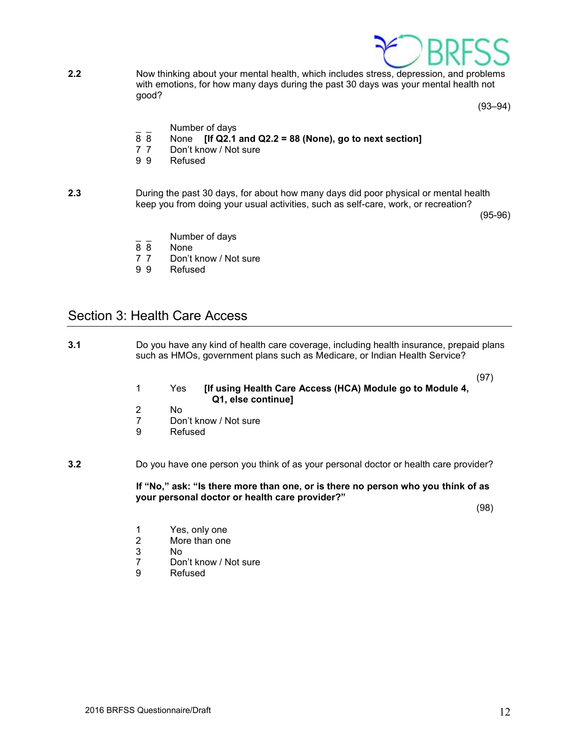**2.2** Now thinking about your mental health, which includes stress, depression, and problems with emotions, for how many days during the past 30 days was your mental health not good?

(93–94)

_ _ Number of days
8 8 None **[If Q2.1 and Q2.2 = 88 (None), go to next section]**
7 7 Don't know / Not sure
9 9 Refused

**2.3** During the past 30 days, for about how many days did poor physical or mental health keep you from doing your usual activities, such as self-care, work, or recreation?

(95-96)

_ _ Number of days
8 8 None
7 7 Don't know / Not sure
9 9 Refused

## Section 3: Health Care Access

**3.1** Do you have any kind of health care coverage, including health insurance, prepaid plans such as HMOs, government plans such as Medicare, or Indian Health Service?

(97)

1 Yes **[If using Health Care Access (HCA) Module go to Module 4, Q1, else continue]**
2 No
7 Don't know / Not sure
9 Refused

**3.2** Do you have one person you think of as your personal doctor or health care provider?

**If "No," ask: "Is there more than one, or is there no person who you think of as your personal doctor or health care provider?"**

(98)

1 Yes, only one
2 More than one
3 No
7 Don't know / Not sure
9 Refused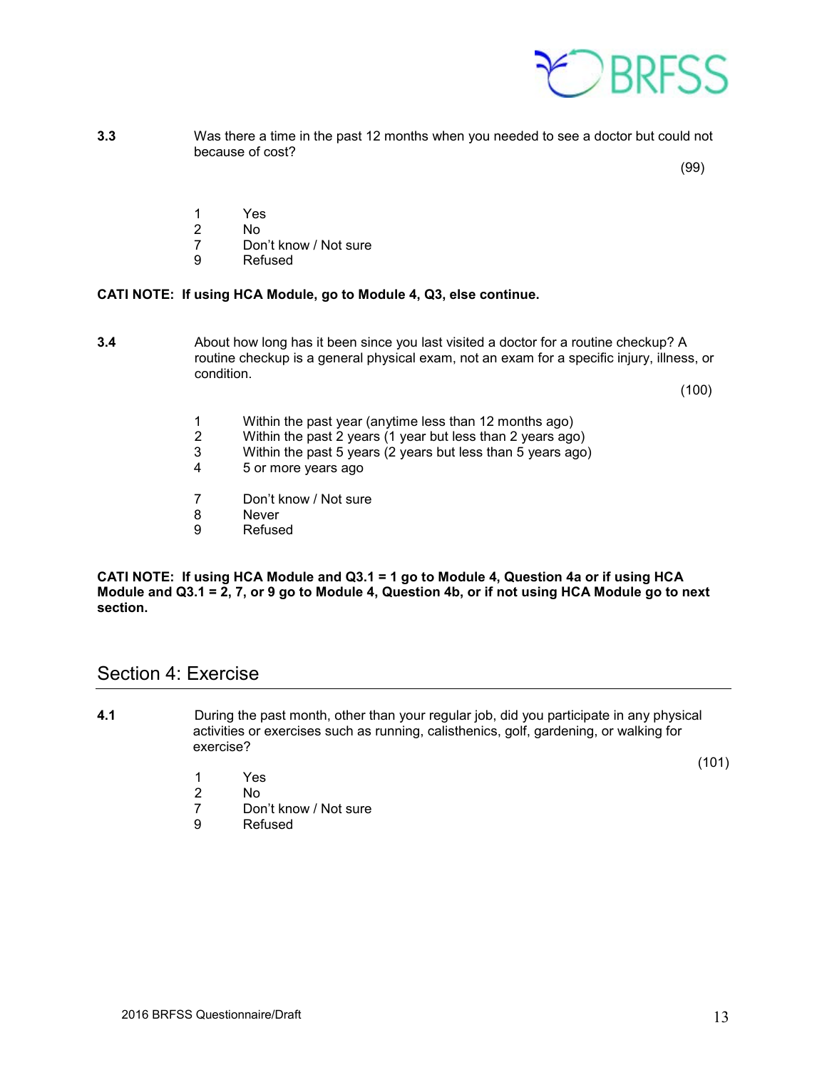**3.3** Was there a time in the past 12 months when you needed to see a doctor but could not because of cost?

(99)

1 Yes
2 No
7 Don't know / Not sure
9 Refused

**CATI NOTE: If using HCA Module, go to Module 4, Q3, else continue.**

**3.4** About how long has it been since you last visited a doctor for a routine checkup? A routine checkup is a general physical exam, not an exam for a specific injury, illness, or condition.

(100)

1 Within the past year (anytime less than 12 months ago)
2 Within the past 2 years (1 year but less than 2 years ago)
3 Within the past 5 years (2 years but less than 5 years ago)
4 5 or more years ago

7 Don't know / Not sure
8 Never
9 Refused

**CATI NOTE: If using HCA Module and Q3.1 = 1 go to Module 4, Question 4a or if using HCA Module and Q3.1 = 2, 7, or 9 go to Module 4, Question 4b, or if not using HCA Module go to next section.**

## Section 4: Exercise

**4.1** During the past month, other than your regular job, did you participate in any physical activities or exercises such as running, calisthenics, golf, gardening, or walking for exercise?

(101)

1 Yes
2 No
7 Don't know / Not sure
9 Refused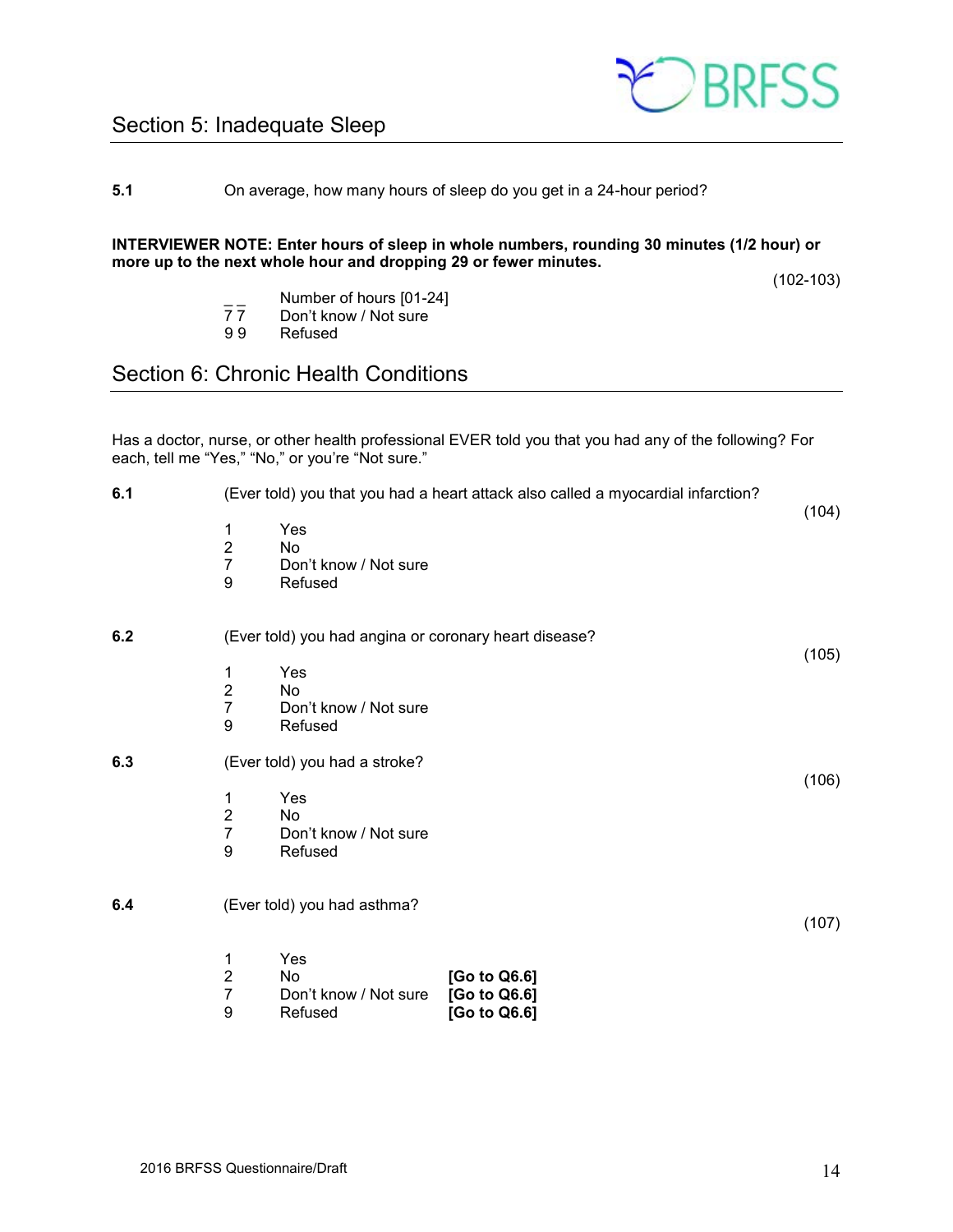## Section 5: Inadequate Sleep

**5.1** On average, how many hours of sleep do you get in a 24-hour period?

**INTERVIEWER NOTE: Enter hours of sleep in whole numbers, rounding 30 minutes (1/2 hour) or more up to the next whole hour and dropping 29 or fewer minutes.**

(102-103)

_ _ Number of hours [01-24]
7 7 Don't know / Not sure
9 9 Refused

## Section 6: Chronic Health Conditions

Has a doctor, nurse, or other health professional EVER told you that you had any of the following? For each, tell me "Yes," "No," or you're "Not sure."

**6.1** (Ever told) you that you had a heart attack also called a myocardial infarction?

(104)

1 Yes
2 No
7 Don't know / Not sure
9 Refused

**6.2** (Ever told) you had angina or coronary heart disease?

(105)

1 Yes
2 No
7 Don't know / Not sure
9 Refused

**6.3** (Ever told) you had a stroke?

(106)

1 Yes
2 No
7 Don't know / Not sure
9 Refused

**6.4** (Ever told) you had asthma?

(107)

1 Yes
2 No **[Go to Q6.6]**
7 Don't know / Not sure **[Go to Q6.6]**
9 Refused **[Go to Q6.6]**

2016 BRFSS Questionnaire/Draft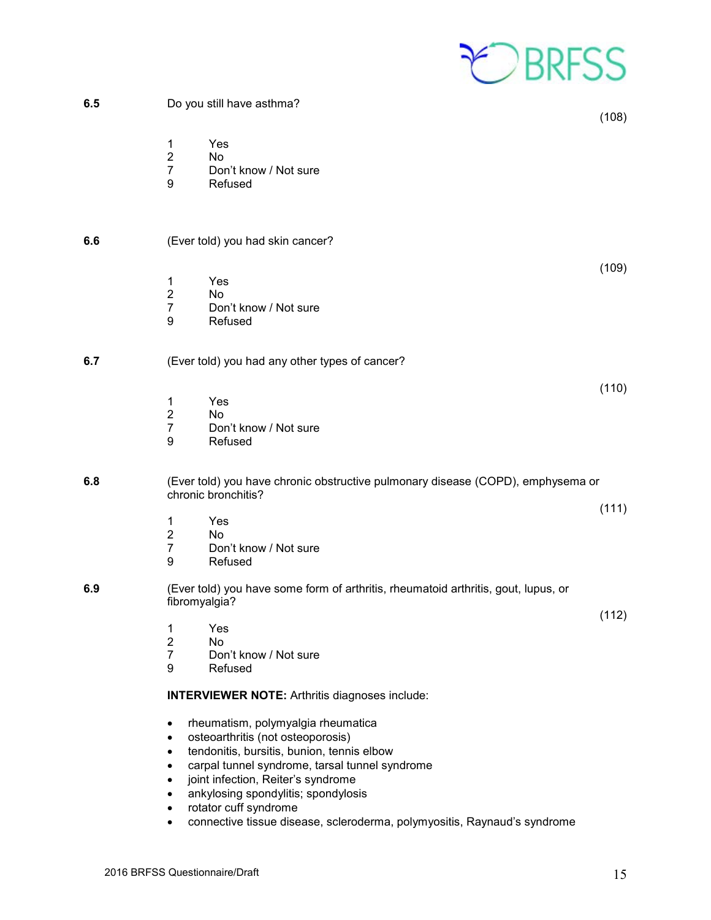**6.5** Do you still have asthma?

(108)

1 Yes
2 No
7 Don't know / Not sure
9 Refused

**6.6** (Ever told) you had skin cancer?

(109)

1 Yes
2 No
7 Don't know / Not sure
9 Refused

**6.7** (Ever told) you had any other types of cancer?

(110)

1 Yes
2 No
7 Don't know / Not sure
9 Refused

**6.8** (Ever told) you have chronic obstructive pulmonary disease (COPD), emphysema or chronic bronchitis?

(111)

1 Yes
2 No
7 Don't know / Not sure
9 Refused

**6.9** (Ever told) you have some form of arthritis, rheumatoid arthritis, gout, lupus, or fibromyalgia?

(112)

1 Yes
2 No
7 Don't know / Not sure
9 Refused

**INTERVIEWER NOTE:** Arthritis diagnoses include:

- rheumatism, polymyalgia rheumatica
- osteoarthritis (not osteoporosis)
- tendonitis, bursitis, bunion, tennis elbow
- carpal tunnel syndrome, tarsal tunnel syndrome
- joint infection, Reiter's syndrome
- ankylosing spondylitis; spondylosis
- rotator cuff syndrome
- connective tissue disease, scleroderma, polymyositis, Raynaud's syndrome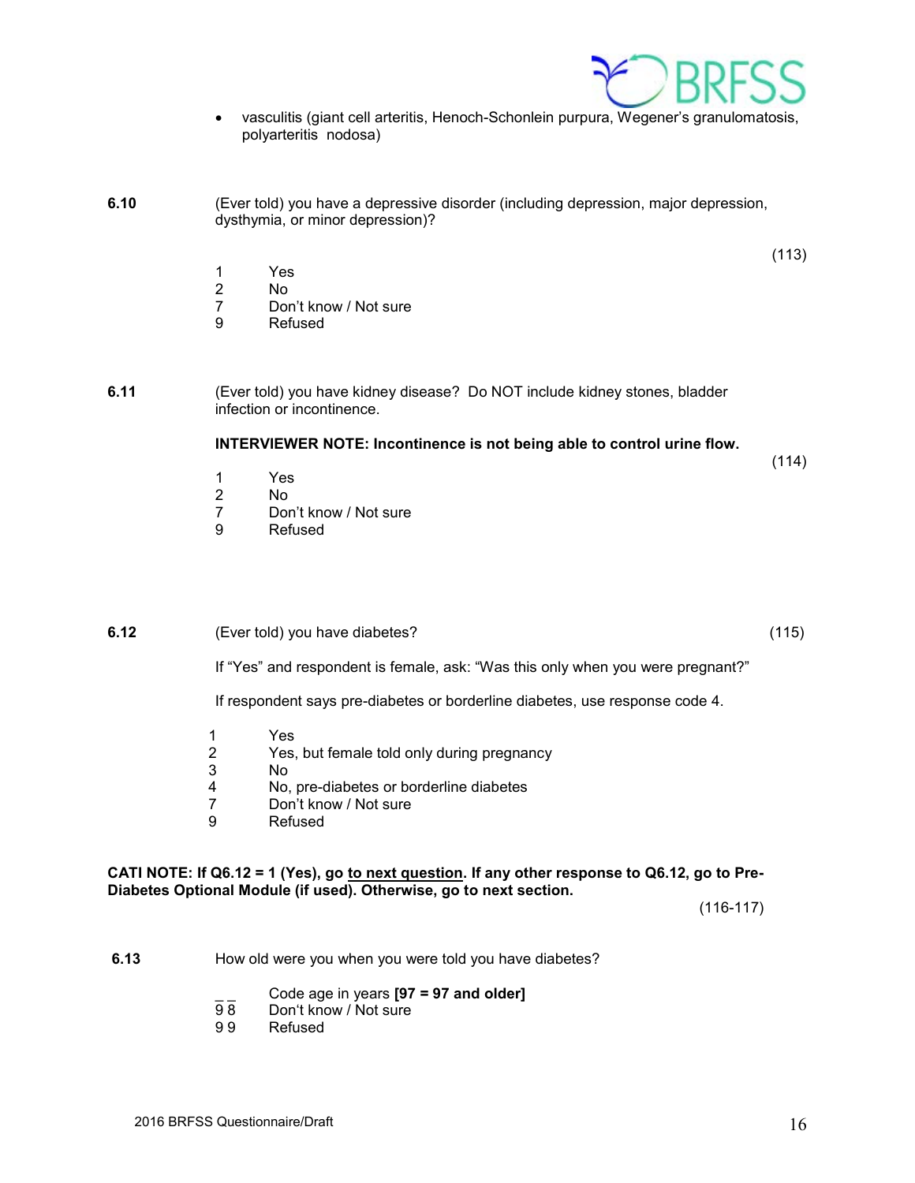- vasculitis (giant cell arteritis, Henoch-Schonlein purpura, Wegener's granulomatosis, polyarteritis nodosa)

**6.10** (Ever told) you have a depressive disorder (including depression, major depression, dysthymia, or minor depression)?

(113)

1 Yes
2 No
7 Don't know / Not sure
9 Refused

**6.11** (Ever told) you have kidney disease? Do NOT include kidney stones, bladder infection or incontinence.

**INTERVIEWER NOTE: Incontinence is not being able to control urine flow.**

(114)

1 Yes
2 No
7 Don't know / Not sure
9 Refused

**6.12** (Ever told) you have diabetes? (115)

If "Yes" and respondent is female, ask: "Was this only when you were pregnant?"

If respondent says pre-diabetes or borderline diabetes, use response code 4.

1 Yes
2 Yes, but female told only during pregnancy
3 No
4 No, pre-diabetes or borderline diabetes
7 Don't know / Not sure
9 Refused

**CATI NOTE: If Q6.12 = 1 (Yes), go to <u>next question</u>. If any other response to Q6.12, go to Pre-Diabetes Optional Module (if used). Otherwise, go to next section.**

(116-117)

**6.13** How old were you when you were told you have diabetes?

_ _ Code age in years **[97 = 97 and older]**
9 8 Don't know / Not sure
9 9 Refused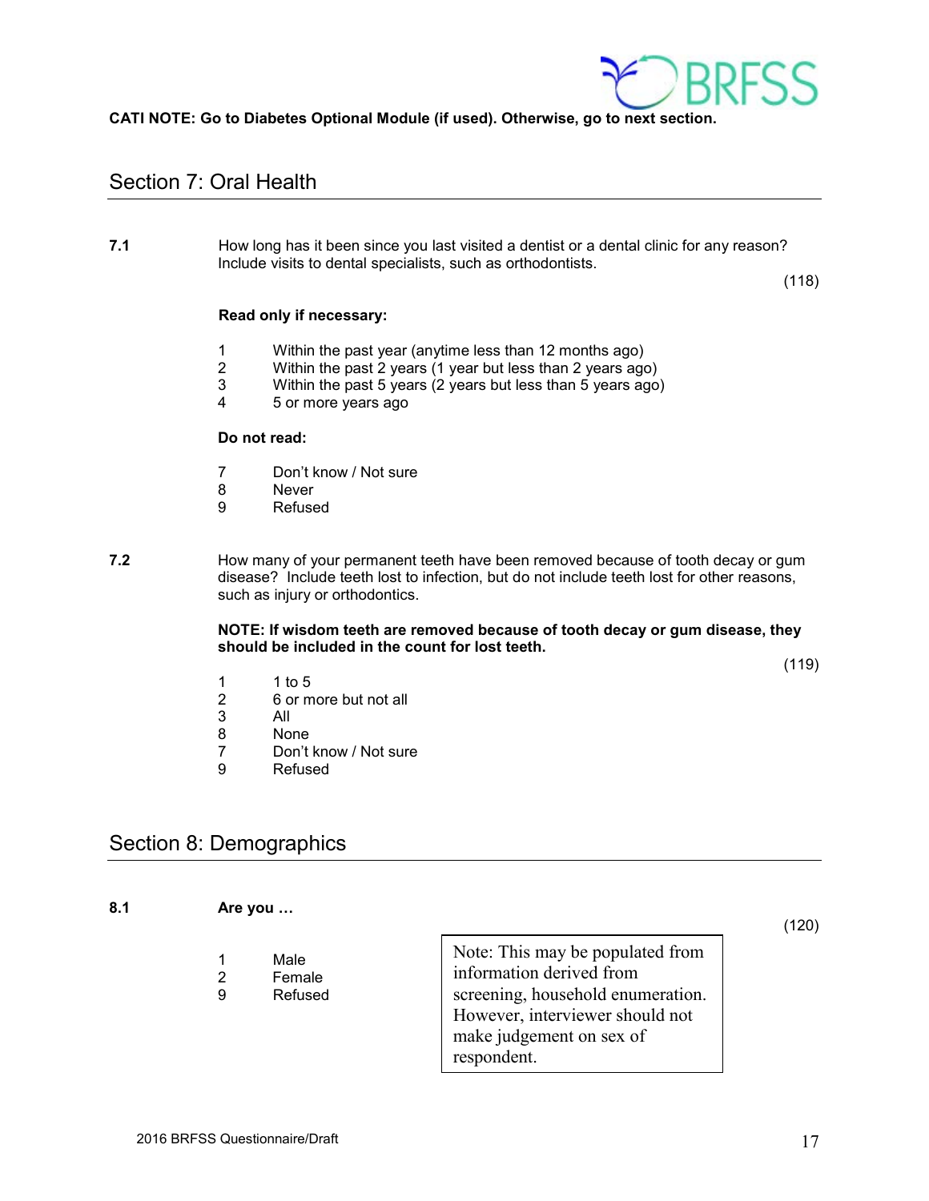**CATI NOTE: Go to Diabetes Optional Module (if used). Otherwise, go to next section.**

## Section 7: Oral Health

**7.1** How long has it been since you last visited a dentist or a dental clinic for any reason? Include visits to dental specialists, such as orthodontists.

(118)

**Read only if necessary:**

1 Within the past year (anytime less than 12 months ago)
2 Within the past 2 years (1 year but less than 2 years ago)
3 Within the past 5 years (2 years but less than 5 years ago)
4 5 or more years ago

**Do not read:**

7 Don't know / Not sure
8 Never
9 Refused

**7.2** How many of your permanent teeth have been removed because of tooth decay or gum disease? Include teeth lost to infection, but do not include teeth lost for other reasons, such as injury or orthodontics.

**NOTE: If wisdom teeth are removed because of tooth decay or gum disease, they should be included in the count for lost teeth.**

(119)

1 1 to 5
2 6 or more but not all
3 All
8 None
7 Don't know / Not sure
9 Refused

## Section 8: Demographics

**8.1** **Are you …**

(120)

1 Male
2 Female
9 Refused

Note: This may be populated from information derived from screening, household enumeration. However, interviewer should not make judgement on sex of respondent.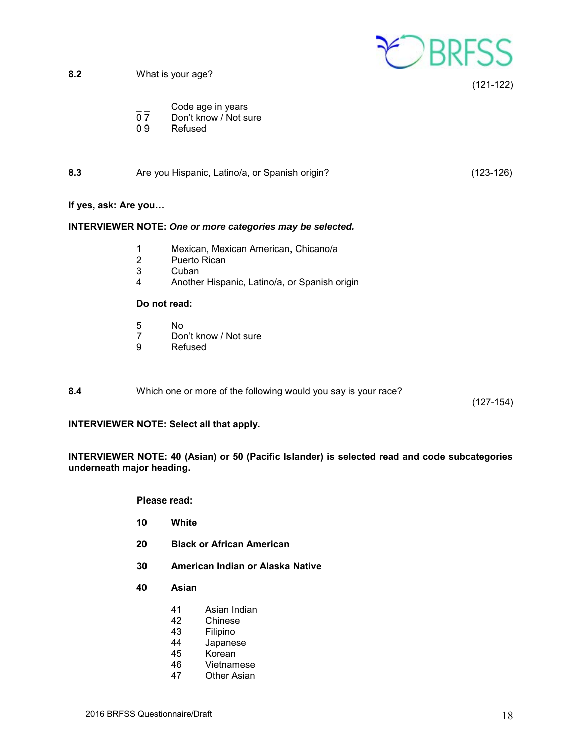**8.2** What is your age? (121-122)

_ _ Code age in years
0 7 Don't know / Not sure
0 9 Refused

**8.3** Are you Hispanic, Latino/a, or Spanish origin? (123-126)

**If yes, ask: Are you…**

**INTERVIEWER NOTE:** ***One or more categories may be selected.***

1 Mexican, Mexican American, Chicano/a
2 Puerto Rican
3 Cuban
4 Another Hispanic, Latino/a, or Spanish origin

**Do not read:**

5 No
7 Don't know / Not sure
9 Refused

**8.4** Which one or more of the following would you say is your race? (127-154)

**INTERVIEWER NOTE: Select all that apply.**

**INTERVIEWER NOTE: 40 (Asian) or 50 (Pacific Islander) is selected read and code subcategories underneath major heading.**

**Please read:**

**10 White**

**20 Black or African American**

**30 American Indian or Alaska Native**

**40 Asian**

41 Asian Indian
42 Chinese
43 Filipino
44 Japanese
45 Korean
46 Vietnamese
47 Other Asian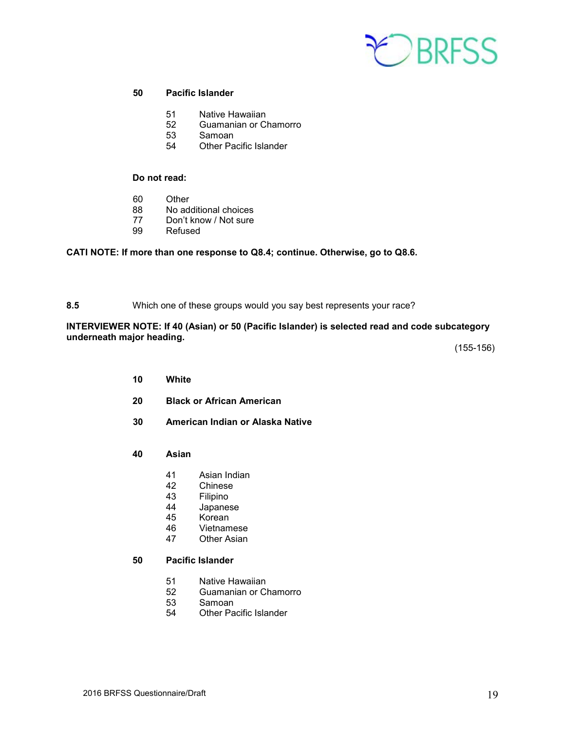**50 Pacific Islander**

- 51 Native Hawaiian
- 52 Guamanian or Chamorro
- 53 Samoan
- 54 Other Pacific Islander

**Do not read:**

- 60 Other
- 88 No additional choices
- 77 Don't know / Not sure
- 99 Refused

**CATI NOTE: If more than one response to Q8.4; continue. Otherwise, go to Q8.6.**

**8.5** Which one of these groups would you say best represents your race?

**INTERVIEWER NOTE: If 40 (Asian) or 50 (Pacific Islander) is selected read and code subcategory underneath major heading.**

(155-156)

**10 White**

**20 Black or African American**

**30 American Indian or Alaska Native**

**40 Asian**

- 41 Asian Indian
- 42 Chinese
- 43 Filipino
- 44 Japanese
- 45 Korean
- 46 Vietnamese
- 47 Other Asian

**50 Pacific Islander**

- 51 Native Hawaiian
- 52 Guamanian or Chamorro
- 53 Samoan
- 54 Other Pacific Islander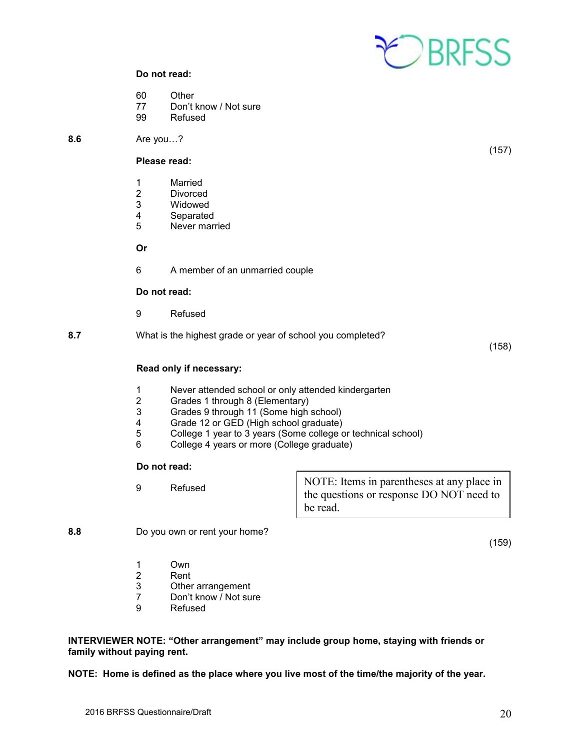**Do not read:**

60 Other
77 Don't know / Not sure
99 Refused

**8.6** Are you…? (157)

**Please read:**

1 Married
2 Divorced
3 Widowed
4 Separated
5 Never married

**Or**

6 A member of an unmarried couple

**Do not read:**

9 Refused

**8.7** What is the highest grade or year of school you completed? (158)

**Read only if necessary:**

1 Never attended school or only attended kindergarten
2 Grades 1 through 8 (Elementary)
3 Grades 9 through 11 (Some high school)
4 Grade 12 or GED (High school graduate)
5 College 1 year to 3 years (Some college or technical school)
6 College 4 years or more (College graduate)

**Do not read:**

9 Refused

NOTE: Items in parentheses at any place in the questions or response DO NOT need to be read.

**8.8** Do you own or rent your home? (159)

1 Own
2 Rent
3 Other arrangement
7 Don't know / Not sure
9 Refused

**INTERVIEWER NOTE: "Other arrangement" may include group home, staying with friends or family without paying rent.**

**NOTE: Home is defined as the place where you live most of the time/the majority of the year.**

2016 BRFSS Questionnaire/Draft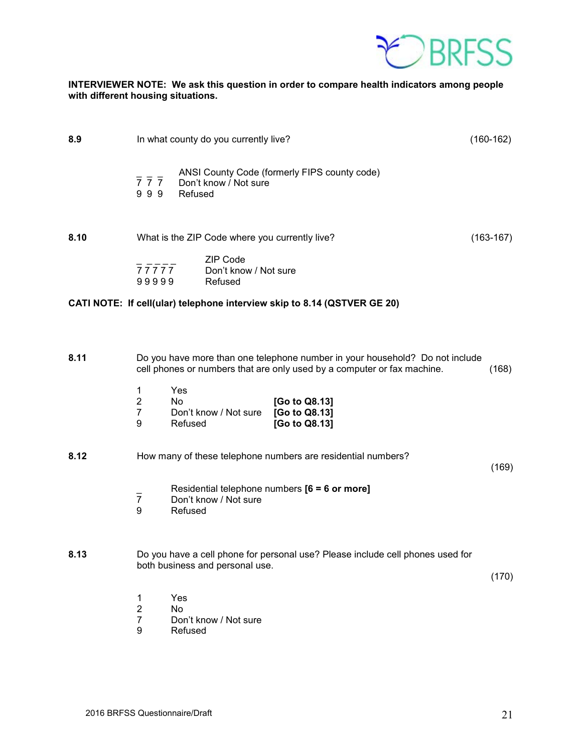**INTERVIEWER NOTE: We ask this question in order to compare health indicators among people with different housing situations.**

**8.9** In what county do you currently live? (160-162)

_ _ _ ANSI County Code (formerly FIPS county code)
7 7 7 Don't know / Not sure
9 9 9 Refused

**8.10** What is the ZIP Code where you currently live? (163-167)

_ _ _ _ _ ZIP Code
7 7 7 7 7 Don't know / Not sure
9 9 9 9 9 Refused

**CATI NOTE: If cell(ular) telephone interview skip to 8.14 (QSTVER GE 20)**

**8.11** Do you have more than one telephone number in your household? Do not include cell phones or numbers that are only used by a computer or fax machine. (168)

1 Yes
2 No **[Go to Q8.13]**
7 Don't know / Not sure **[Go to Q8.13]**
9 Refused **[Go to Q8.13]**

**8.12** How many of these telephone numbers are residential numbers? (169)

_ Residential telephone numbers **[6 = 6 or more]**
7 Don't know / Not sure
9 Refused

**8.13** Do you have a cell phone for personal use? Please include cell phones used for both business and personal use. (170)

1 Yes
2 No
7 Don't know / Not sure
9 Refused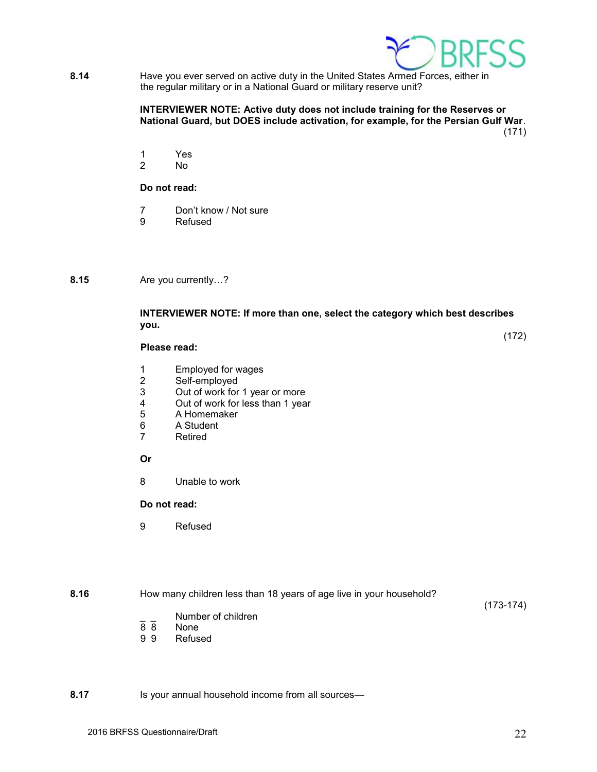**8.14** Have you ever served on active duty in the United States Armed Forces, either in the regular military or in a National Guard or military reserve unit?

**INTERVIEWER NOTE: Active duty does not include training for the Reserves or National Guard, but DOES include activation, for example, for the Persian Gulf War**.

(171)

1 Yes
2 No

**Do not read:**

7 Don't know / Not sure
9 Refused

**8.15** Are you currently…?

**INTERVIEWER NOTE: If more than one, select the category which best describes you.**

(172)

**Please read:**

1 Employed for wages
2 Self-employed
3 Out of work for 1 year or more
4 Out of work for less than 1 year
5 A Homemaker
6 A Student
7 Retired

**Or**

8 Unable to work

**Do not read:**

9 Refused

**8.16** How many children less than 18 years of age live in your household?

(173-174)

_ _ Number of children
8 8 None
9 9 Refused

**8.17** Is your annual household income from all sources—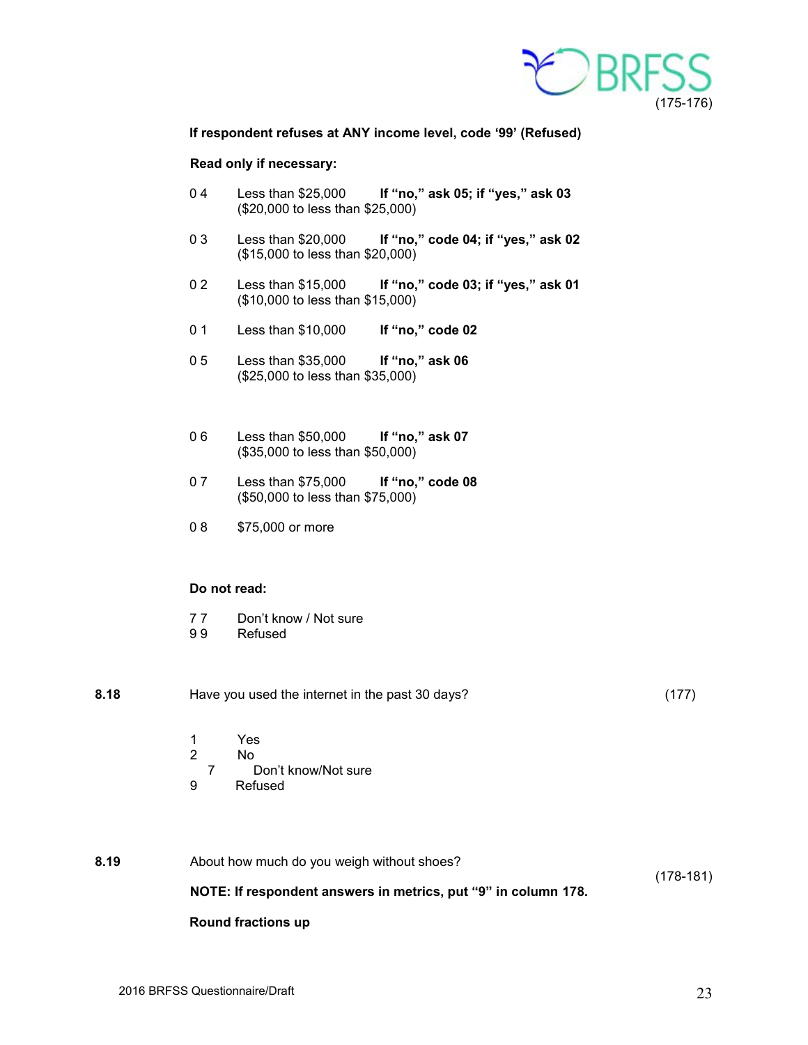(175-176)

**If respondent refuses at ANY income level, code '99' (Refused)**

**Read only if necessary:**

| | | |
|---|---|---|
| 0 4 | Less than $25,000 ($20,000 to less than $25,000) | **If "no," ask 05; if "yes," ask 03** |
| 0 3 | Less than $20,000 ($15,000 to less than $20,000) | **If "no," code 04; if "yes," ask 02** |
| 0 2 | Less than $15,000 ($10,000 to less than $15,000) | **If "no," code 03; if "yes," ask 01** |
| 0 1 | Less than $10,000 | **If "no," code 02** |
| 0 5 | Less than $35,000 ($25,000 to less than $35,000) | **If "no," ask 06** |
| 0 6 | Less than $50,000 ($35,000 to less than $50,000) | **If "no," ask 07** |
| 0 7 | Less than $75,000 ($50,000 to less than $75,000) | **If "no," code 08** |
| 0 8 | $75,000 or more | |

**Do not read:**

7 7 Don't know / Not sure
9 9 Refused

**8.18** Have you used the internet in the past 30 days? (177)

1 Yes
2 No
7 Don't know/Not sure
9 Refused

**8.19** About how much do you weigh without shoes? (178-181)

**NOTE: If respondent answers in metrics, put "9" in column 178.**

**Round fractions up**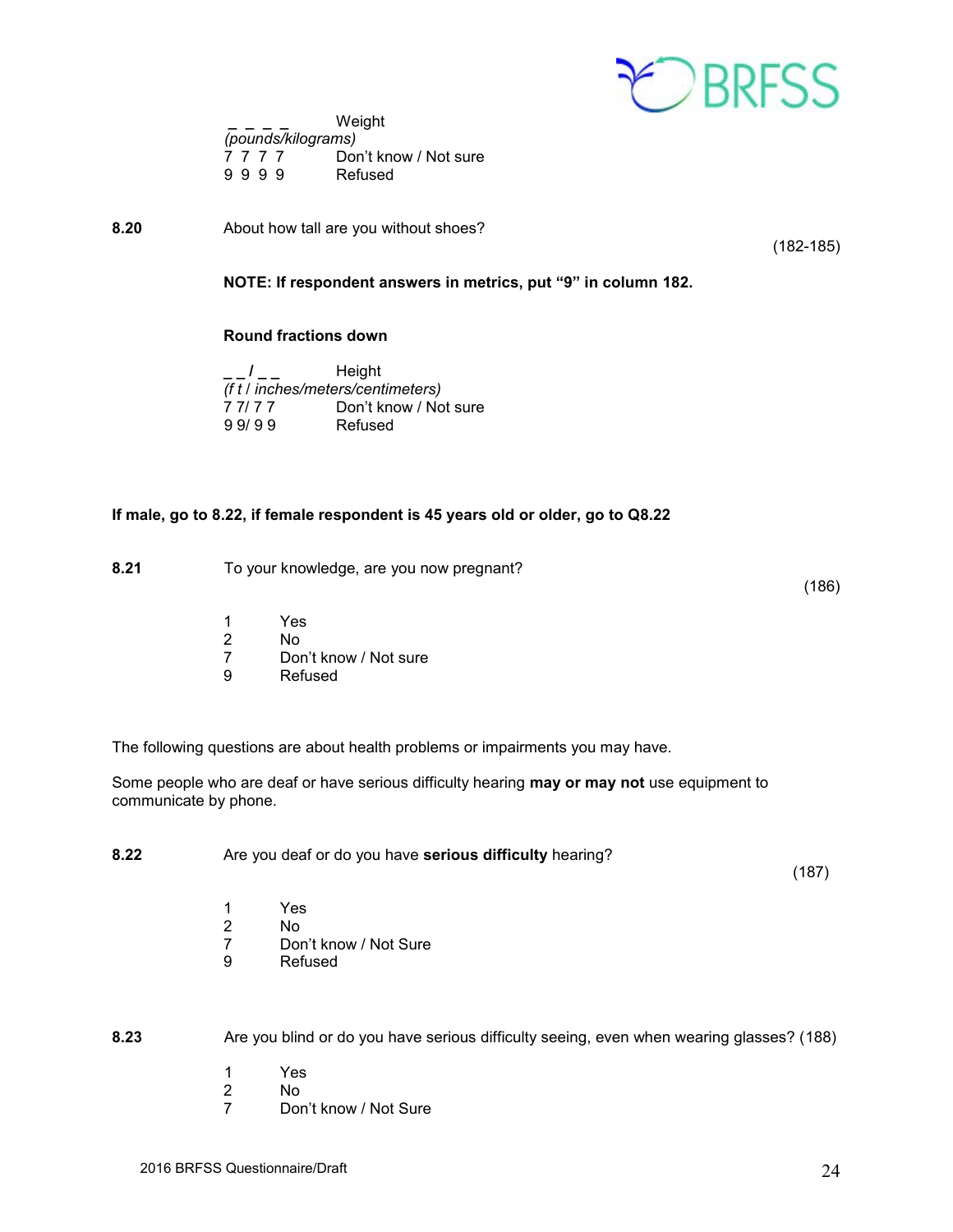_ _ _ _ Weight
*(pounds/kilograms)*
7 7 7 7 Don't know / Not sure
9 9 9 9 Refused

**8.20** About how tall are you without shoes? (182-185)

**NOTE: If respondent answers in metrics, put "9" in column 182.**

**Round fractions down**

_ _ / _ _ Height
*(f t / inches/meters/centimeters)*
7 7/ 7 7 Don't know / Not sure
9 9/ 9 9 Refused

**If male, go to 8.22, if female respondent is 45 years old or older, go to Q8.22**

**8.21** To your knowledge, are you now pregnant? (186)

1 Yes
2 No
7 Don't know / Not sure
9 Refused

The following questions are about health problems or impairments you may have.

Some people who are deaf or have serious difficulty hearing **may or may not** use equipment to communicate by phone.

**8.22** Are you deaf or do you have **serious difficulty** hearing? (187)

1 Yes
2 No
7 Don't know / Not Sure
9 Refused

**8.23** Are you blind or do you have serious difficulty seeing, even when wearing glasses? (188)

1 Yes
2 No
7 Don't know / Not Sure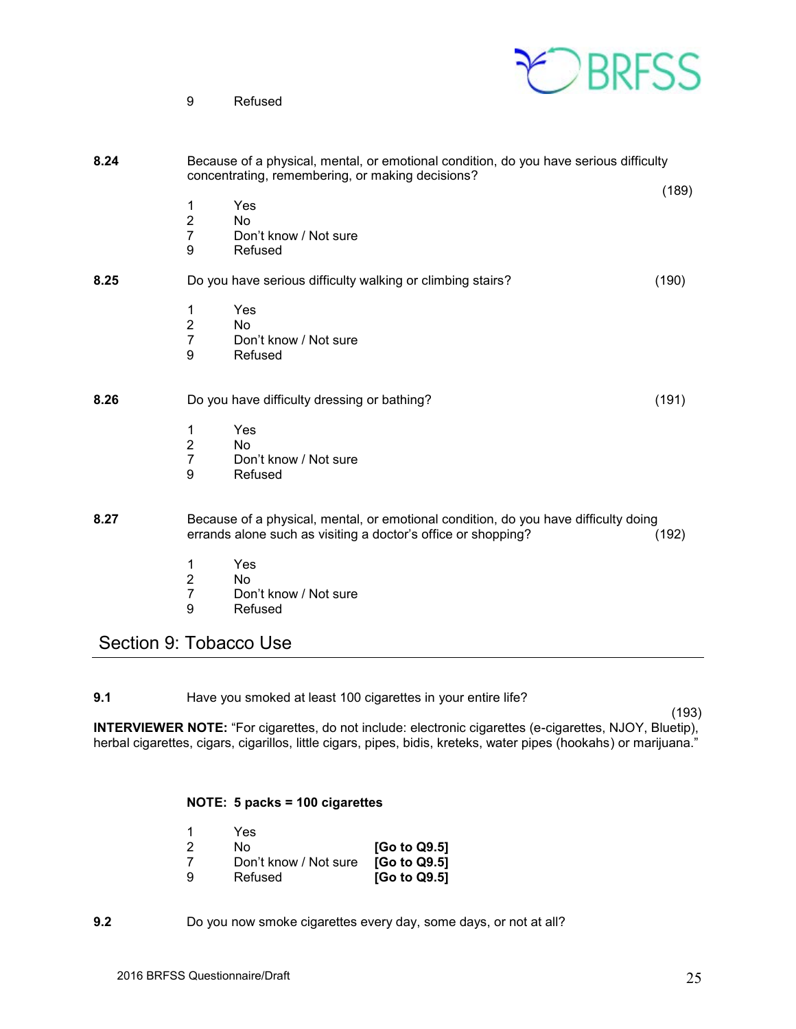9 Refused

**8.24** Because of a physical, mental, or emotional condition, do you have serious difficulty concentrating, remembering, or making decisions? (189)

1 Yes
2 No
7 Don't know / Not sure
9 Refused

**8.25** Do you have serious difficulty walking or climbing stairs? (190)

1 Yes
2 No
7 Don't know / Not sure
9 Refused

**8.26** Do you have difficulty dressing or bathing? (191)

1 Yes
2 No
7 Don't know / Not sure
9 Refused

**8.27** Because of a physical, mental, or emotional condition, do you have difficulty doing errands alone such as visiting a doctor's office or shopping? (192)

1 Yes
2 No
7 Don't know / Not sure
9 Refused

## Section 9: Tobacco Use

**9.1** Have you smoked at least 100 cigarettes in your entire life? (193)

**INTERVIEWER NOTE:** "For cigarettes, do not include: electronic cigarettes (e-cigarettes, NJOY, Bluetip), herbal cigarettes, cigars, cigarillos, little cigars, pipes, bidis, kreteks, water pipes (hookahs) or marijuana."

**NOTE: 5 packs = 100 cigarettes**

1 Yes
2 No **[Go to Q9.5]**
7 Don't know / Not sure **[Go to Q9.5]**
9 Refused **[Go to Q9.5]**

**9.2** Do you now smoke cigarettes every day, some days, or not at all?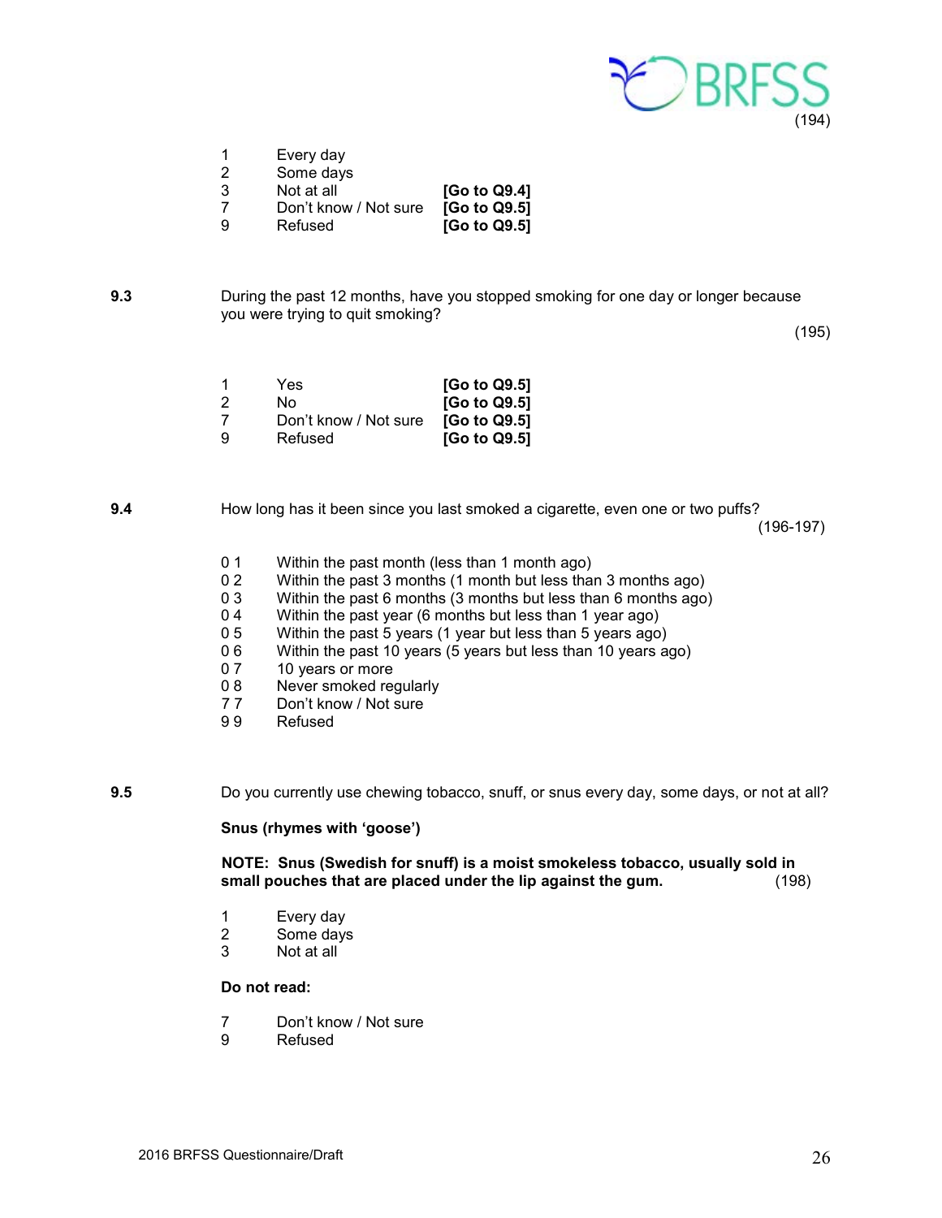(194)

| | | |
|---|---|---|
| 1 | Every day | |
| 2 | Some days | |
| 3 | Not at all | **[Go to Q9.4]** |
| 7 | Don't know / Not sure | **[Go to Q9.5]** |
| 9 | Refused | **[Go to Q9.5]** |

**9.3** During the past 12 months, have you stopped smoking for one day or longer because you were trying to quit smoking?

(195)

| | | |
|---|---|---|
| 1 | Yes | **[Go to Q9.5]** |
| 2 | No | **[Go to Q9.5]** |
| 7 | Don't know / Not sure | **[Go to Q9.5]** |
| 9 | Refused | **[Go to Q9.5]** |

**9.4** How long has it been since you last smoked a cigarette, even one or two puffs?

(196-197)

| | |
|---|---|
| 0 1 | Within the past month (less than 1 month ago) |
| 0 2 | Within the past 3 months (1 month but less than 3 months ago) |
| 0 3 | Within the past 6 months (3 months but less than 6 months ago) |
| 0 4 | Within the past year (6 months but less than 1 year ago) |
| 0 5 | Within the past 5 years (1 year but less than 5 years ago) |
| 0 6 | Within the past 10 years (5 years but less than 10 years ago) |
| 0 7 | 10 years or more |
| 0 8 | Never smoked regularly |
| 7 7 | Don't know / Not sure |
| 9 9 | Refused |

**9.5** Do you currently use chewing tobacco, snuff, or snus every day, some days, or not at all?

**Snus (rhymes with 'goose')**

**NOTE: Snus (Swedish for snuff) is a moist smokeless tobacco, usually sold in small pouches that are placed under the lip against the gum.** (198)

| | |
|---|---|
| 1 | Every day |
| 2 | Some days |
| 3 | Not at all |

**Do not read:**

| | |
|---|---|
| 7 | Don't know / Not sure |
| 9 | Refused |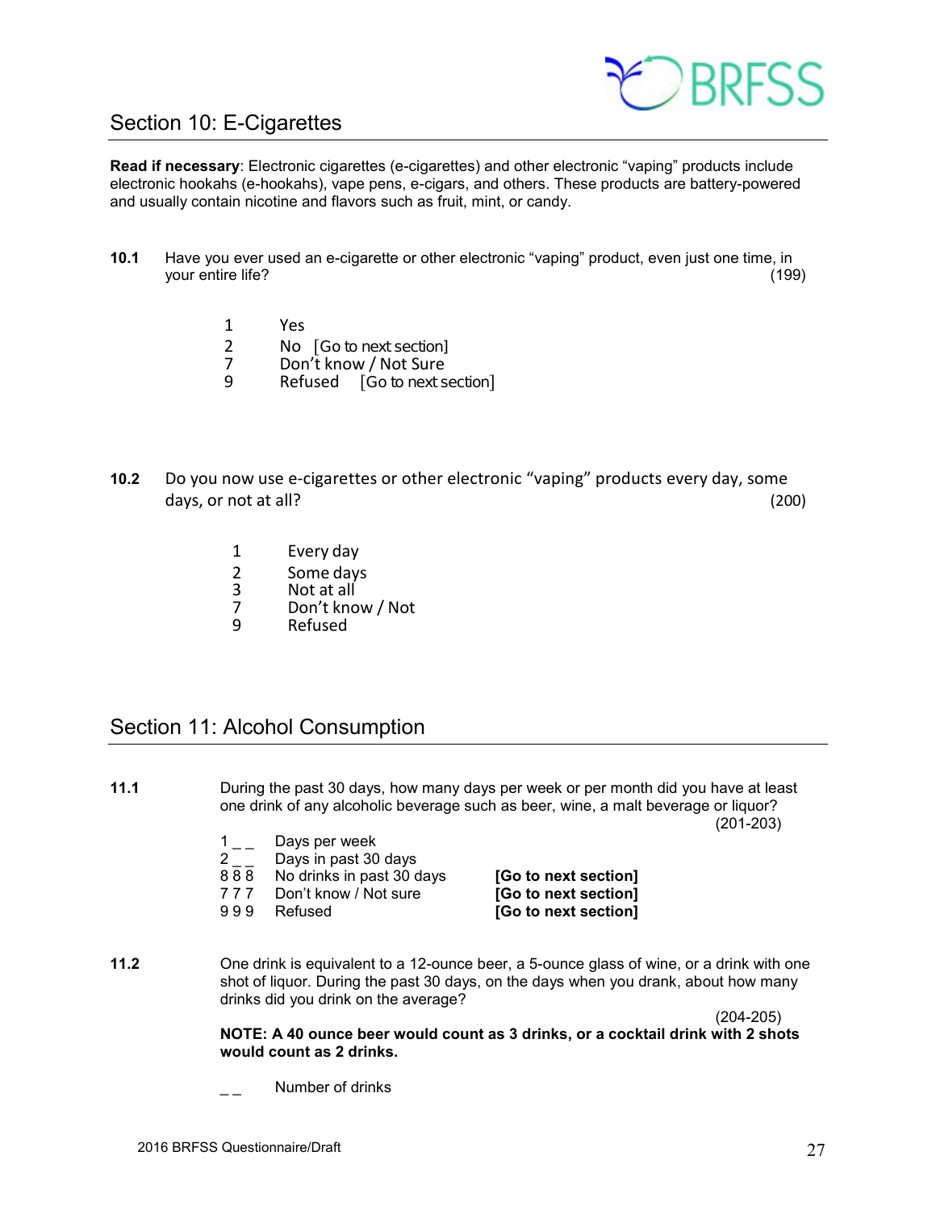## Section 10: E-Cigarettes

**Read if necessary**: Electronic cigarettes (e-cigarettes) and other electronic "vaping" products include electronic hookahs (e-hookahs), vape pens, e-cigars, and others. These products are battery-powered and usually contain nicotine and flavors such as fruit, mint, or candy.

**10.1** Have you ever used an e-cigarette or other electronic "vaping" product, even just one time, in your entire life? (199)

1 Yes
2 No [Go to next section]
7 Don't know / Not Sure
9 Refused [Go to next section]

**10.2** Do you now use e-cigarettes or other electronic "vaping" products every day, some days, or not at all? (200)

1 Every day
2 Some days
3 Not at all
7 Don't know / Not
9 Refused

## Section 11: Alcohol Consumption

**11.1** During the past 30 days, how many days per week or per month did you have at least one drink of any alcoholic beverage such as beer, wine, a malt beverage or liquor? (201-203)

1 _ _ Days per week
2 _ _ Days in past 30 days
8 8 8 No drinks in past 30 days **[Go to next section]**
7 7 7 Don't know / Not sure **[Go to next section]**
9 9 9 Refused **[Go to next section]**

**11.2** One drink is equivalent to a 12-ounce beer, a 5-ounce glass of wine, or a drink with one shot of liquor. During the past 30 days, on the days when you drank, about how many drinks did you drink on the average? (204-205)

**NOTE: A 40 ounce beer would count as 3 drinks, or a cocktail drink with 2 shots would count as 2 drinks.**

_ _ Number of drinks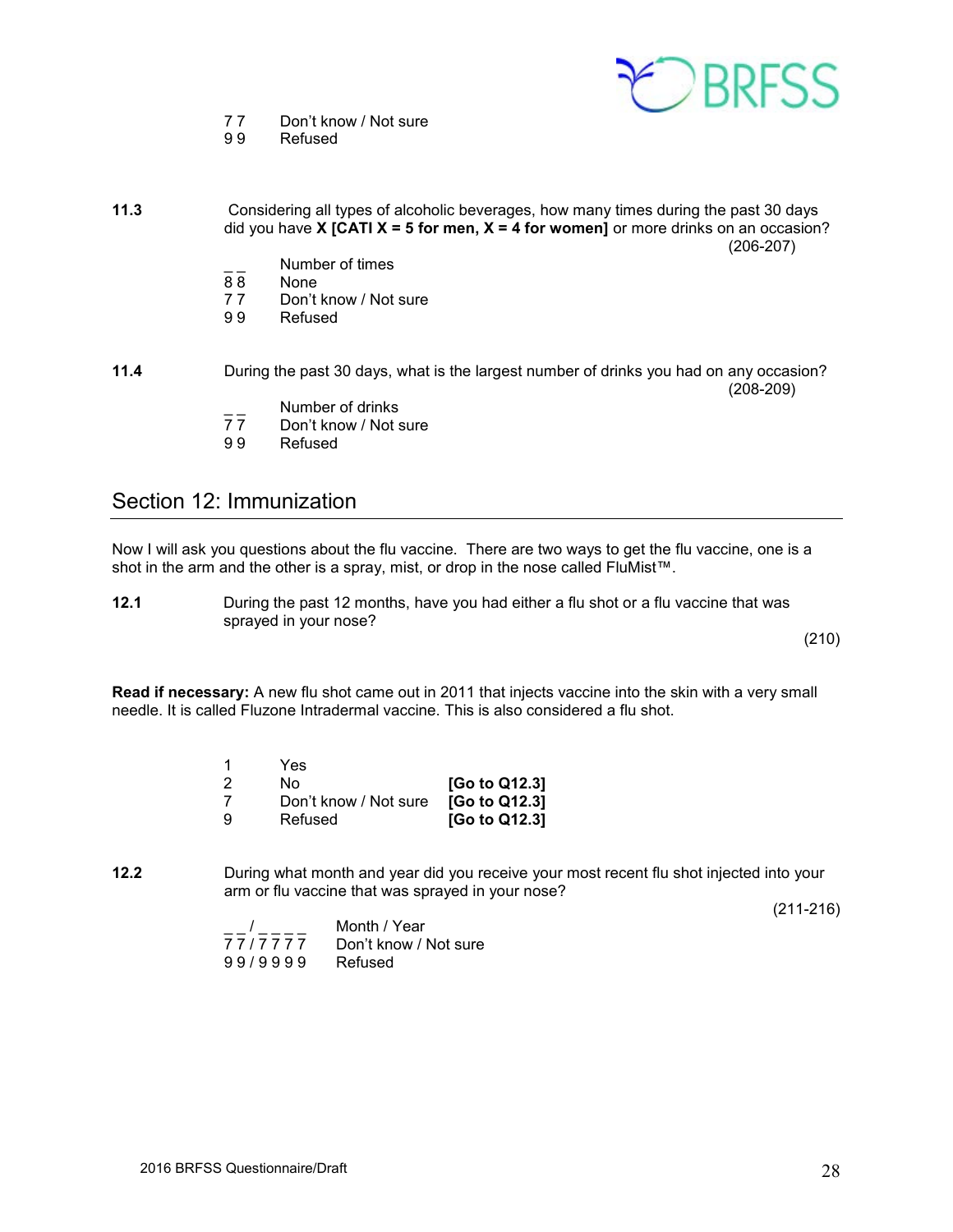7 7 Don't know / Not sure
9 9 Refused

**11.3** Considering all types of alcoholic beverages, how many times during the past 30 days did you have **X [CATI X = 5 for men, X = 4 for women]** or more drinks on an occasion? (206-207)

_ _ Number of times
8 8 None
7 7 Don't know / Not sure
9 9 Refused

**11.4** During the past 30 days, what is the largest number of drinks you had on any occasion? (208-209)

_ _ Number of drinks
7 7 Don't know / Not sure
9 9 Refused

## Section 12: Immunization

Now I will ask you questions about the flu vaccine. There are two ways to get the flu vaccine, one is a shot in the arm and the other is a spray, mist, or drop in the nose called FluMist™.

**12.1** During the past 12 months, have you had either a flu shot or a flu vaccine that was sprayed in your nose? (210)

**Read if necessary:** A new flu shot came out in 2011 that injects vaccine into the skin with a very small needle. It is called Fluzone Intradermal vaccine. This is also considered a flu shot.

1 Yes
2 No **[Go to Q12.3]**
7 Don't know / Not sure **[Go to Q12.3]**
9 Refused **[Go to Q12.3]**

**12.2** During what month and year did you receive your most recent flu shot injected into your arm or flu vaccine that was sprayed in your nose? (211-216)

_ _ / _ _ _ _ Month / Year
7 7 / 7 7 7 7 Don't know / Not sure
9 9 / 9 9 9 9 Refused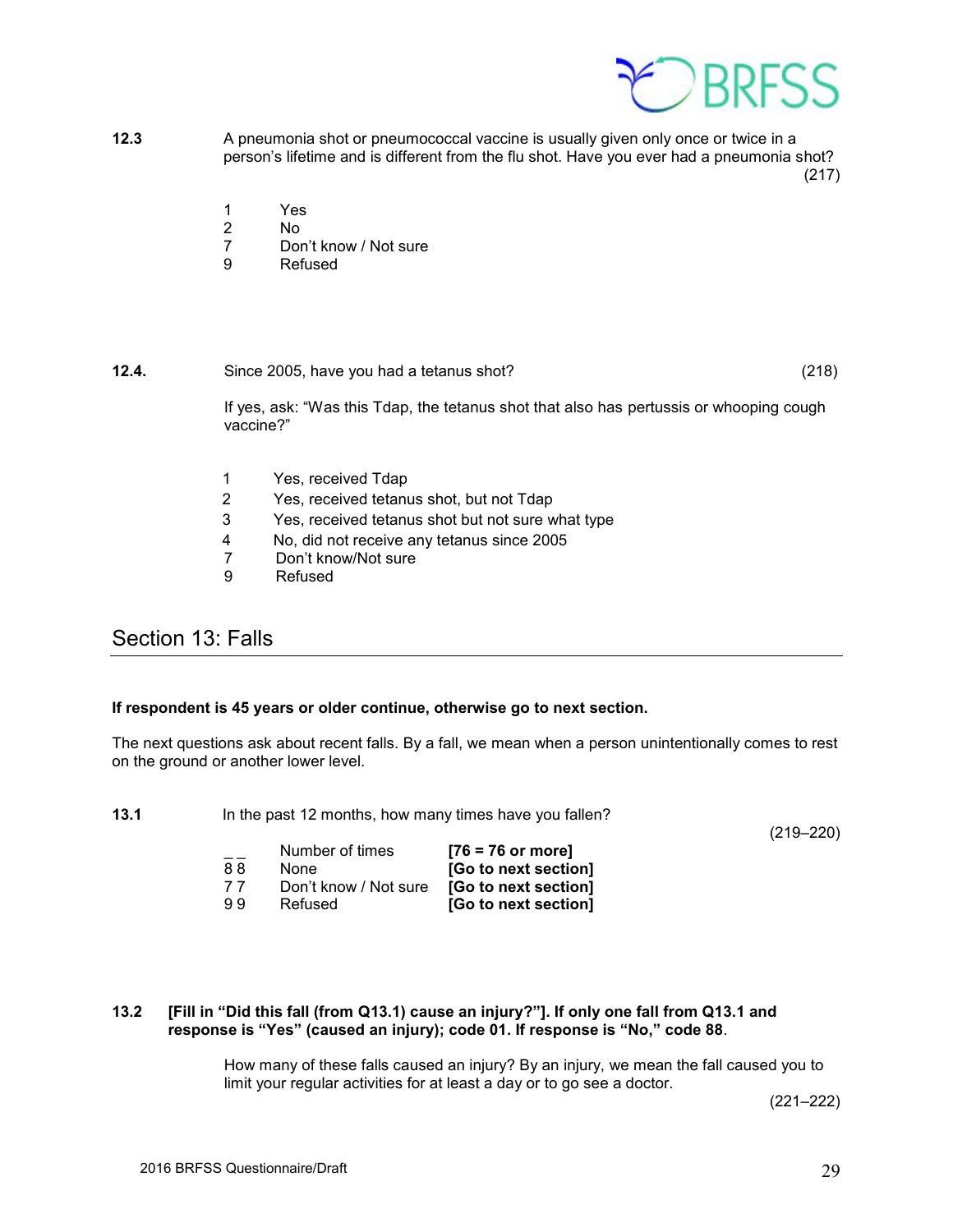**12.3** A pneumonia shot or pneumococcal vaccine is usually given only once or twice in a person's lifetime and is different from the flu shot. Have you ever had a pneumonia shot? (217)

1 Yes
2 No
7 Don't know / Not sure
9 Refused

**12.4.** Since 2005, have you had a tetanus shot? (218)

If yes, ask: "Was this Tdap, the tetanus shot that also has pertussis or whooping cough vaccine?"

1 Yes, received Tdap
2 Yes, received tetanus shot, but not Tdap
3 Yes, received tetanus shot but not sure what type
4 No, did not receive any tetanus since 2005
7 Don't know/Not sure
9 Refused

## Section 13: Falls

**If respondent is 45 years or older continue, otherwise go to next section.**

The next questions ask about recent falls. By a fall, we mean when a person unintentionally comes to rest on the ground or another lower level.

**13.1** In the past 12 months, how many times have you fallen? (219–220)

| | | |
|---|---|---|
| _ _ | Number of times | **[76 = 76 or more]** |
| 8 8 | None | **[Go to next section]** |
| 7 7 | Don't know / Not sure | **[Go to next section]** |
| 9 9 | Refused | **[Go to next section]** |

**13.2 [Fill in "Did this fall (from Q13.1) cause an injury?"]. If only one fall from Q13.1 and response is "Yes" (caused an injury); code 01. If response is "No," code 88**.

How many of these falls caused an injury? By an injury, we mean the fall caused you to limit your regular activities for at least a day or to go see a doctor. (221–222)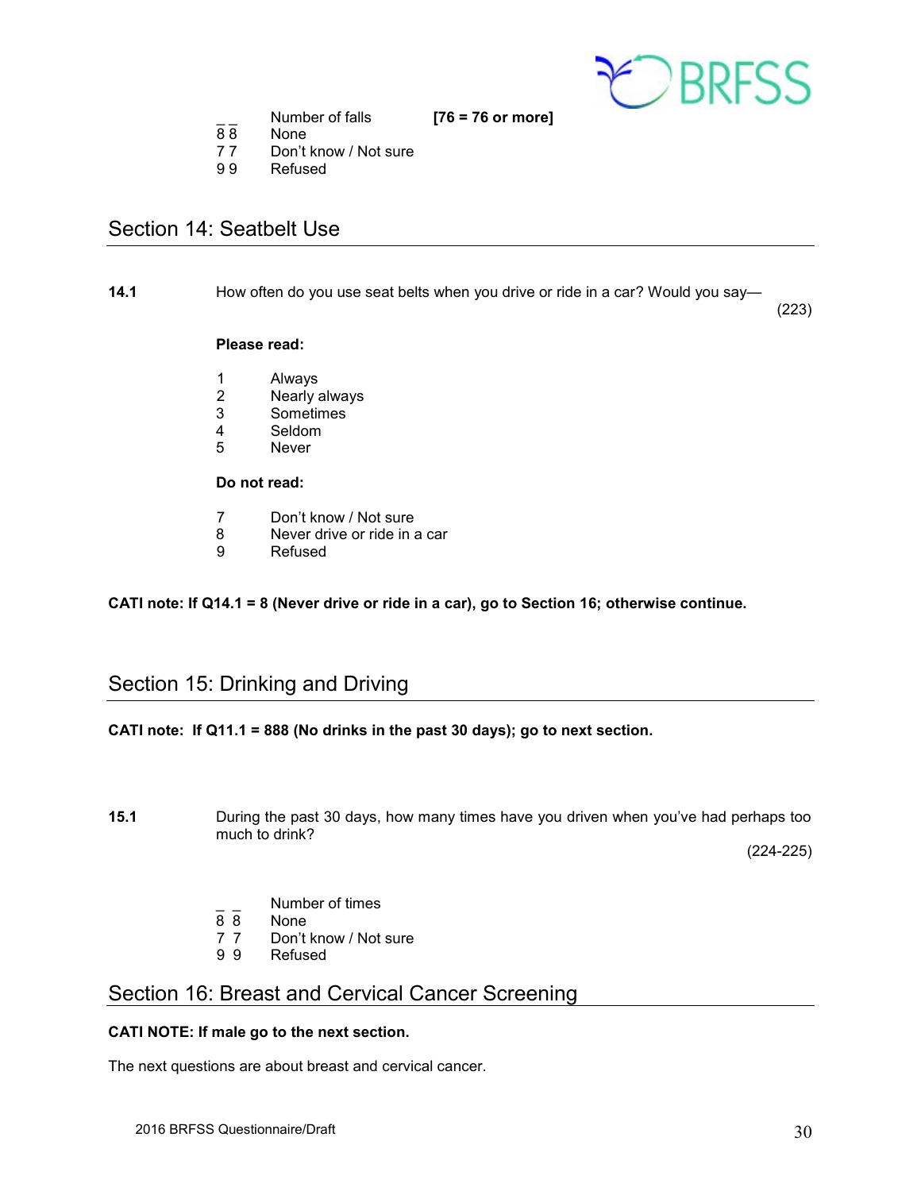| | | |
|---|---|---|
| _ _ | Number of falls | **[76 = 76 or more]** |
| 8 8 | None | |
| 7 7 | Don't know / Not sure | |
| 9 9 | Refused | |

## Section 14: Seatbelt Use

**14.1** How often do you use seat belts when you drive or ride in a car? Would you say— (223)

**Please read:**

| | |
|---|---|
| 1 | Always |
| 2 | Nearly always |
| 3 | Sometimes |
| 4 | Seldom |
| 5 | Never |

**Do not read:**

| | |
|---|---|
| 7 | Don't know / Not sure |
| 8 | Never drive or ride in a car |
| 9 | Refused |

**CATI note: If Q14.1 = 8 (Never drive or ride in a car), go to Section 16; otherwise continue.**

## Section 15: Drinking and Driving

**CATI note: If Q11.1 = 888 (No drinks in the past 30 days); go to next section.**

**15.1** During the past 30 days, how many times have you driven when you've had perhaps too much to drink? (224-225)

| | |
|---|---|
| _ _ | Number of times |
| 8 8 | None |
| 7 7 | Don't know / Not sure |
| 9 9 | Refused |

## Section 16: Breast and Cervical Cancer Screening

**CATI NOTE: If male go to the next section.**

The next questions are about breast and cervical cancer.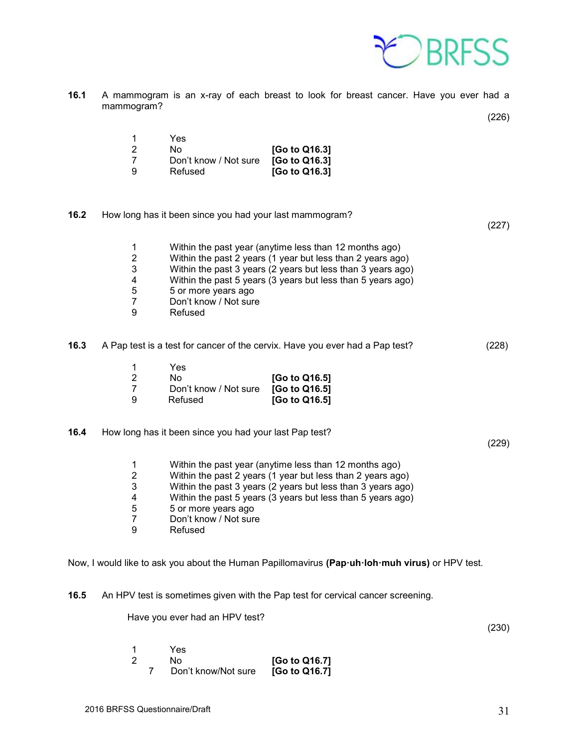**16.1** A mammogram is an x-ray of each breast to look for breast cancer. Have you ever had a mammogram?

(226)

| | | |
|---|---|---|
| 1 | Yes | |
| 2 | No | **[Go to Q16.3]** |
| 7 | Don't know / Not sure | **[Go to Q16.3]** |
| 9 | Refused | **[Go to Q16.3]** |

**16.2** How long has it been since you had your last mammogram?

(227)

| | |
|---|---|
| 1 | Within the past year (anytime less than 12 months ago) |
| 2 | Within the past 2 years (1 year but less than 2 years ago) |
| 3 | Within the past 3 years (2 years but less than 3 years ago) |
| 4 | Within the past 5 years (3 years but less than 5 years ago) |
| 5 | 5 or more years ago |
| 7 | Don't know / Not sure |
| 9 | Refused |

**16.3** A Pap test is a test for cancer of the cervix. Have you ever had a Pap test? (228)

| | | |
|---|---|---|
| 1 | Yes | |
| 2 | No | **[Go to Q16.5]** |
| 7 | Don't know / Not sure | **[Go to Q16.5]** |
| 9 | Refused | **[Go to Q16.5]** |

**16.4** How long has it been since you had your last Pap test?

(229)

| | |
|---|---|
| 1 | Within the past year (anytime less than 12 months ago) |
| 2 | Within the past 2 years (1 year but less than 2 years ago) |
| 3 | Within the past 3 years (2 years but less than 3 years ago) |
| 4 | Within the past 5 years (3 years but less than 5 years ago) |
| 5 | 5 or more years ago |
| 7 | Don't know / Not sure |
| 9 | Refused |

Now, I would like to ask you about the Human Papillomavirus **(Pap·uh·loh·muh virus)** or HPV test.

**16.5** An HPV test is sometimes given with the Pap test for cervical cancer screening.

Have you ever had an HPV test?

(230)

| | | |
|---|---|---|
| 1 | Yes | |
| 2 | No | **[Go to Q16.7]** |
| 7 | Don't know/Not sure | **[Go to Q16.7]** |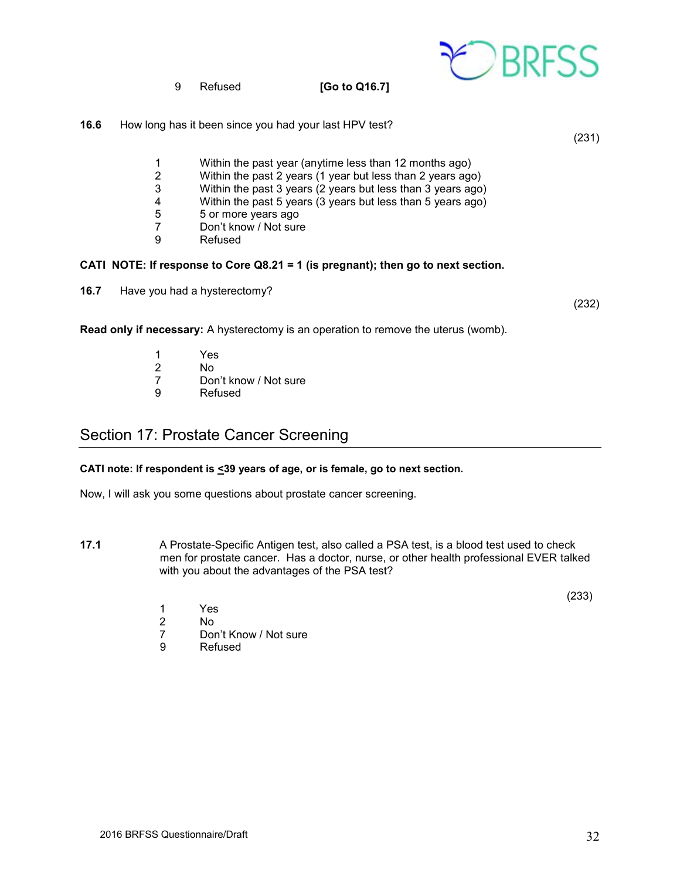9 Refused **[Go to Q16.7]**

**16.6** How long has it been since you had your last HPV test?

(231)

1 Within the past year (anytime less than 12 months ago)
2 Within the past 2 years (1 year but less than 2 years ago)
3 Within the past 3 years (2 years but less than 3 years ago)
4 Within the past 5 years (3 years but less than 5 years ago)
5 5 or more years ago
7 Don't know / Not sure
9 Refused

**CATI NOTE: If response to Core Q8.21 = 1 (is pregnant); then go to next section.**

**16.7** Have you had a hysterectomy?

(232)

**Read only if necessary:** A hysterectomy is an operation to remove the uterus (womb).

1 Yes
2 No
7 Don't know / Not sure
9 Refused

## Section 17: Prostate Cancer Screening

**CATI note: If respondent is ≤39 years of age, or is female, go to next section.**

Now, I will ask you some questions about prostate cancer screening.

**17.1** A Prostate-Specific Antigen test, also called a PSA test, is a blood test used to check men for prostate cancer. Has a doctor, nurse, or other health professional EVER talked with you about the advantages of the PSA test?

(233)

1 Yes
2 No
7 Don't Know / Not sure
9 Refused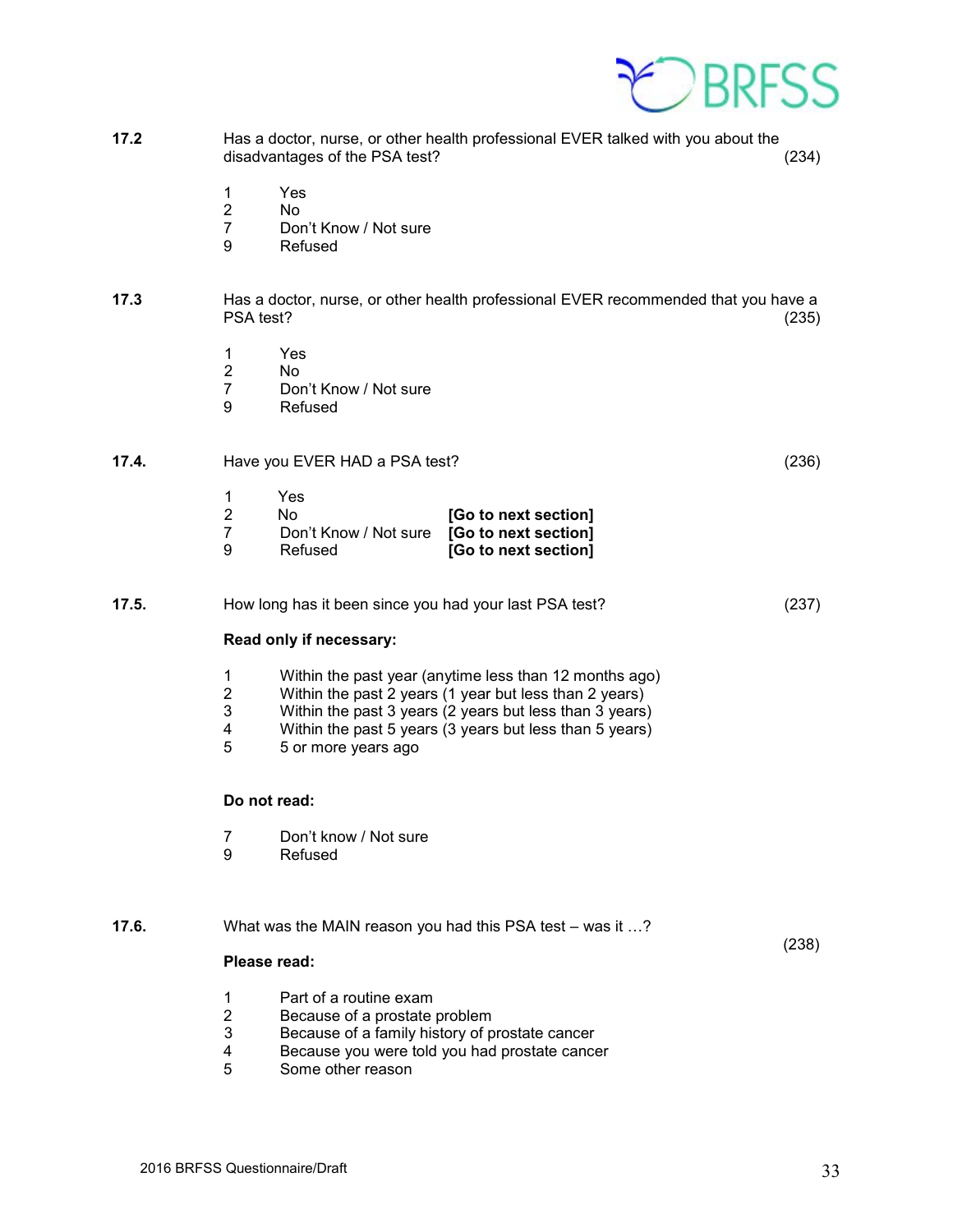**17.2** Has a doctor, nurse, or other health professional EVER talked with you about the disadvantages of the PSA test? (234)

1 Yes
2 No
7 Don't Know / Not sure
9 Refused

**17.3** Has a doctor, nurse, or other health professional EVER recommended that you have a PSA test? (235)

1 Yes
2 No
7 Don't Know / Not sure
9 Refused

**17.4.** Have you EVER HAD a PSA test? (236)

1 Yes
2 No **[Go to next section]**
7 Don't Know / Not sure **[Go to next section]**
9 Refused **[Go to next section]**

**17.5.** How long has it been since you had your last PSA test? (237)

**Read only if necessary:**

1 Within the past year (anytime less than 12 months ago)
2 Within the past 2 years (1 year but less than 2 years)
3 Within the past 3 years (2 years but less than 3 years)
4 Within the past 5 years (3 years but less than 5 years)
5 5 or more years ago

**Do not read:**

7 Don't know / Not sure
9 Refused

**17.6.** What was the MAIN reason you had this PSA test – was it …? (238)

**Please read:**

1 Part of a routine exam
2 Because of a prostate problem
3 Because of a family history of prostate cancer
4 Because you were told you had prostate cancer
5 Some other reason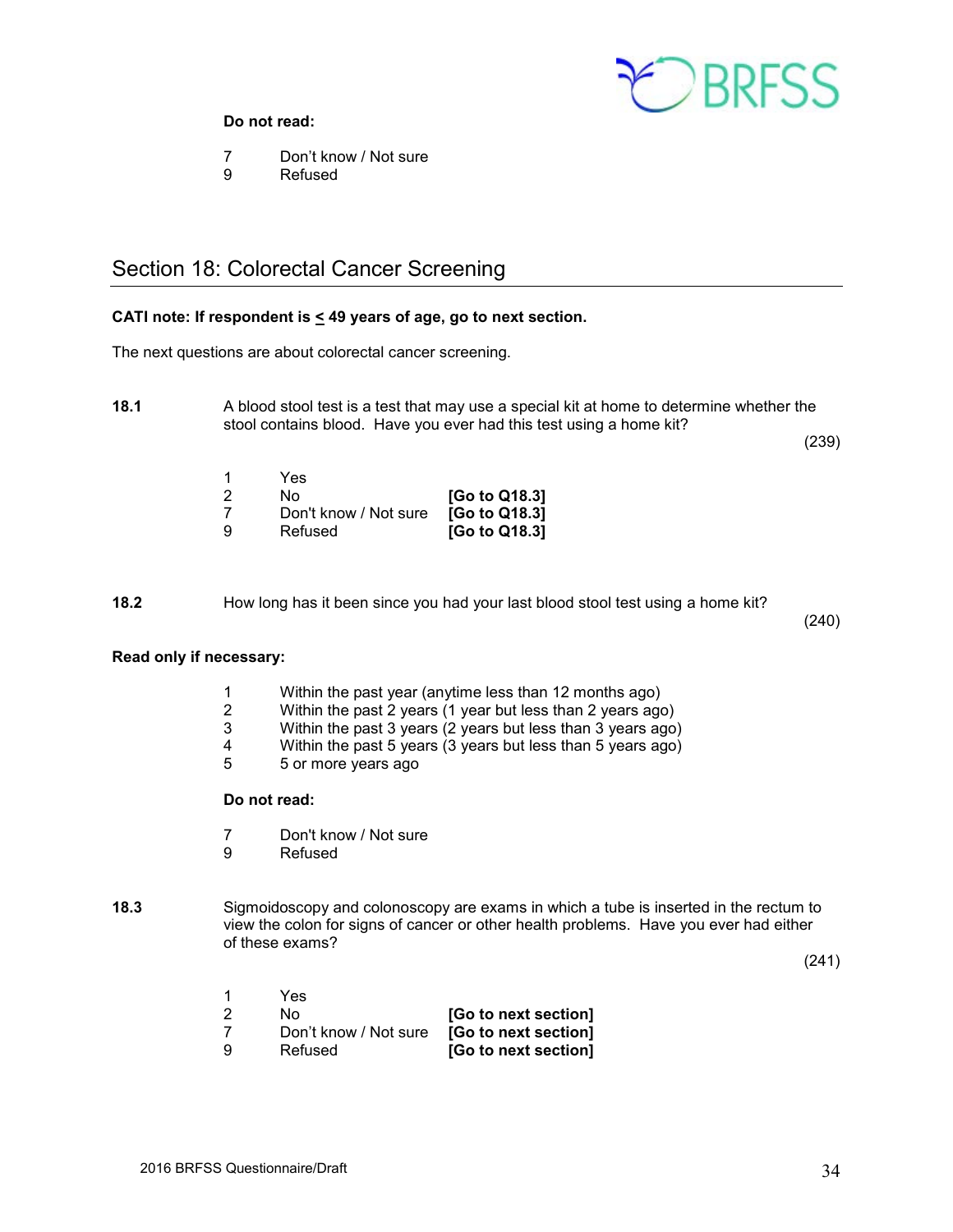**Do not read:**

7 Don't know / Not sure
9 Refused

## Section 18: Colorectal Cancer Screening

**CATI note: If respondent is ≤ 49 years of age, go to next section.**

The next questions are about colorectal cancer screening.

**18.1** A blood stool test is a test that may use a special kit at home to determine whether the stool contains blood. Have you ever had this test using a home kit?

(239)

1 Yes
2 No **[Go to Q18.3]**
7 Don't know / Not sure **[Go to Q18.3]**
9 Refused **[Go to Q18.3]**

**18.2** How long has it been since you had your last blood stool test using a home kit?

(240)

**Read only if necessary:**

1 Within the past year (anytime less than 12 months ago)
2 Within the past 2 years (1 year but less than 2 years ago)
3 Within the past 3 years (2 years but less than 3 years ago)
4 Within the past 5 years (3 years but less than 5 years ago)
5 5 or more years ago

**Do not read:**

7 Don't know / Not sure
9 Refused

**18.3** Sigmoidoscopy and colonoscopy are exams in which a tube is inserted in the rectum to view the colon for signs of cancer or other health problems. Have you ever had either of these exams?

(241)

1 Yes
2 No **[Go to next section]**
7 Don't know / Not sure **[Go to next section]**
9 Refused **[Go to next section]**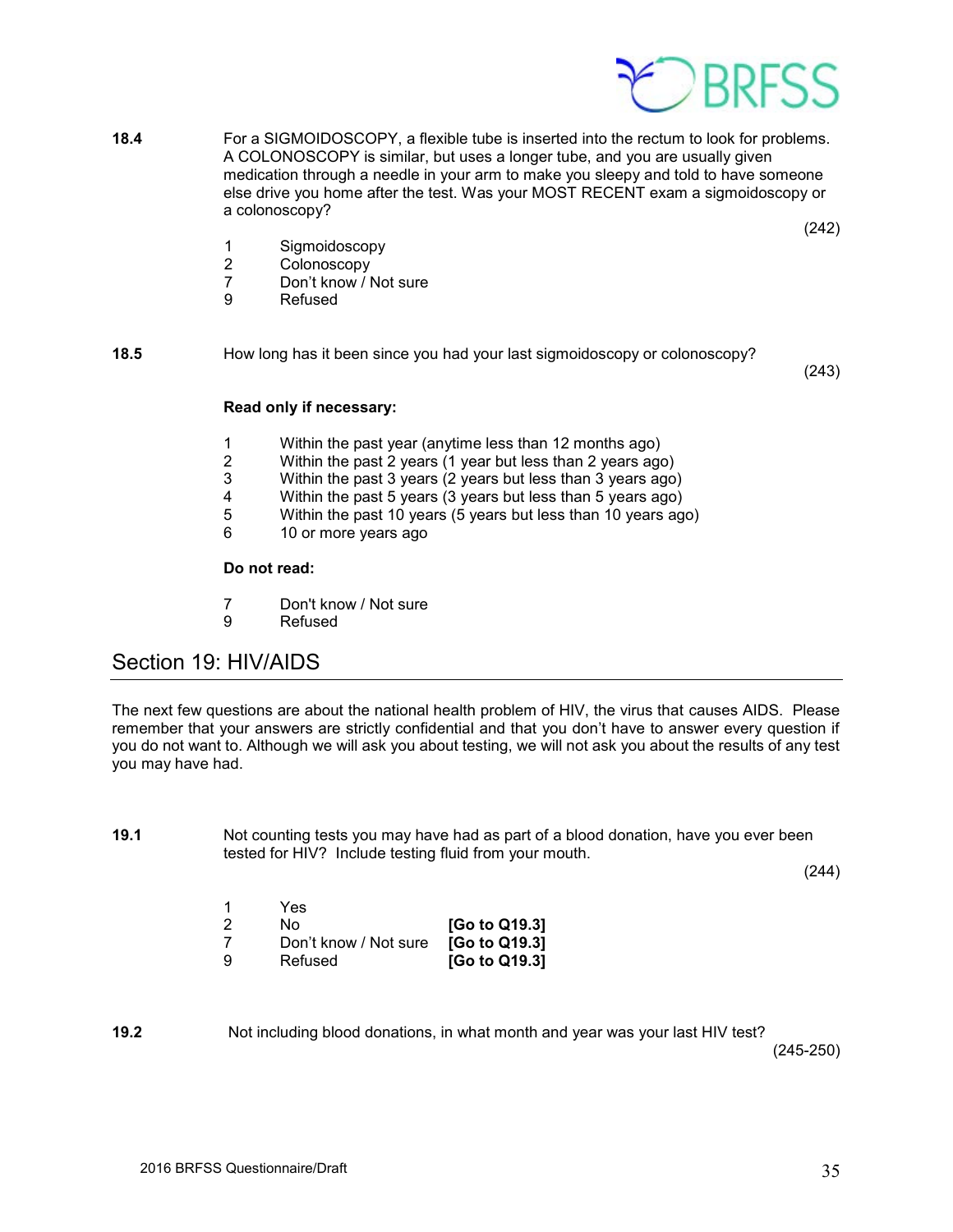**18.4** For a SIGMOIDOSCOPY, a flexible tube is inserted into the rectum to look for problems. A COLONOSCOPY is similar, but uses a longer tube, and you are usually given medication through a needle in your arm to make you sleepy and told to have someone else drive you home after the test. Was your MOST RECENT exam a sigmoidoscopy or a colonoscopy?

(242)

1 Sigmoidoscopy
2 Colonoscopy
7 Don't know / Not sure
9 Refused

**18.5** How long has it been since you had your last sigmoidoscopy or colonoscopy?

(243)

**Read only if necessary:**

1 Within the past year (anytime less than 12 months ago)
2 Within the past 2 years (1 year but less than 2 years ago)
3 Within the past 3 years (2 years but less than 3 years ago)
4 Within the past 5 years (3 years but less than 5 years ago)
5 Within the past 10 years (5 years but less than 10 years ago)
6 10 or more years ago

**Do not read:**

7 Don't know / Not sure
9 Refused

## Section 19: HIV/AIDS

The next few questions are about the national health problem of HIV, the virus that causes AIDS. Please remember that your answers are strictly confidential and that you don't have to answer every question if you do not want to. Although we will ask you about testing, we will not ask you about the results of any test you may have had.

**19.1** Not counting tests you may have had as part of a blood donation, have you ever been tested for HIV? Include testing fluid from your mouth.

(244)

1 Yes
2 No **[Go to Q19.3]**
7 Don't know / Not sure **[Go to Q19.3]**
9 Refused **[Go to Q19.3]**

**19.2** Not including blood donations, in what month and year was your last HIV test?

(245-250)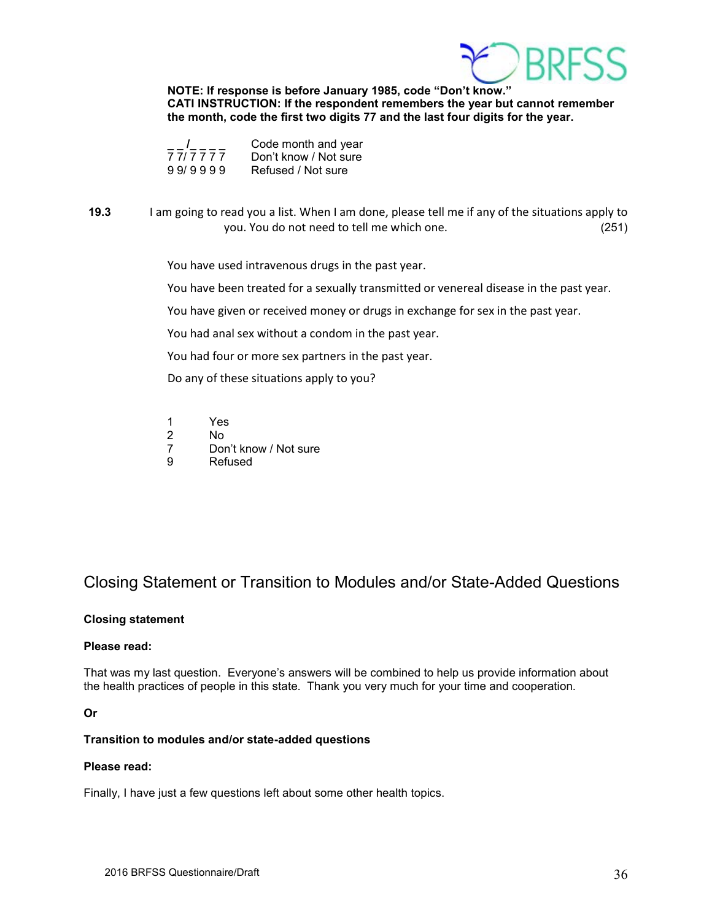**NOTE: If response is before January 1985, code "Don't know."**
**CATI INSTRUCTION: If the respondent remembers the year but cannot remember the month, code the first two digits 77 and the last four digits for the year.**

| | |
|---|---|
| _ _/_ _ _ _ | Code month and year |
| 7 7/ 7 7 7 7 | Don't know / Not sure |
| 9 9/ 9 9 9 9 | Refused / Not sure |

**19.3** I am going to read you a list. When I am done, please tell me if any of the situations apply to you. You do not need to tell me which one. (251)

You have used intravenous drugs in the past year.

You have been treated for a sexually transmitted or venereal disease in the past year.

You have given or received money or drugs in exchange for sex in the past year.

You had anal sex without a condom in the past year.

You had four or more sex partners in the past year.

Do any of these situations apply to you?

| | |
|---|---|
| 1 | Yes |
| 2 | No |
| 7 | Don't know / Not sure |
| 9 | Refused |

## Closing Statement or Transition to Modules and/or State-Added Questions

**Closing statement**

**Please read:**

That was my last question. Everyone's answers will be combined to help us provide information about the health practices of people in this state. Thank you very much for your time and cooperation.

**Or**

**Transition to modules and/or state-added questions**

**Please read:**

Finally, I have just a few questions left about some other health topics.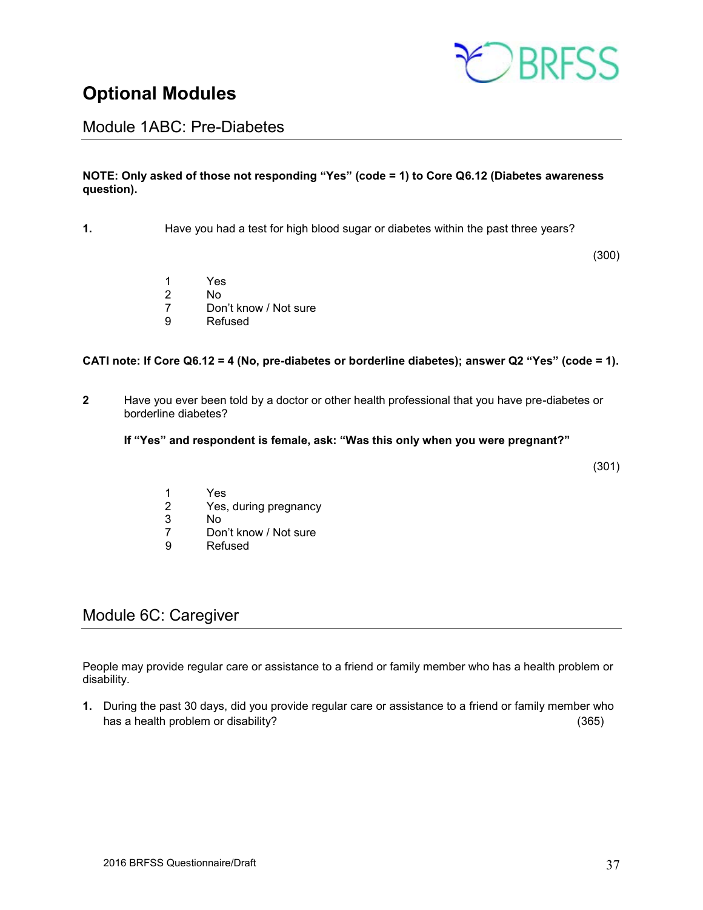# Optional Modules

## Module 1ABC: Pre-Diabetes

**NOTE: Only asked of those not responding "Yes" (code = 1) to Core Q6.12 (Diabetes awareness question).**

**1.** Have you had a test for high blood sugar or diabetes within the past three years?

(300)

1 Yes
2 No
7 Don't know / Not sure
9 Refused

**CATI note: If Core Q6.12 = 4 (No, pre-diabetes or borderline diabetes); answer Q2 "Yes" (code = 1).**

**2** Have you ever been told by a doctor or other health professional that you have pre-diabetes or borderline diabetes?

**If "Yes" and respondent is female, ask: "Was this only when you were pregnant?"**

(301)

1 Yes
2 Yes, during pregnancy
3 No
7 Don't know / Not sure
9 Refused

## Module 6C: Caregiver

People may provide regular care or assistance to a friend or family member who has a health problem or disability.

**1.** During the past 30 days, did you provide regular care or assistance to a friend or family member who has a health problem or disability? (365)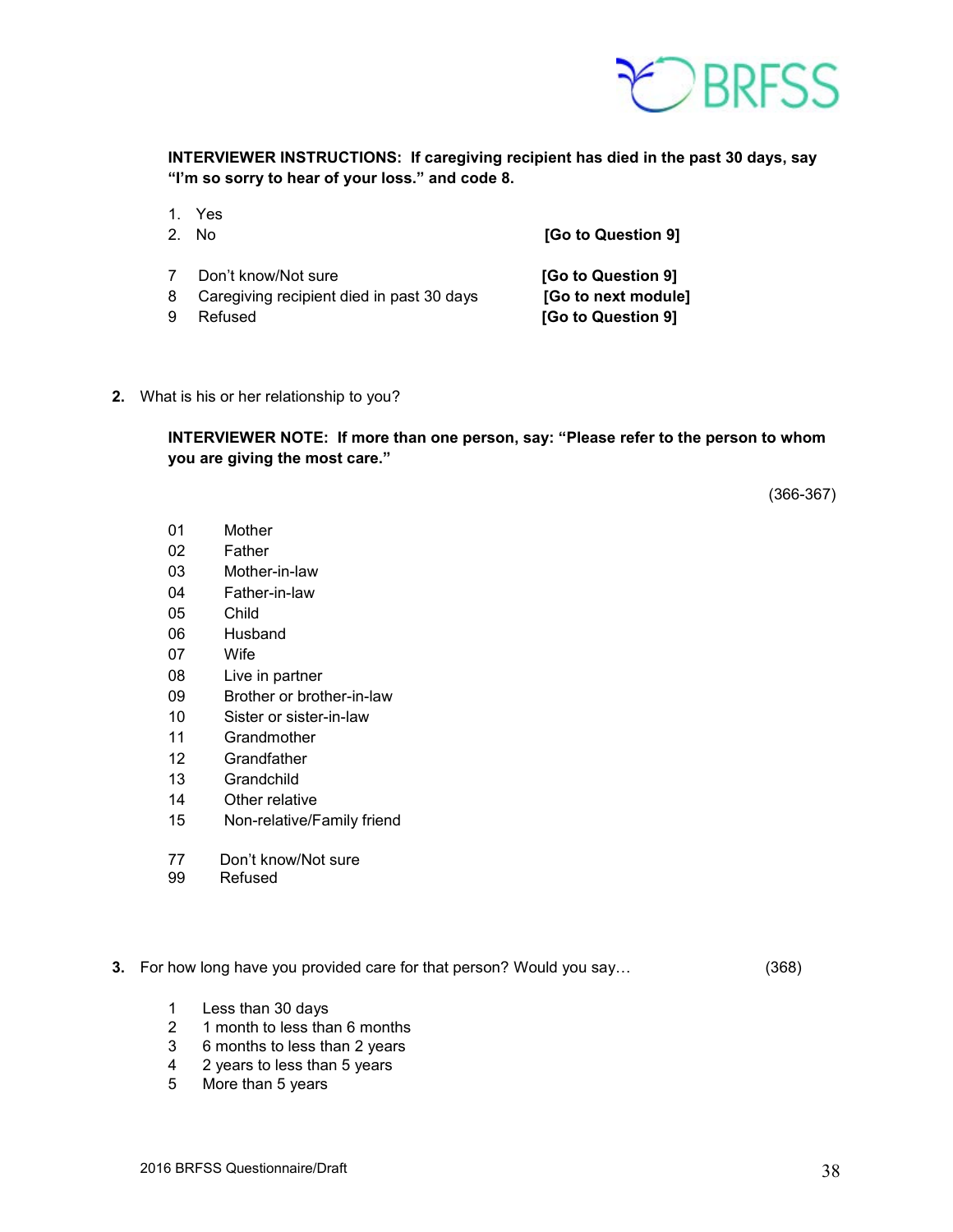**INTERVIEWER INSTRUCTIONS: If caregiving recipient has died in the past 30 days, say "I'm so sorry to hear of your loss." and code 8.**

1. Yes
2. No **[Go to Question 9]**

7 Don't know/Not sure **[Go to Question 9]**
8 Caregiving recipient died in past 30 days **[Go to next module]**
9 Refused **[Go to Question 9]**

**2.** What is his or her relationship to you?

**INTERVIEWER NOTE: If more than one person, say: "Please refer to the person to whom you are giving the most care."**

(366-367)

01 Mother
02 Father
03 Mother-in-law
04 Father-in-law
05 Child
06 Husband
07 Wife
08 Live in partner
09 Brother or brother-in-law
10 Sister or sister-in-law
11 Grandmother
12 Grandfather
13 Grandchild
14 Other relative
15 Non-relative/Family friend

77 Don't know/Not sure
99 Refused

**3.** For how long have you provided care for that person? Would you say… (368)

1 Less than 30 days
2 1 month to less than 6 months
3 6 months to less than 2 years
4 2 years to less than 5 years
5 More than 5 years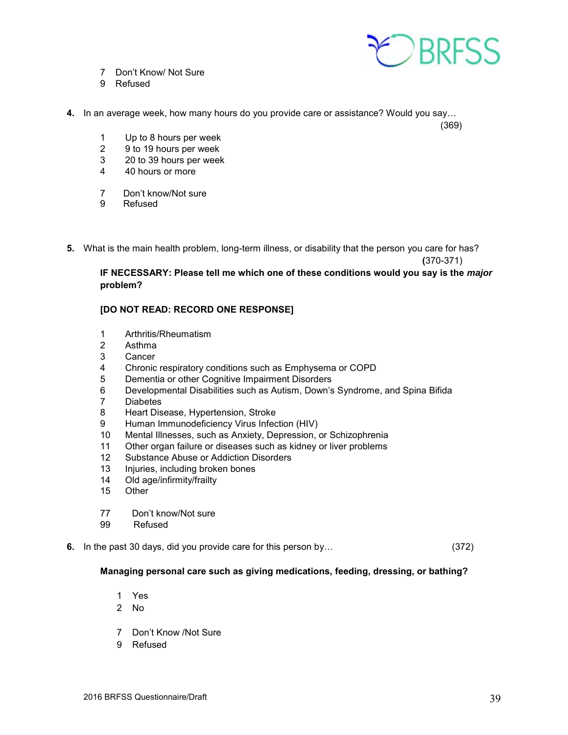7 Don't Know/ Not Sure
9 Refused

**4.** In an average week, how many hours do you provide care or assistance? Would you say… (369)

1 Up to 8 hours per week
2 9 to 19 hours per week
3 20 to 39 hours per week
4 40 hours or more

7 Don't know/Not sure
9 Refused

**5.** What is the main health problem, long-term illness, or disability that the person you care for has? (370-371)

**IF NECESSARY: Please tell me which one of these conditions would you say is the *major* problem?**

**[DO NOT READ: RECORD ONE RESPONSE]**

1 Arthritis/Rheumatism
2 Asthma
3 Cancer
4 Chronic respiratory conditions such as Emphysema or COPD
5 Dementia or other Cognitive Impairment Disorders
6 Developmental Disabilities such as Autism, Down's Syndrome, and Spina Bifida
7 Diabetes
8 Heart Disease, Hypertension, Stroke
9 Human Immunodeficiency Virus Infection (HIV)
10 Mental Illnesses, such as Anxiety, Depression, or Schizophrenia
11 Other organ failure or diseases such as kidney or liver problems
12 Substance Abuse or Addiction Disorders
13 Injuries, including broken bones
14 Old age/infirmity/frailty
15 Other

77 Don't know/Not sure
99 Refused

**6.** In the past 30 days, did you provide care for this person by… (372)

**Managing personal care such as giving medications, feeding, dressing, or bathing?**

1 Yes
2 No

7 Don't Know /Not Sure
9 Refused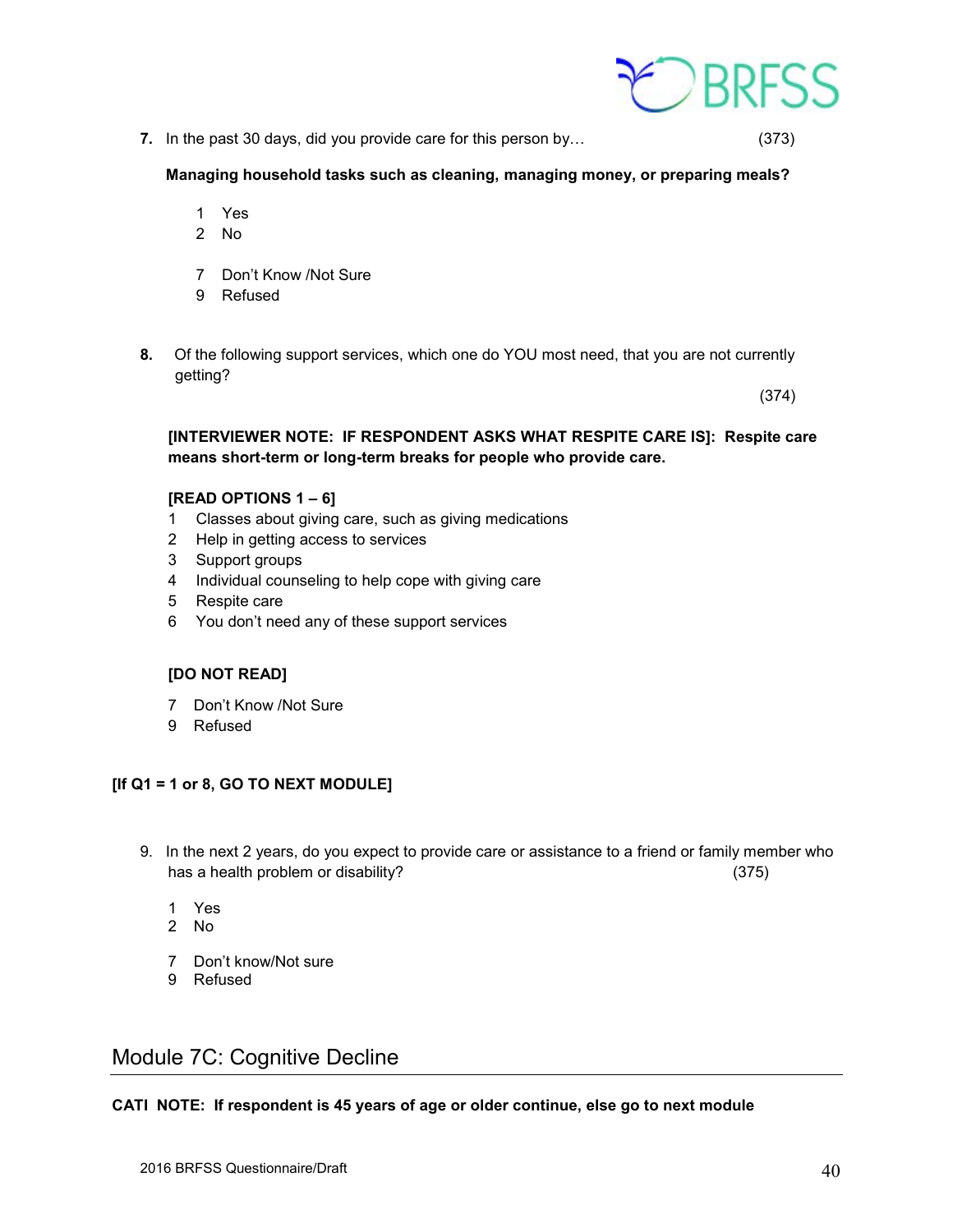**7.** In the past 30 days, did you provide care for this person by… (373)

**Managing household tasks such as cleaning, managing money, or preparing meals?**

1 Yes
2 No

7 Don't Know /Not Sure
9 Refused

**8.** Of the following support services, which one do YOU most need, that you are not currently getting? (374)

**[INTERVIEWER NOTE: IF RESPONDENT ASKS WHAT RESPITE CARE IS]: Respite care means short-term or long-term breaks for people who provide care.**

**[READ OPTIONS 1 – 6]**

1 Classes about giving care, such as giving medications
2 Help in getting access to services
3 Support groups
4 Individual counseling to help cope with giving care
5 Respite care
6 You don't need any of these support services

**[DO NOT READ]**

7 Don't Know /Not Sure
9 Refused

**[If Q1 = 1 or 8, GO TO NEXT MODULE]**

9. In the next 2 years, do you expect to provide care or assistance to a friend or family member who has a health problem or disability? (375)

1 Yes
2 No

7 Don't know/Not sure
9 Refused

## Module 7C: Cognitive Decline

**CATI NOTE: If respondent is 45 years of age or older continue, else go to next module**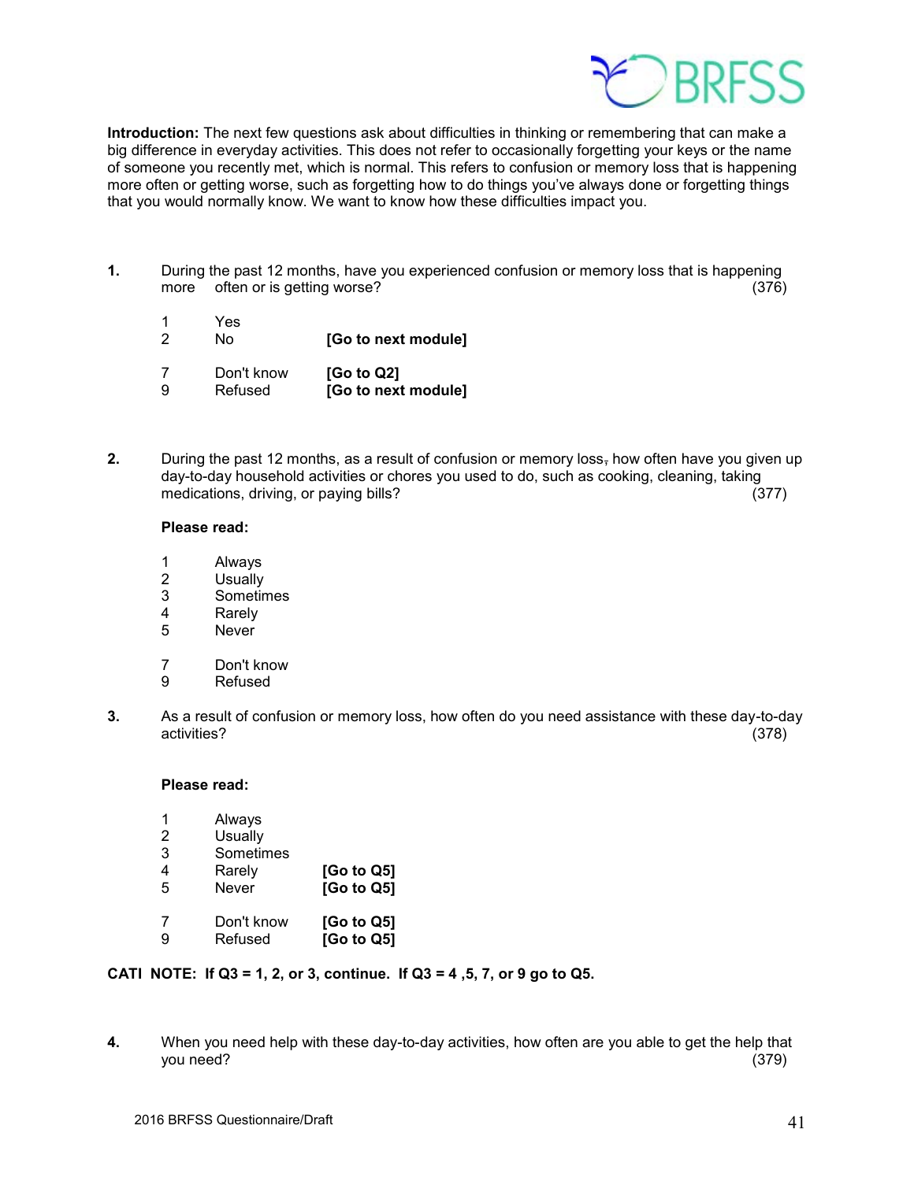**Introduction:** The next few questions ask about difficulties in thinking or remembering that can make a big difference in everyday activities. This does not refer to occasionally forgetting your keys or the name of someone you recently met, which is normal. This refers to confusion or memory loss that is happening more often or getting worse, such as forgetting how to do things you've always done or forgetting things that you would normally know. We want to know how these difficulties impact you.

**1.** During the past 12 months, have you experienced confusion or memory loss that is happening more often or is getting worse? (376)

1 Yes
2 No **[Go to next module]**

7 Don't know **[Go to Q2]**
9 Refused **[Go to next module]**

**2.** During the past 12 months, as a result of confusion or memory loss, how often have you given up day-to-day household activities or chores you used to do, such as cooking, cleaning, taking medications, driving, or paying bills? (377)

**Please read:**

1 Always
2 Usually
3 Sometimes
4 Rarely
5 Never

7 Don't know
9 Refused

**3.** As a result of confusion or memory loss, how often do you need assistance with these day-to-day activities? (378)

**Please read:**

1 Always
2 Usually
3 Sometimes
4 Rarely **[Go to Q5]**
5 Never **[Go to Q5]**

7 Don't know **[Go to Q5]**
9 Refused **[Go to Q5]**

**CATI NOTE: If Q3 = 1, 2, or 3, continue. If Q3 = 4 ,5, 7, or 9 go to Q5.**

**4.** When you need help with these day-to-day activities, how often are you able to get the help that you need? (379)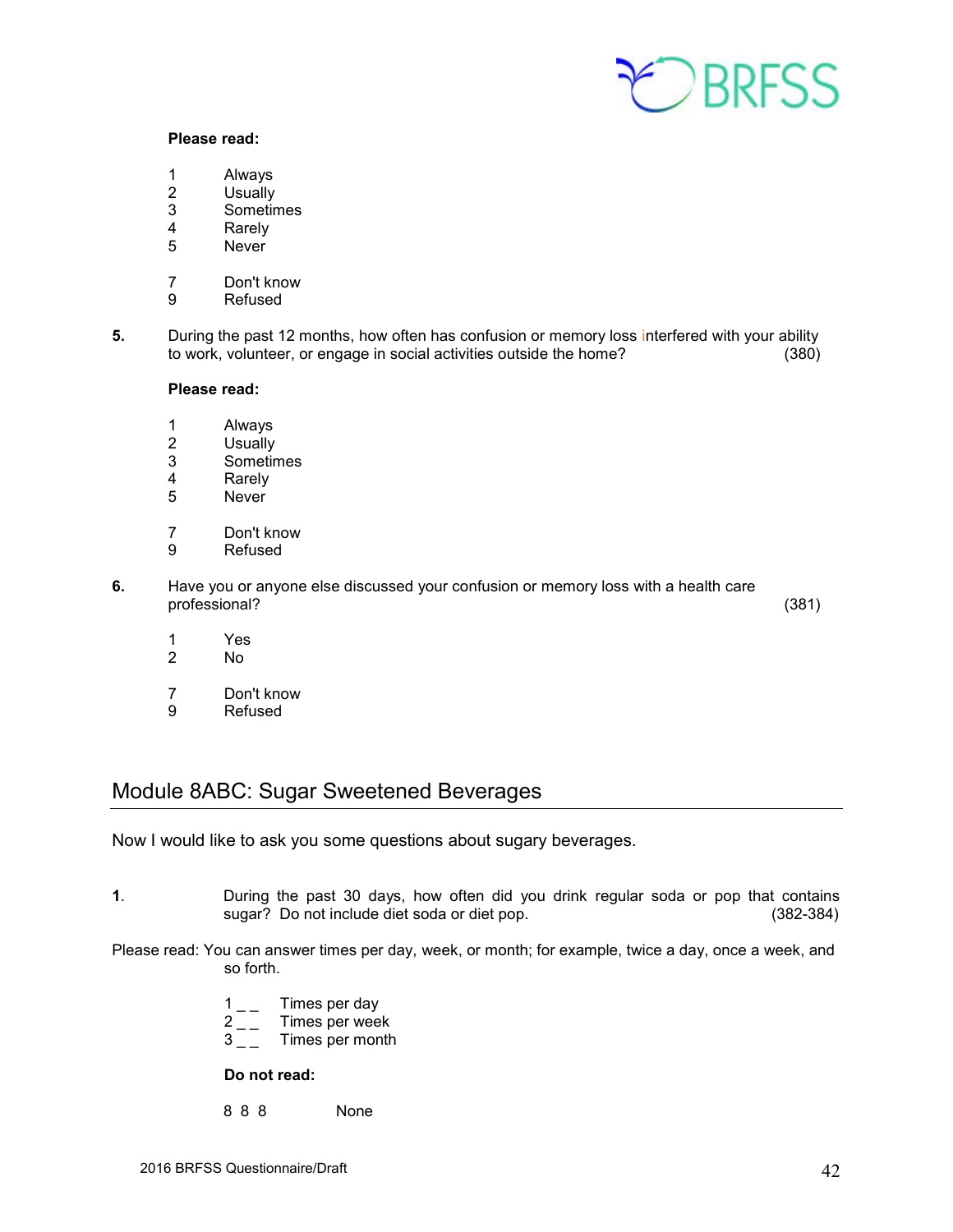**Please read:**

1 Always
2 Usually
3 Sometimes
4 Rarely
5 Never

7 Don't know
9 Refused

**5.** During the past 12 months, how often has confusion or memory loss interfered with your ability to work, volunteer, or engage in social activities outside the home? (380)

**Please read:**

1 Always
2 Usually
3 Sometimes
4 Rarely
5 Never

7 Don't know
9 Refused

**6.** Have you or anyone else discussed your confusion or memory loss with a health care professional? (381)

1 Yes
2 No

7 Don't know
9 Refused

## Module 8ABC: Sugar Sweetened Beverages

Now I would like to ask you some questions about sugary beverages.

**1**. During the past 30 days, how often did you drink regular soda or pop that contains sugar? Do not include diet soda or diet pop. (382-384)

Please read: You can answer times per day, week, or month; for example, twice a day, once a week, and so forth.

1 _ _ Times per day
2 _ _ Times per week
3 _ _ Times per month

**Do not read:**

8 8 8 None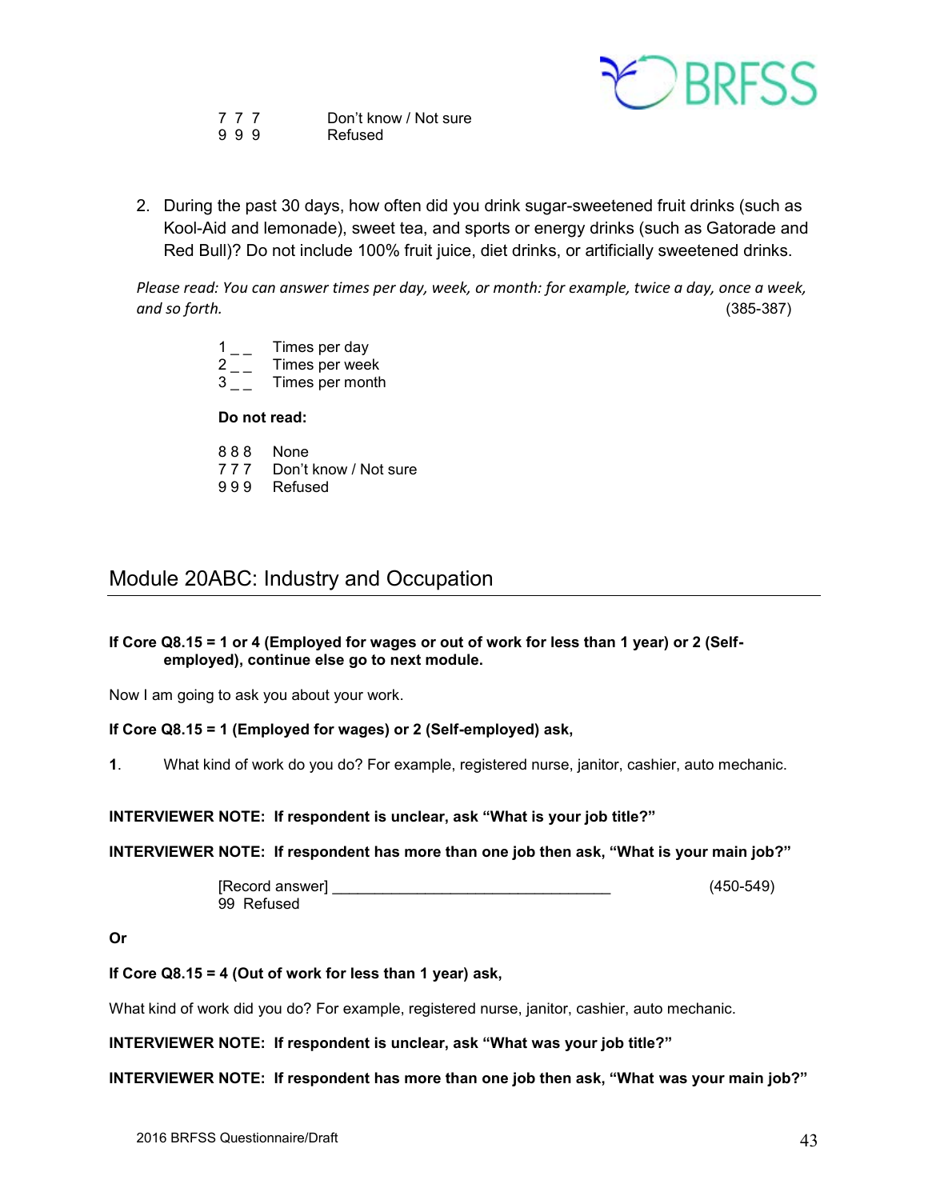7 7 7 Don't know / Not sure
9 9 9 Refused

2. During the past 30 days, how often did you drink sugar-sweetened fruit drinks (such as Kool-Aid and lemonade), sweet tea, and sports or energy drinks (such as Gatorade and Red Bull)? Do not include 100% fruit juice, diet drinks, or artificially sweetened drinks.

*Please read: You can answer times per day, week, or month: for example, twice a day, once a week, and so forth.* (385-387)

1 _ _ Times per day
2 _ _ Times per week
3 _ _ Times per month

**Do not read:**

8 8 8 None
7 7 7 Don't know / Not sure
9 9 9 Refused

## Module 20ABC: Industry and Occupation

**If Core Q8.15 = 1 or 4 (Employed for wages or out of work for less than 1 year) or 2 (Self-employed), continue else go to next module.**

Now I am going to ask you about your work.

**If Core Q8.15 = 1 (Employed for wages) or 2 (Self-employed) ask,**

**1**. What kind of work do you do? For example, registered nurse, janitor, cashier, auto mechanic.

**INTERVIEWER NOTE: If respondent is unclear, ask "What is your job title?"**

**INTERVIEWER NOTE: If respondent has more than one job then ask, "What is your main job?"**

[Record answer] _________________________________ (450-549)
99 Refused

**Or**

**If Core Q8.15 = 4 (Out of work for less than 1 year) ask,**

What kind of work did you do? For example, registered nurse, janitor, cashier, auto mechanic.

**INTERVIEWER NOTE: If respondent is unclear, ask "What was your job title?"**

**INTERVIEWER NOTE: If respondent has more than one job then ask, "What was your main job?"**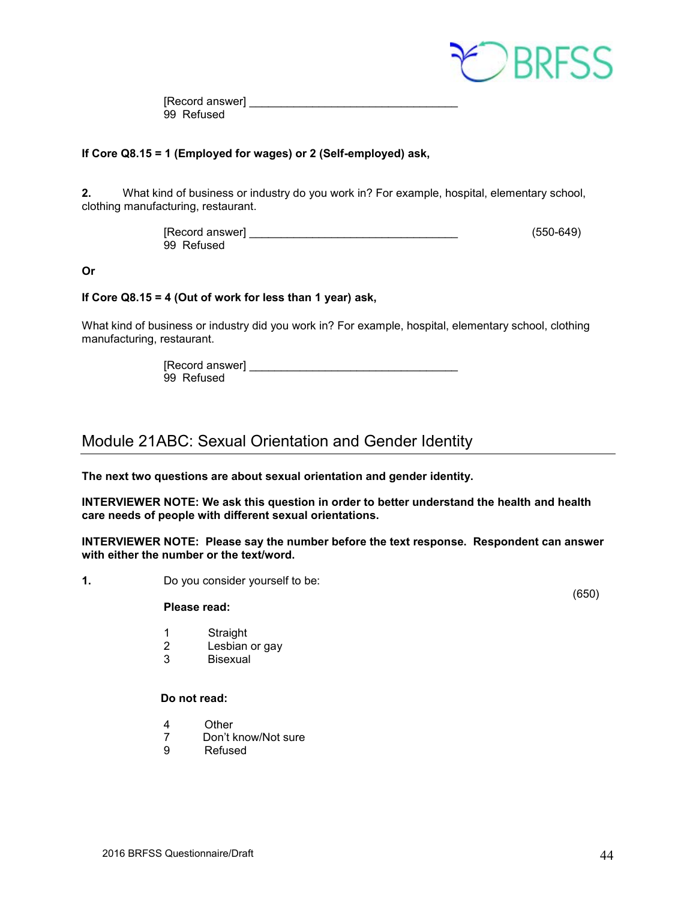[Record answer] ________________________________
99 Refused

**If Core Q8.15 = 1 (Employed for wages) or 2 (Self-employed) ask,**

**2.** What kind of business or industry do you work in? For example, hospital, elementary school, clothing manufacturing, restaurant.

[Record answer] ________________________________ (550-649)
99 Refused

**Or**

**If Core Q8.15 = 4 (Out of work for less than 1 year) ask,**

What kind of business or industry did you work in? For example, hospital, elementary school, clothing manufacturing, restaurant.

[Record answer] ________________________________
99 Refused

## Module 21ABC: Sexual Orientation and Gender Identity

**The next two questions are about sexual orientation and gender identity.**

**INTERVIEWER NOTE: We ask this question in order to better understand the health and health care needs of people with different sexual orientations.**

**INTERVIEWER NOTE: Please say the number before the text response. Respondent can answer with either the number or the text/word.**

**1.** Do you consider yourself to be: (650)

**Please read:**

1 Straight
2 Lesbian or gay
3 Bisexual

**Do not read:**

4 Other
7 Don't know/Not sure
9 Refused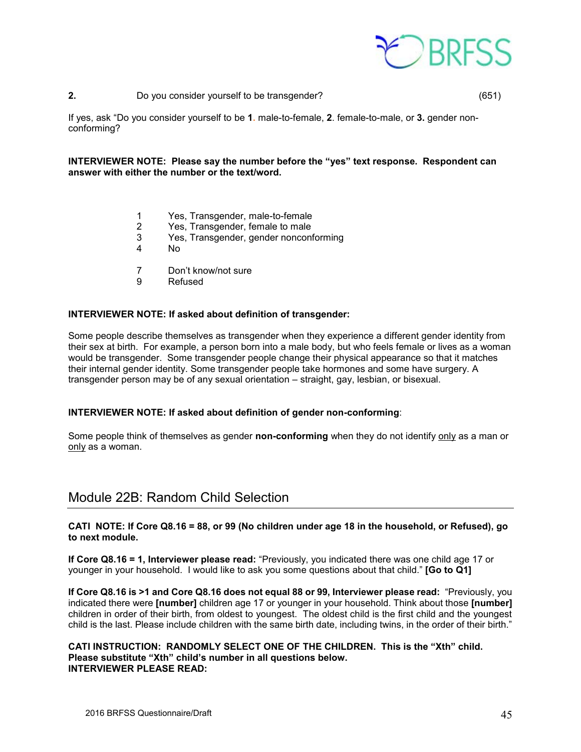**2.** Do you consider yourself to be transgender? (651)

If yes, ask "Do you consider yourself to be **1.** male-to-female, **2**. female-to-male, or **3.** gender non-conforming?

**INTERVIEWER NOTE: Please say the number before the "yes" text response. Respondent can answer with either the number or the text/word.**

1 Yes, Transgender, male-to-female
2 Yes, Transgender, female to male
3 Yes, Transgender, gender nonconforming
4 No

7 Don't know/not sure
9 Refused

**INTERVIEWER NOTE: If asked about definition of transgender:**

Some people describe themselves as transgender when they experience a different gender identity from their sex at birth. For example, a person born into a male body, but who feels female or lives as a woman would be transgender. Some transgender people change their physical appearance so that it matches their internal gender identity. Some transgender people take hormones and some have surgery. A transgender person may be of any sexual orientation – straight, gay, lesbian, or bisexual.

**INTERVIEWER NOTE: If asked about definition of gender non-conforming**:

Some people think of themselves as gender **non-conforming** when they do not identify <u>only</u> as a man or <u>only</u> as a woman.

## Module 22B: Random Child Selection

**CATI NOTE: If Core Q8.16 = 88, or 99 (No children under age 18 in the household, or Refused), go to next module.**

**If Core Q8.16 = 1, Interviewer please read:** "Previously, you indicated there was one child age 17 or younger in your household. I would like to ask you some questions about that child." **[Go to Q1]**

**If Core Q8.16 is >1 and Core Q8.16 does not equal 88 or 99, Interviewer please read:** "Previously, you indicated there were **[number]** children age 17 or younger in your household. Think about those **[number]** children in order of their birth, from oldest to youngest. The oldest child is the first child and the youngest child is the last. Please include children with the same birth date, including twins, in the order of their birth."

**CATI INSTRUCTION: RANDOMLY SELECT ONE OF THE CHILDREN. This is the "Xth" child. Please substitute "Xth" child's number in all questions below.**
**INTERVIEWER PLEASE READ:**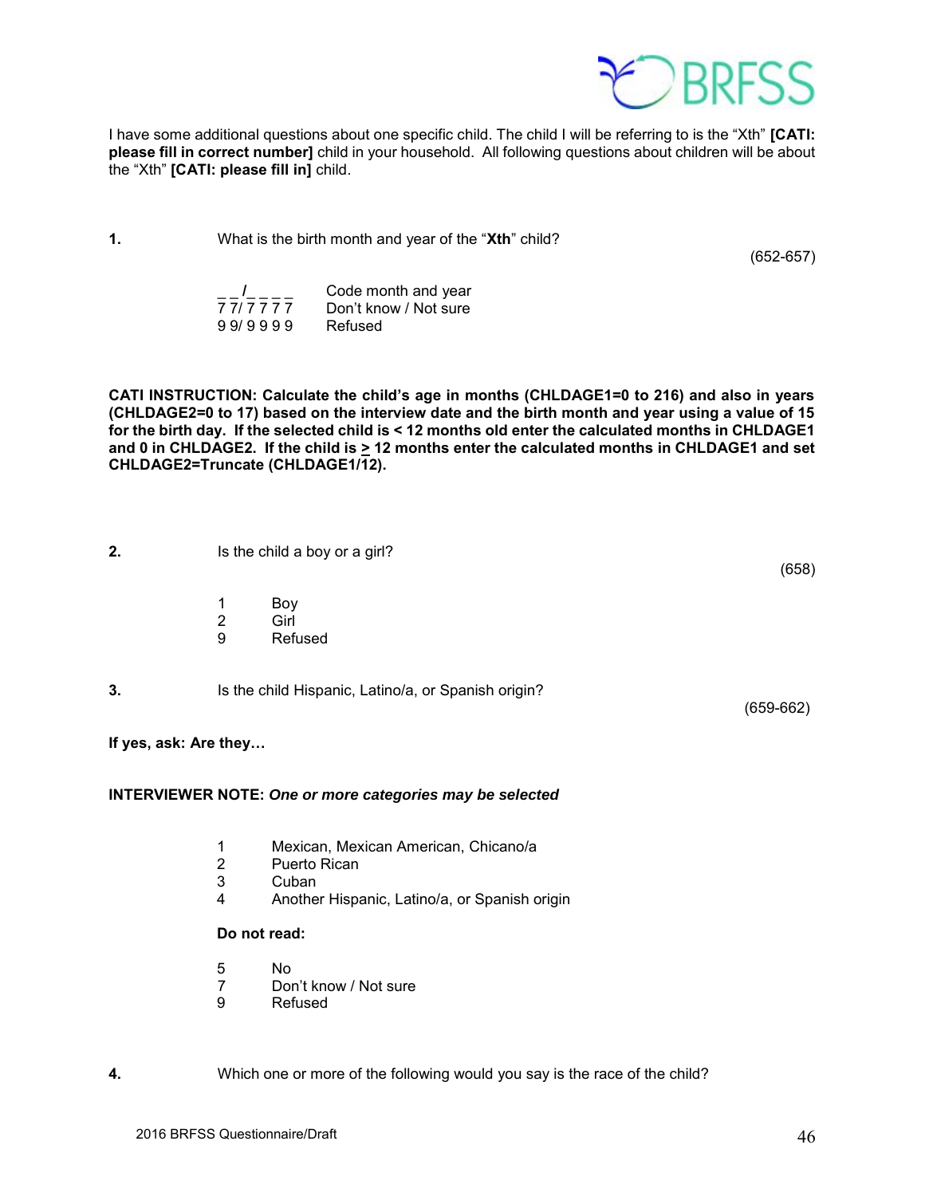I have some additional questions about one specific child. The child I will be referring to is the "Xth" **[CATI: please fill in correct number]** child in your household. All following questions about children will be about the "Xth" **[CATI: please fill in]** child.

**1.** What is the birth month and year of the "**Xth**" child? (652-657)

_ _/_ _ _ _ Code month and year
7 7/ 7 7 7 7 Don't know / Not sure
9 9/ 9 9 9 9 Refused

**CATI INSTRUCTION: Calculate the child's age in months (CHLDAGE1=0 to 216) and also in years (CHLDAGE2=0 to 17) based on the interview date and the birth month and year using a value of 15 for the birth day. If the selected child is < 12 months old enter the calculated months in CHLDAGE1 and 0 in CHLDAGE2. If the child is ≥ 12 months enter the calculated months in CHLDAGE1 and set CHLDAGE2=Truncate (CHLDAGE1/12).**

**2.** Is the child a boy or a girl? (658)

1 Boy
2 Girl
9 Refused

**3.** Is the child Hispanic, Latino/a, or Spanish origin? (659-662)

**If yes, ask: Are they…**

**INTERVIEWER NOTE:** ***One or more categories may be selected***

1 Mexican, Mexican American, Chicano/a
2 Puerto Rican
3 Cuban
4 Another Hispanic, Latino/a, or Spanish origin

**Do not read:**

5 No
7 Don't know / Not sure
9 Refused

**4.** Which one or more of the following would you say is the race of the child?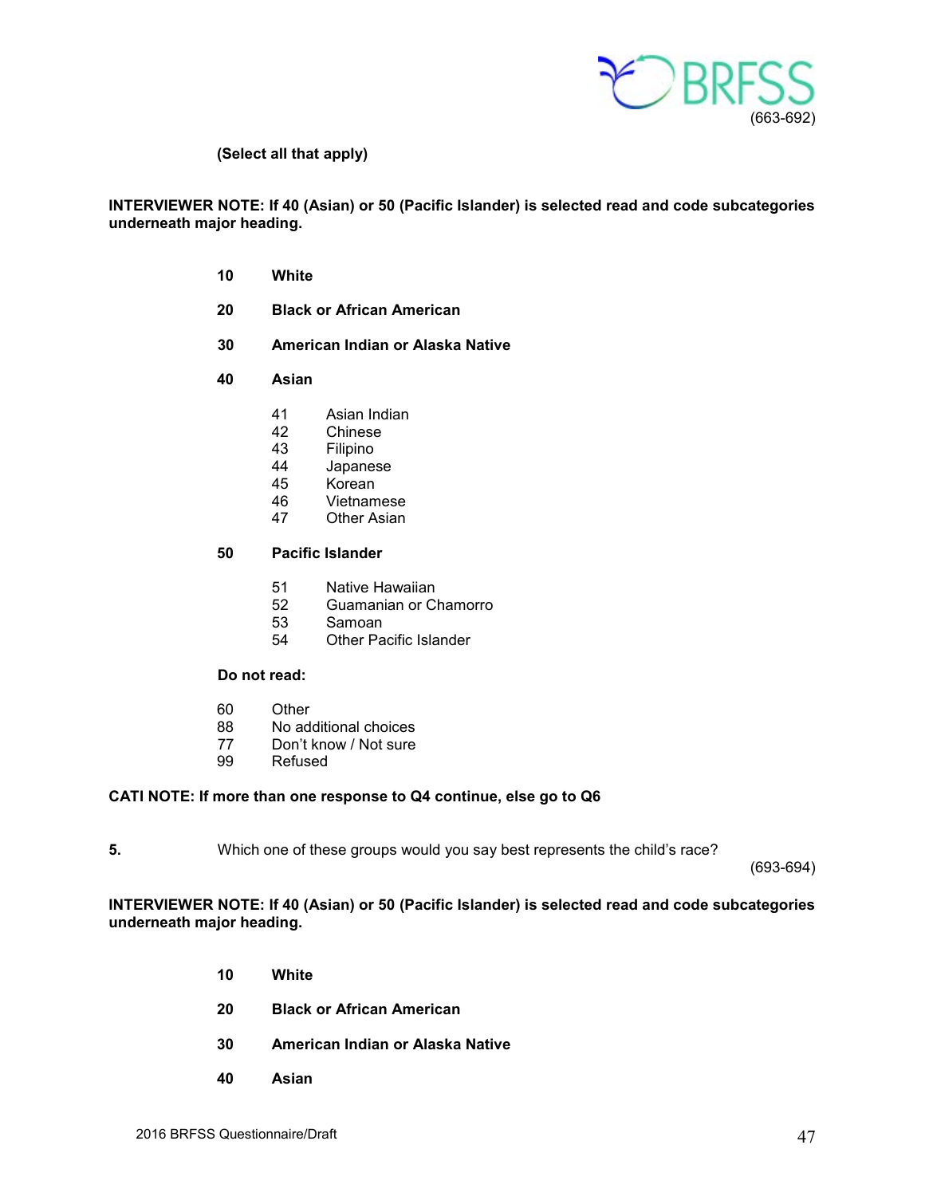(663-692)

**(Select all that apply)**

**INTERVIEWER NOTE: If 40 (Asian) or 50 (Pacific Islander) is selected read and code subcategories underneath major heading.**

**10 White**

**20 Black or African American**

**30 American Indian or Alaska Native**

**40 Asian**

- 41 Asian Indian
- 42 Chinese
- 43 Filipino
- 44 Japanese
- 45 Korean
- 46 Vietnamese
- 47 Other Asian

**50 Pacific Islander**

- 51 Native Hawaiian
- 52 Guamanian or Chamorro
- 53 Samoan
- 54 Other Pacific Islander

**Do not read:**

- 60 Other
- 88 No additional choices
- 77 Don't know / Not sure
- 99 Refused

**CATI NOTE: If more than one response to Q4 continue, else go to Q6**

**5.** Which one of these groups would you say best represents the child's race?

(693-694)

**INTERVIEWER NOTE: If 40 (Asian) or 50 (Pacific Islander) is selected read and code subcategories underneath major heading.**

**10 White**

**20 Black or African American**

**30 American Indian or Alaska Native**

**40 Asian**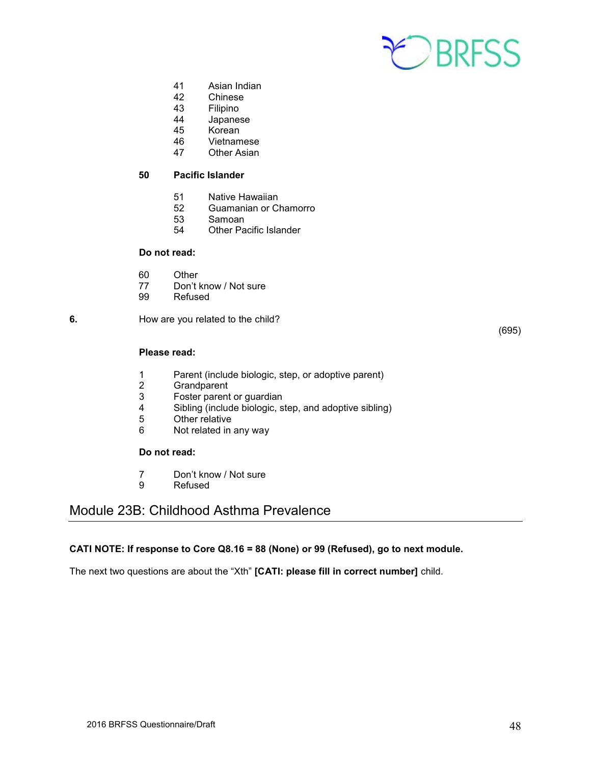41 Asian Indian
42 Chinese
43 Filipino
44 Japanese
45 Korean
46 Vietnamese
47 Other Asian

**50 Pacific Islander**

51 Native Hawaiian
52 Guamanian or Chamorro
53 Samoan
54 Other Pacific Islander

**Do not read:**

60 Other
77 Don't know / Not sure
99 Refused

**6.** How are you related to the child? (695)

**Please read:**

1 Parent (include biologic, step, or adoptive parent)
2 Grandparent
3 Foster parent or guardian
4 Sibling (include biologic, step, and adoptive sibling)
5 Other relative
6 Not related in any way

**Do not read:**

7 Don't know / Not sure
9 Refused

## Module 23B: Childhood Asthma Prevalence

**CATI NOTE: If response to Core Q8.16 = 88 (None) or 99 (Refused), go to next module.**

The next two questions are about the "Xth" **[CATI: please fill in correct number]** child.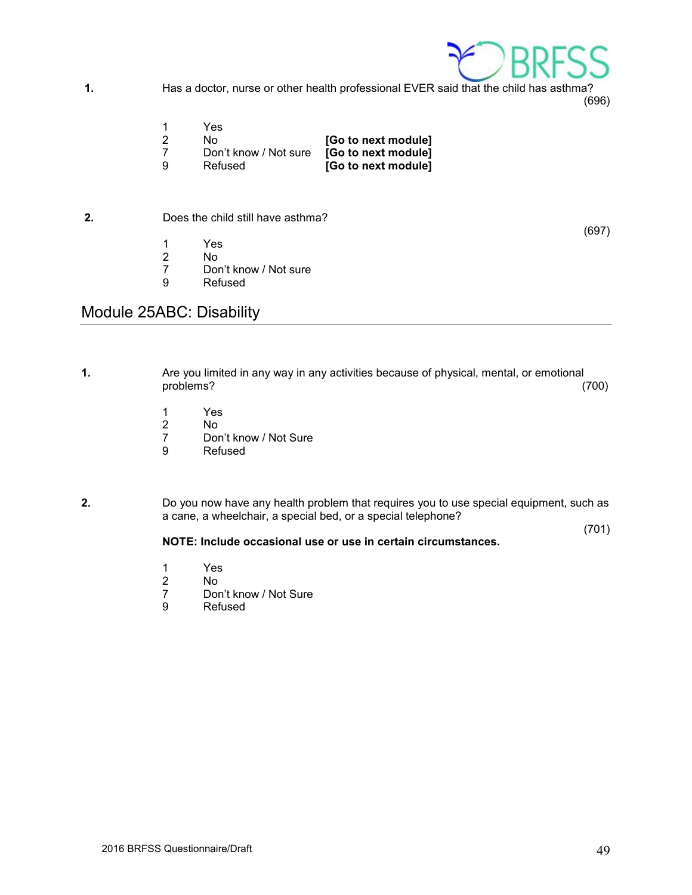**1.** Has a doctor, nurse or other health professional EVER said that the child has asthma? (696)

| | | |
|---|---|---|
| 1 | Yes | |
| 2 | No | **[Go to next module]** |
| 7 | Don't know / Not sure | **[Go to next module]** |
| 9 | Refused | **[Go to next module]** |

**2.** Does the child still have asthma? (697)

1 Yes
2 No
7 Don't know / Not sure
9 Refused

## Module 25ABC: Disability

**1.** Are you limited in any way in any activities because of physical, mental, or emotional problems? (700)

1 Yes
2 No
7 Don't know / Not Sure
9 Refused

**2.** Do you now have any health problem that requires you to use special equipment, such as a cane, a wheelchair, a special bed, or a special telephone? (701)

**NOTE: Include occasional use or use in certain circumstances.**

1 Yes
2 No
7 Don't know / Not Sure
9 Refused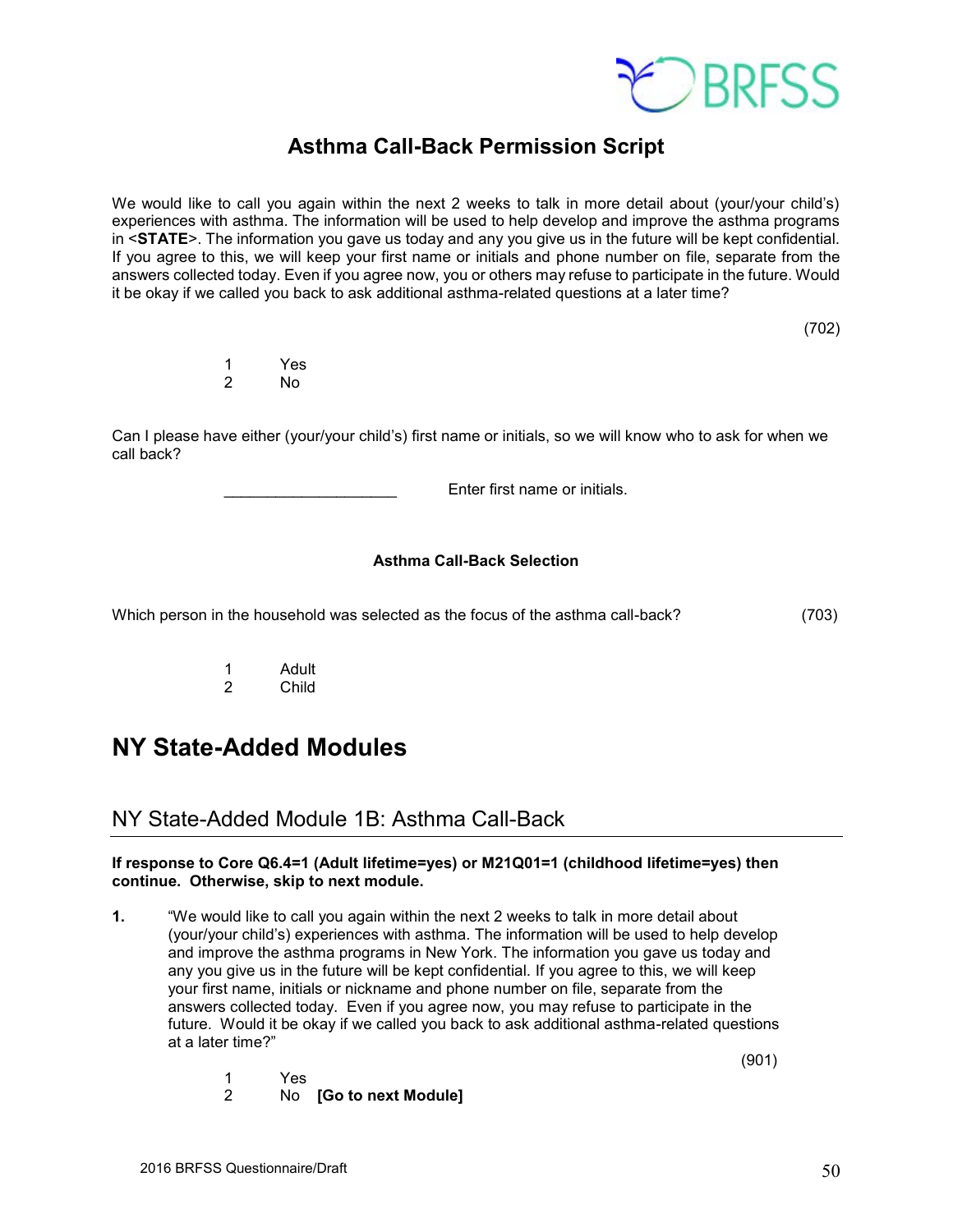## Asthma Call-Back Permission Script

We would like to call you again within the next 2 weeks to talk in more detail about (your/your child's) experiences with asthma. The information will be used to help develop and improve the asthma programs in <**STATE**>. The information you gave us today and any you give us in the future will be kept confidential. If you agree to this, we will keep your first name or initials and phone number on file, separate from the answers collected today. Even if you agree now, you or others may refuse to participate in the future. Would it be okay if we called you back to ask additional asthma-related questions at a later time?

(702)

1 Yes
2 No

Can I please have either (your/your child's) first name or initials, so we will know who to ask for when we call back?

____________________ Enter first name or initials.

**Asthma Call-Back Selection**

Which person in the household was selected as the focus of the asthma call-back? (703)

1 Adult
2 Child

# NY State-Added Modules

## NY State-Added Module 1B: Asthma Call-Back

**If response to Core Q6.4=1 (Adult lifetime=yes) or M21Q01=1 (childhood lifetime=yes) then continue. Otherwise, skip to next module.**

**1.** "We would like to call you again within the next 2 weeks to talk in more detail about (your/your child's) experiences with asthma. The information will be used to help develop and improve the asthma programs in New York. The information you gave us today and any you give us in the future will be kept confidential. If you agree to this, we will keep your first name, initials or nickname and phone number on file, separate from the answers collected today. Even if you agree now, you may refuse to participate in the future. Would it be okay if we called you back to ask additional asthma-related questions at a later time?"

(901)

1 Yes
2 No **[Go to next Module]**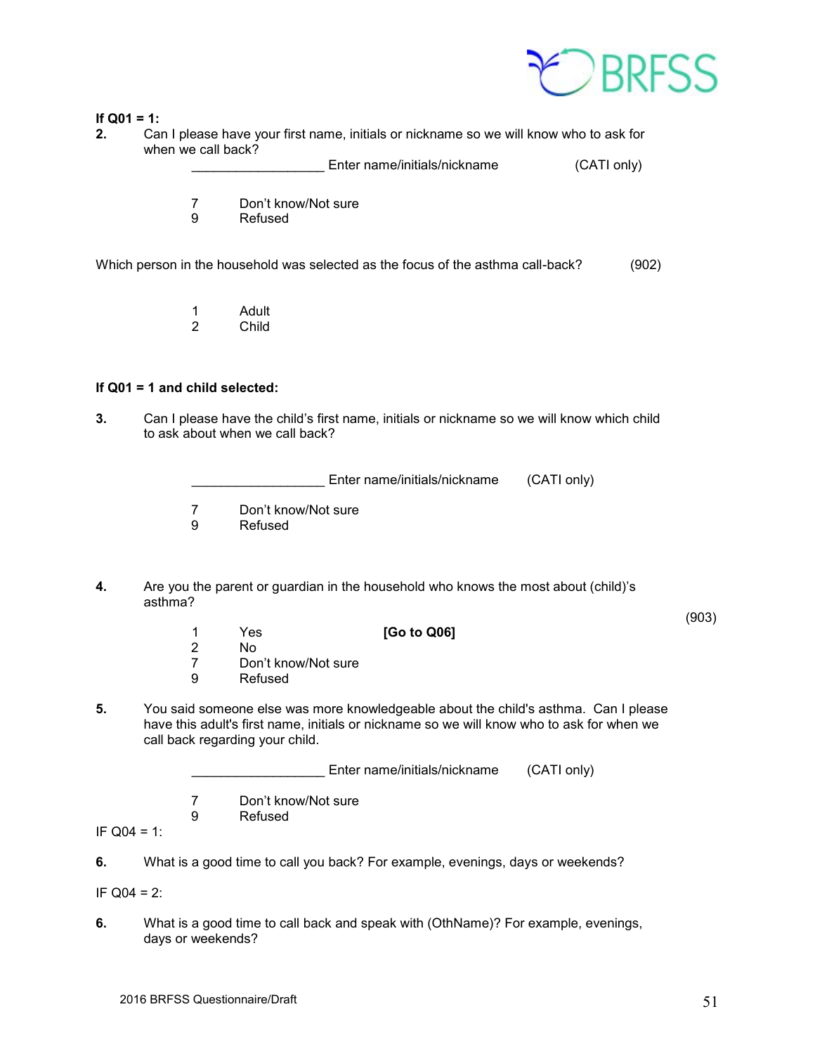**If Q01 = 1:**

**2.** Can I please have your first name, initials or nickname so we will know who to ask for when we call back?

__________________ Enter name/initials/nickname (CATI only)

7 Don't know/Not sure
9 Refused

Which person in the household was selected as the focus of the asthma call-back? (902)

1 Adult
2 Child

**If Q01 = 1 and child selected:**

**3.** Can I please have the child's first name, initials or nickname so we will know which child to ask about when we call back?

__________________ Enter name/initials/nickname (CATI only)

7 Don't know/Not sure
9 Refused

**4.** Are you the parent or guardian in the household who knows the most about (child)'s asthma? (903)

1 Yes **[Go to Q06]**
2 No
7 Don't know/Not sure
9 Refused

**5.** You said someone else was more knowledgeable about the child's asthma. Can I please have this adult's first name, initials or nickname so we will know who to ask for when we call back regarding your child.

__________________ Enter name/initials/nickname (CATI only)

7 Don't know/Not sure
9 Refused

IF Q04 = 1:

**6.** What is a good time to call you back? For example, evenings, days or weekends?

IF Q04 = 2:

**6.** What is a good time to call back and speak with (OthName)? For example, evenings, days or weekends?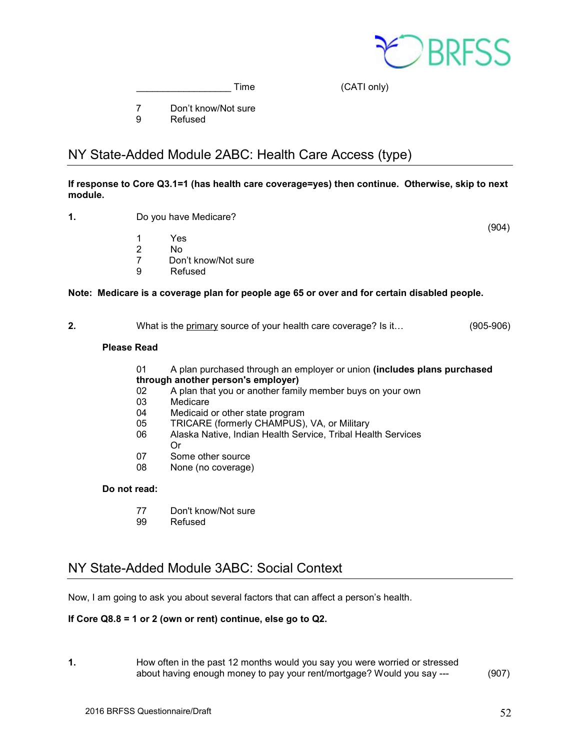__________________ Time (CATI only)

7 Don't know/Not sure
9 Refused

## NY State-Added Module 2ABC: Health Care Access (type)

**If response to Core Q3.1=1 (has health care coverage=yes) then continue. Otherwise, skip to next module.**

**1.** Do you have Medicare? (904)

1 Yes
2 No
7 Don't know/Not sure
9 Refused

**Note: Medicare is a coverage plan for people age 65 or over and for certain disabled people.**

**2.** What is the primary source of your health care coverage? Is it… (905-906)

**Please Read**

01 A plan purchased through an employer or union **(includes plans purchased through another person's employer)**
02 A plan that you or another family member buys on your own
03 Medicare
04 Medicaid or other state program
05 TRICARE (formerly CHAMPUS), VA, or Military
06 Alaska Native, Indian Health Service, Tribal Health Services
Or
07 Some other source
08 None (no coverage)

**Do not read:**

77 Don't know/Not sure
99 Refused

## NY State-Added Module 3ABC: Social Context

Now, I am going to ask you about several factors that can affect a person's health.

**If Core Q8.8 = 1 or 2 (own or rent) continue, else go to Q2.**

**1.** How often in the past 12 months would you say you were worried or stressed about having enough money to pay your rent/mortgage? Would you say --- (907)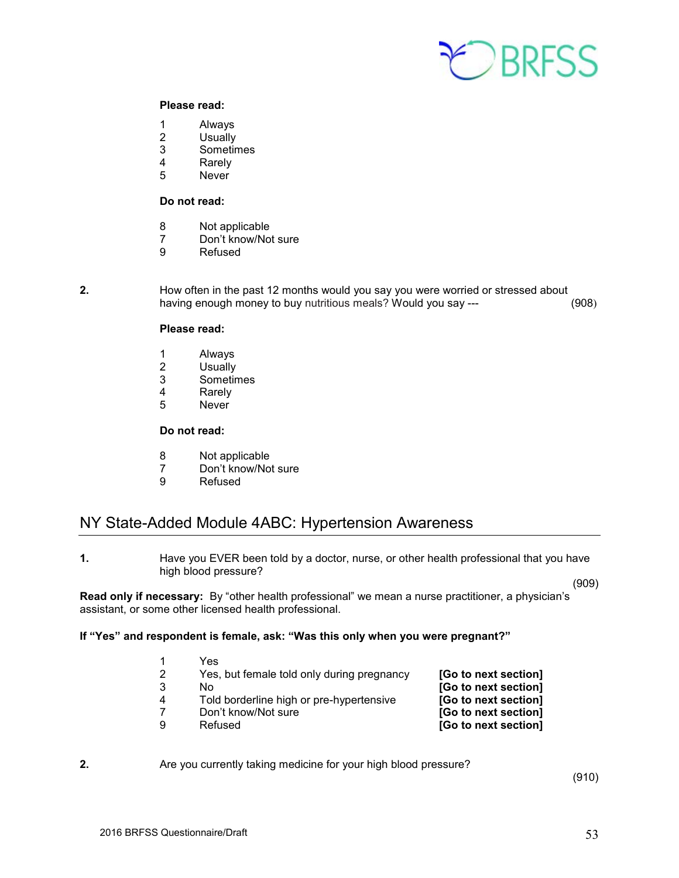**Please read:**

1 Always
2 Usually
3 Sometimes
4 Rarely
5 Never

**Do not read:**

8 Not applicable
7 Don't know/Not sure
9 Refused

**2.** How often in the past 12 months would you say you were worried or stressed about having enough money to buy nutritious meals? Would you say --- (908)

**Please read:**

1 Always
2 Usually
3 Sometimes
4 Rarely
5 Never

**Do not read:**

8 Not applicable
7 Don't know/Not sure
9 Refused

## NY State-Added Module 4ABC: Hypertension Awareness

**1.** Have you EVER been told by a doctor, nurse, or other health professional that you have high blood pressure? (909)

**Read only if necessary:** By "other health professional" we mean a nurse practitioner, a physician's assistant, or some other licensed health professional.

**If "Yes" and respondent is female, ask: "Was this only when you were pregnant?"**

1 Yes
2 Yes, but female told only during pregnancy **[Go to next section]**
3 No **[Go to next section]**
4 Told borderline high or pre-hypertensive **[Go to next section]**
7 Don't know/Not sure **[Go to next section]**
9 Refused **[Go to next section]**

**2.** Are you currently taking medicine for your high blood pressure? (910)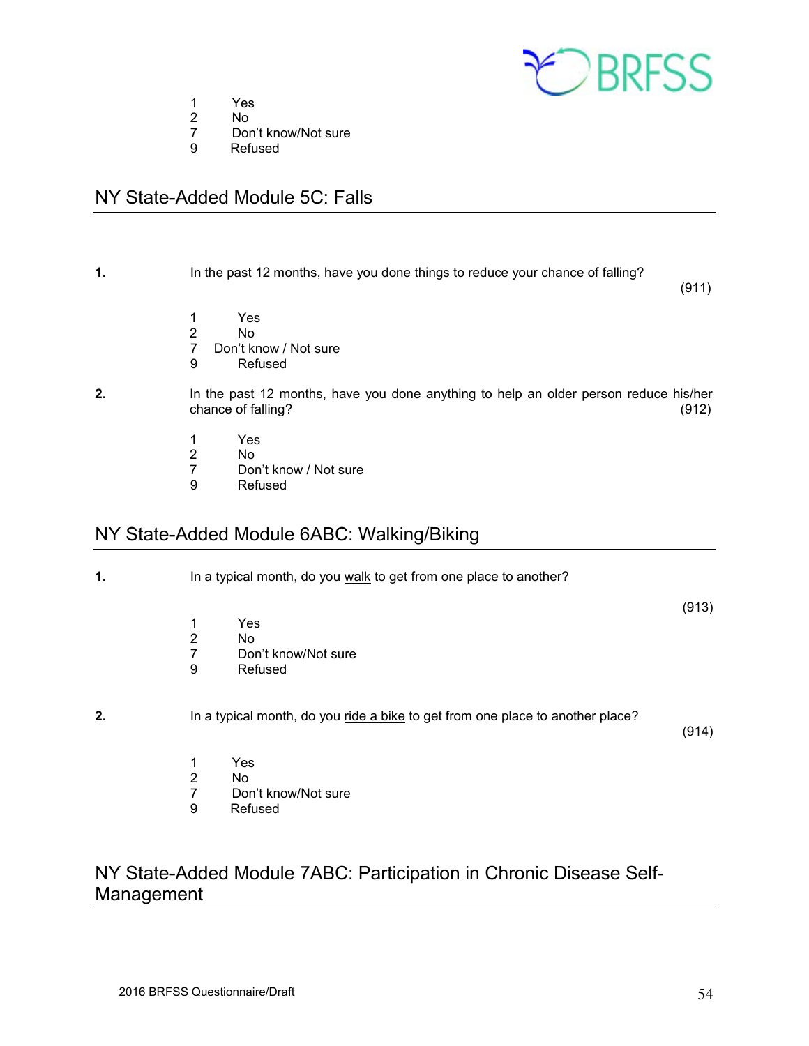1 Yes
2 No
7 Don't know/Not sure
9 Refused

## NY State-Added Module 5C: Falls

**1.** In the past 12 months, have you done things to reduce your chance of falling? (911)

1 Yes
2 No
7 Don't know / Not sure
9 Refused

**2.** In the past 12 months, have you done anything to help an older person reduce his/her chance of falling? (912)

1 Yes
2 No
7 Don't know / Not sure
9 Refused

## NY State-Added Module 6ABC: Walking/Biking

**1.** In a typical month, do you walk to get from one place to another? (913)

1 Yes
2 No
7 Don't know/Not sure
9 Refused

**2.** In a typical month, do you ride a bike to get from one place to another place? (914)

1 Yes
2 No
7 Don't know/Not sure
9 Refused

## NY State-Added Module 7ABC: Participation in Chronic Disease Self-Management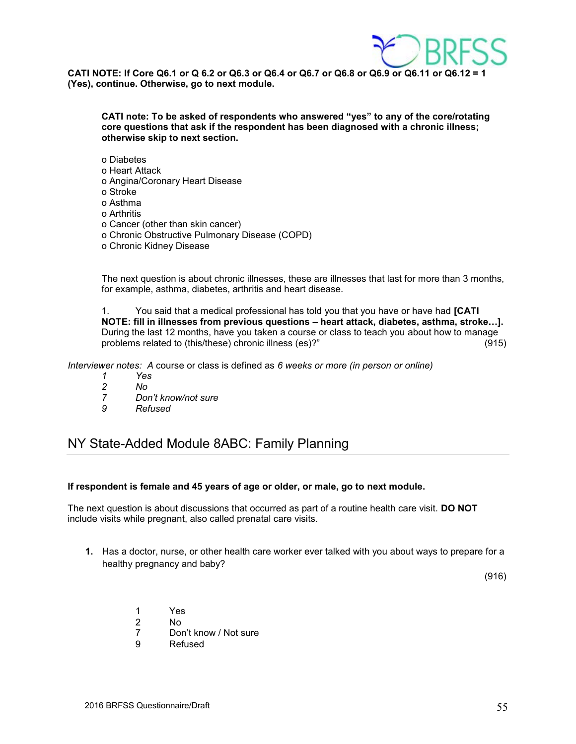**CATI NOTE: If Core Q6.1 or Q 6.2 or Q6.3 or Q6.4 or Q6.7 or Q6.8 or Q6.9 or Q6.11 or Q6.12 = 1 (Yes), continue. Otherwise, go to next module.**

**CATI note: To be asked of respondents who answered "yes" to any of the core/rotating core questions that ask if the respondent has been diagnosed with a chronic illness; otherwise skip to next section.**

- o Diabetes
- o Heart Attack
- o Angina/Coronary Heart Disease
- o Stroke
- o Asthma
- o Arthritis
- o Cancer (other than skin cancer)
- o Chronic Obstructive Pulmonary Disease (COPD)
- o Chronic Kidney Disease

The next question is about chronic illnesses, these are illnesses that last for more than 3 months, for example, asthma, diabetes, arthritis and heart disease.

1. You said that a medical professional has told you that you have or have had **[CATI NOTE: fill in illnesses from previous questions – heart attack, diabetes, asthma, stroke…].** During the last 12 months, have you taken a course or class to teach you about how to manage problems related to (this/these) chronic illness (es)?" (915)

*Interviewer notes: A* course or class is defined as *6 weeks or more (in person or online)*

*1 Yes*
*2 No*
*7 Don't know/not sure*
*9 Refused*

## NY State-Added Module 8ABC: Family Planning

**If respondent is female and 45 years of age or older, or male, go to next module.**

The next question is about discussions that occurred as part of a routine health care visit. **DO NOT** include visits while pregnant, also called prenatal care visits.

**1.** Has a doctor, nurse, or other health care worker ever talked with you about ways to prepare for a healthy pregnancy and baby?

(916)

1 Yes
2 No
7 Don't know / Not sure
9 Refused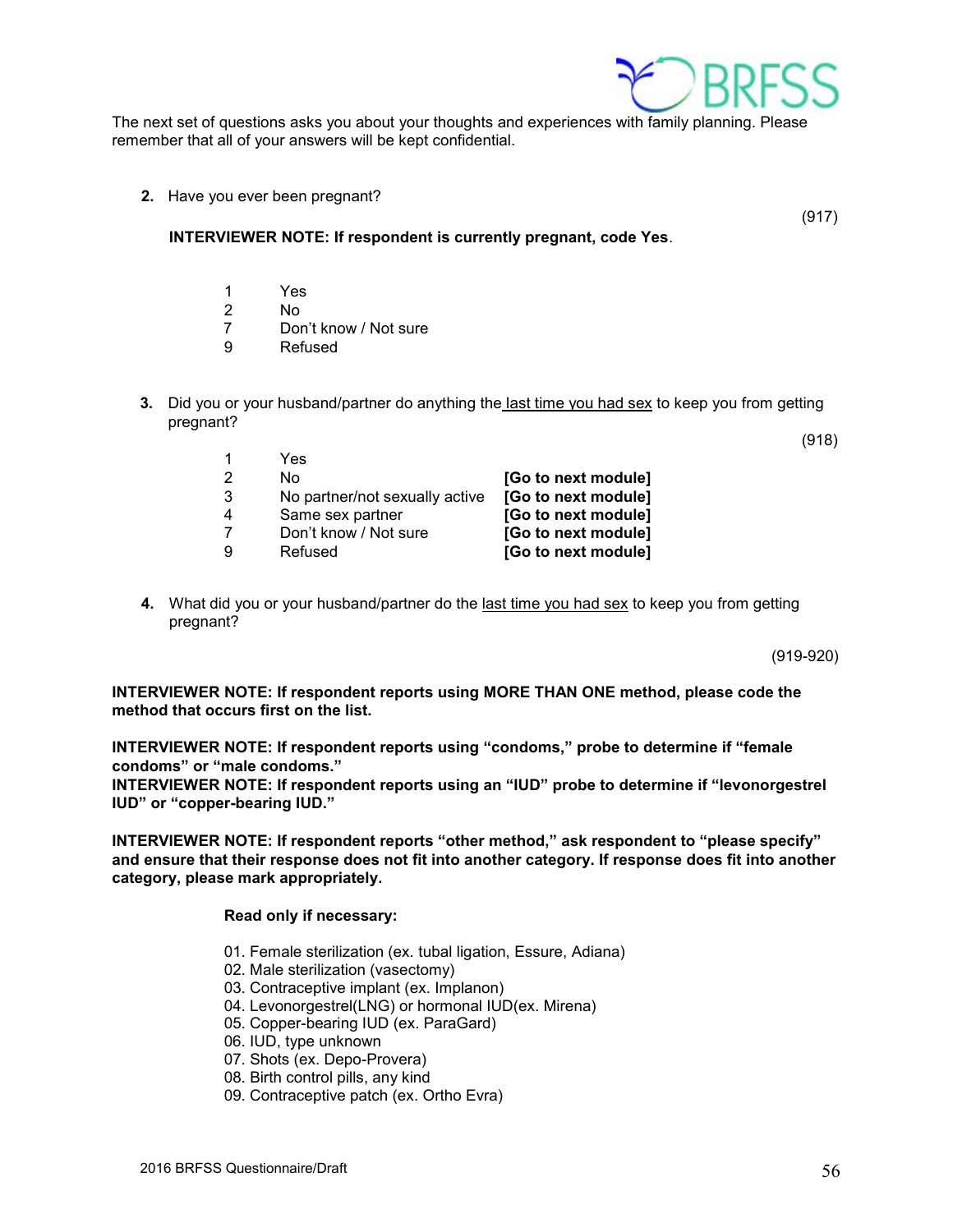The next set of questions asks you about your thoughts and experiences with family planning. Please remember that all of your answers will be kept confidential.

**2.** Have you ever been pregnant?

(917)

**INTERVIEWER NOTE: If respondent is currently pregnant, code Yes**.

1 Yes
2 No
7 Don't know / Not sure
9 Refused

**3.** Did you or your husband/partner do anything the <u>last time you had sex</u> to keep you from getting pregnant?

(918)

| | | |
|---|---|---|
| 1 | Yes | |
| 2 | No | **[Go to next module]** |
| 3 | No partner/not sexually active | **[Go to next module]** |
| 4 | Same sex partner | **[Go to next module]** |
| 7 | Don't know / Not sure | **[Go to next module]** |
| 9 | Refused | **[Go to next module]** |

**4.** What did you or your husband/partner do the <u>last time you had sex</u> to keep you from getting pregnant?

(919-920)

**INTERVIEWER NOTE: If respondent reports using MORE THAN ONE method, please code the method that occurs first on the list.**

**INTERVIEWER NOTE: If respondent reports using "condoms," probe to determine if "female condoms" or "male condoms."**
**INTERVIEWER NOTE: If respondent reports using an "IUD" probe to determine if "levonorgestrel IUD" or "copper-bearing IUD."**

**INTERVIEWER NOTE: If respondent reports "other method," ask respondent to "please specify" and ensure that their response does not fit into another category. If response does fit into another category, please mark appropriately.**

**Read only if necessary:**

01. Female sterilization (ex. tubal ligation, Essure, Adiana)
02. Male sterilization (vasectomy)
03. Contraceptive implant (ex. Implanon)
04. Levonorgestrel(LNG) or hormonal IUD(ex. Mirena)
05. Copper-bearing IUD (ex. ParaGard)
06. IUD, type unknown
07. Shots (ex. Depo-Provera)
08. Birth control pills, any kind
09. Contraceptive patch (ex. Ortho Evra)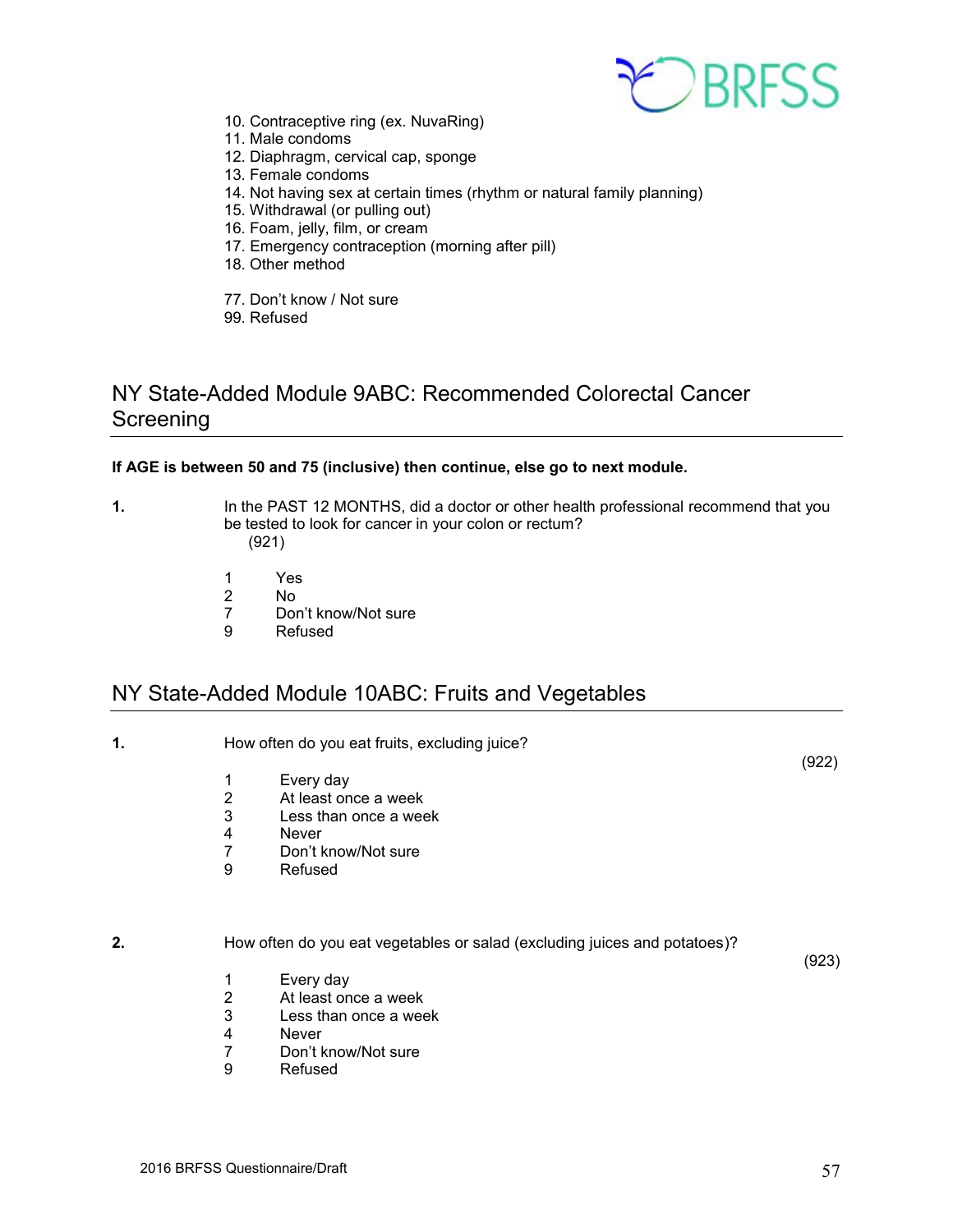10. Contraceptive ring (ex. NuvaRing)
11. Male condoms
12. Diaphragm, cervical cap, sponge
13. Female condoms
14. Not having sex at certain times (rhythm or natural family planning)
15. Withdrawal (or pulling out)
16. Foam, jelly, film, or cream
17. Emergency contraception (morning after pill)
18. Other method

77. Don't know / Not sure
99. Refused

## NY State-Added Module 9ABC: Recommended Colorectal Cancer Screening

**If AGE is between 50 and 75 (inclusive) then continue, else go to next module.**

**1.** In the PAST 12 MONTHS, did a doctor or other health professional recommend that you be tested to look for cancer in your colon or rectum?
(921)

1 Yes
2 No
7 Don't know/Not sure
9 Refused

## NY State-Added Module 10ABC: Fruits and Vegetables

**1.** How often do you eat fruits, excluding juice?
(922)

1 Every day
2 At least once a week
3 Less than once a week
4 Never
7 Don't know/Not sure
9 Refused

**2.** How often do you eat vegetables or salad (excluding juices and potatoes)?
(923)

1 Every day
2 At least once a week
3 Less than once a week
4 Never
7 Don't know/Not sure
9 Refused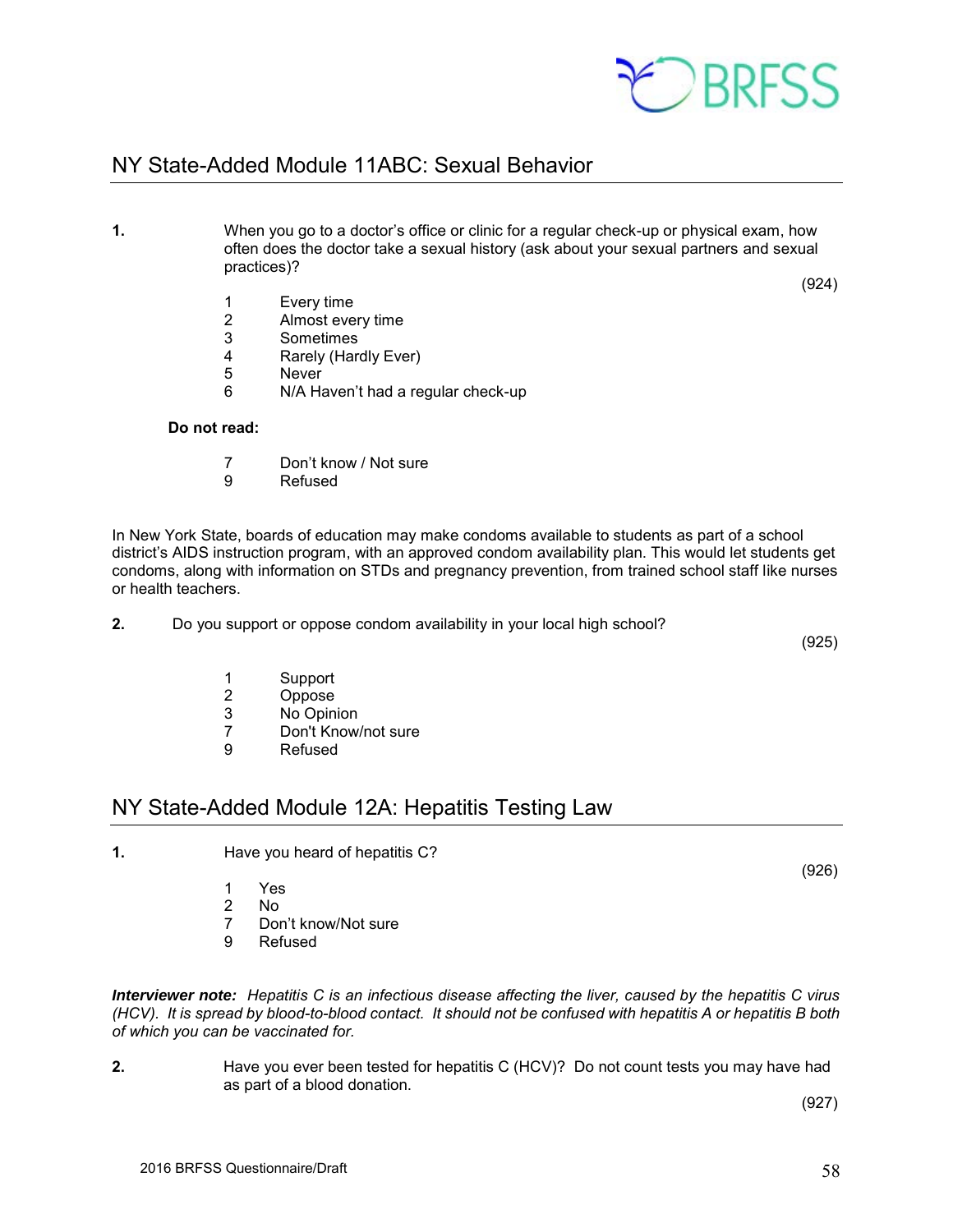## NY State-Added Module 11ABC: Sexual Behavior

**1.** When you go to a doctor's office or clinic for a regular check-up or physical exam, how often does the doctor take a sexual history (ask about your sexual partners and sexual practices)?

(924)

1 Every time
2 Almost every time
3 Sometimes
4 Rarely (Hardly Ever)
5 Never
6 N/A Haven't had a regular check-up

**Do not read:**

7 Don't know / Not sure
9 Refused

In New York State, boards of education may make condoms available to students as part of a school district's AIDS instruction program, with an approved condom availability plan. This would let students get condoms, along with information on STDs and pregnancy prevention, from trained school staff like nurses or health teachers.

**2.** Do you support or oppose condom availability in your local high school?

(925)

1 Support
2 Oppose
3 No Opinion
7 Don't Know/not sure
9 Refused

## NY State-Added Module 12A: Hepatitis Testing Law

**1.** Have you heard of hepatitis C?

(926)

1 Yes
2 No
7 Don't know/Not sure
9 Refused

***Interviewer note:*** *Hepatitis C is an infectious disease affecting the liver, caused by the hepatitis C virus (HCV). It is spread by blood-to-blood contact. It should not be confused with hepatitis A or hepatitis B both of which you can be vaccinated for.*

**2.** Have you ever been tested for hepatitis C (HCV)? Do not count tests you may have had as part of a blood donation.

(927)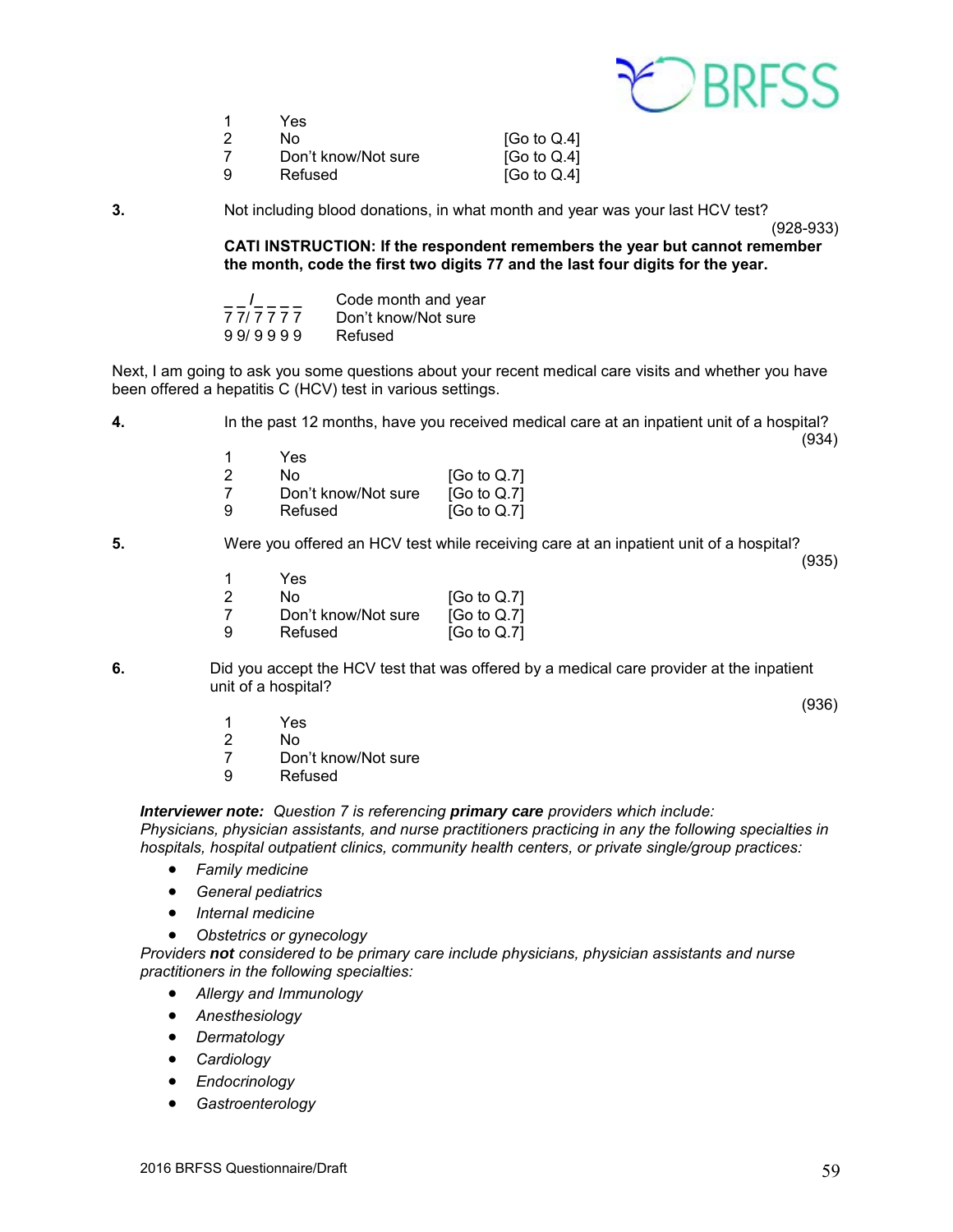| | | |
|---|---|---|
| 1 | Yes | |
| 2 | No | [Go to Q.4] |
| 7 | Don't know/Not sure | [Go to Q.4] |
| 9 | Refused | [Go to Q.4] |

**3.** Not including blood donations, in what month and year was your last HCV test?

(928-933)

**CATI INSTRUCTION: If the respondent remembers the year but cannot remember the month, code the first two digits 77 and the last four digits for the year.**

| | |
|---|---|
| _ _/_ _ _ _ | Code month and year |
| 7 7/ 7 7 7 7 | Don't know/Not sure |
| 9 9/ 9 9 9 9 | Refused |

Next, I am going to ask you some questions about your recent medical care visits and whether you have been offered a hepatitis C (HCV) test in various settings.

**4.** In the past 12 months, have you received medical care at an inpatient unit of a hospital?

(934)

| | | |
|---|---|---|
| 1 | Yes | |
| 2 | No | [Go to Q.7] |
| 7 | Don't know/Not sure | [Go to Q.7] |
| 9 | Refused | [Go to Q.7] |

**5.** Were you offered an HCV test while receiving care at an inpatient unit of a hospital?

(935)

| | | |
|---|---|---|
| 1 | Yes | |
| 2 | No | [Go to Q.7] |
| 7 | Don't know/Not sure | [Go to Q.7] |
| 9 | Refused | [Go to Q.7] |

**6.** Did you accept the HCV test that was offered by a medical care provider at the inpatient unit of a hospital?

(936)

| | |
|---|---|
| 1 | Yes |
| 2 | No |
| 7 | Don't know/Not sure |
| 9 | Refused |

***Interviewer note:*** *Question 7 is referencing* ***primary care*** *providers which include: Physicians, physician assistants, and nurse practitioners practicing in any the following specialties in hospitals, hospital outpatient clinics, community health centers, or private single/group practices:*

- *Family medicine*
- *General pediatrics*
- *Internal medicine*
- *Obstetrics or gynecology*

*Providers* ***not*** *considered to be primary care include physicians, physician assistants and nurse practitioners in the following specialties:*

- *Allergy and Immunology*
- *Anesthesiology*
- *Dermatology*
- *Cardiology*
- *Endocrinology*
- *Gastroenterology*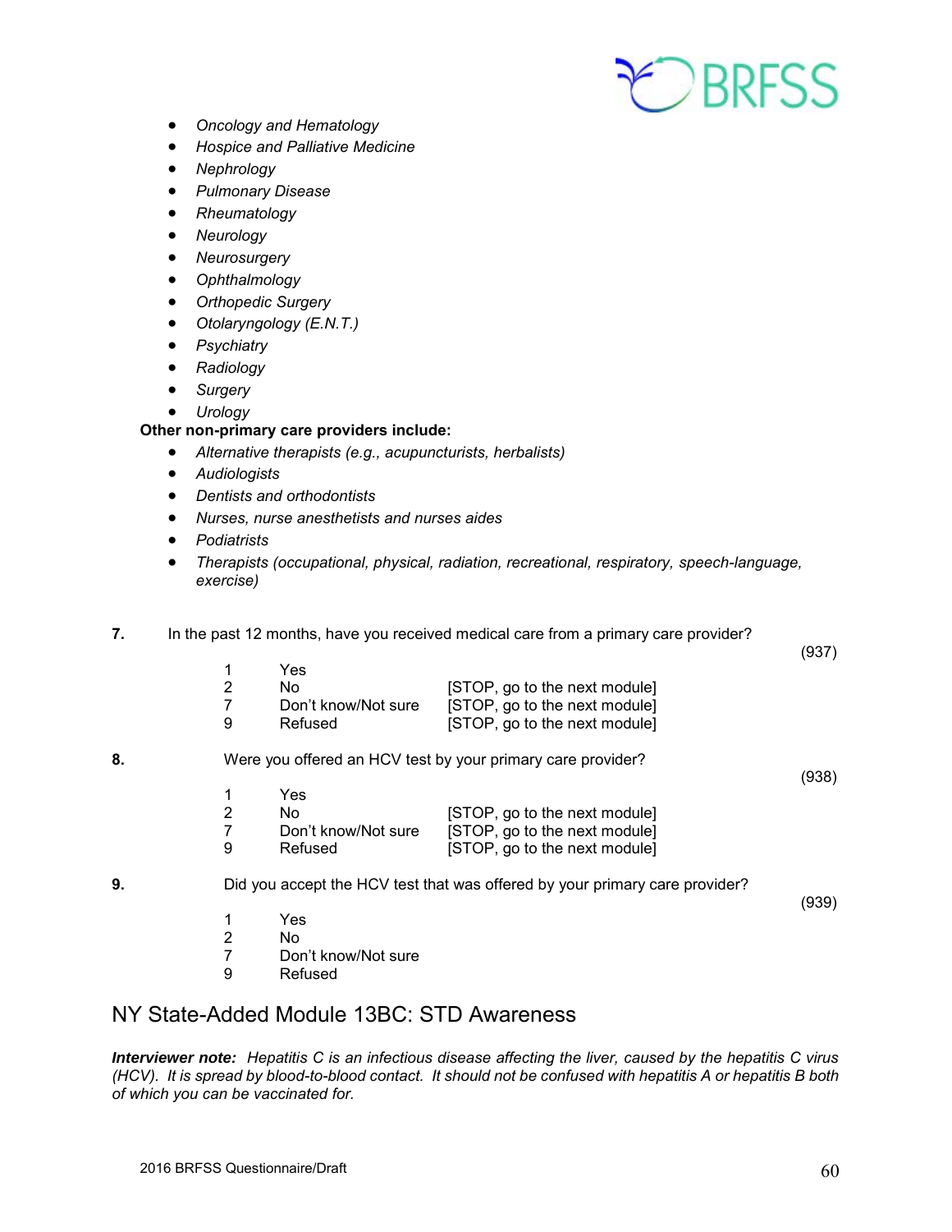- *Oncology and Hematology*
- *Hospice and Palliative Medicine*
- *Nephrology*
- *Pulmonary Disease*
- *Rheumatology*
- *Neurology*
- *Neurosurgery*
- *Ophthalmology*
- *Orthopedic Surgery*
- *Otolaryngology (E.N.T.)*
- *Psychiatry*
- *Radiology*
- *Surgery*
- *Urology*

**Other non-primary care providers include:**

- *Alternative therapists (e.g., acupuncturists, herbalists)*
- *Audiologists*
- *Dentists and orthodontists*
- *Nurses, nurse anesthetists and nurses aides*
- *Podiatrists*
- *Therapists (occupational, physical, radiation, recreational, respiratory, speech-language, exercise)*

**7.** In the past 12 months, have you received medical care from a primary care provider? (937)

| | | |
|---|---|---|
| 1 | Yes | |
| 2 | No | [STOP, go to the next module] |
| 7 | Don't know/Not sure | [STOP, go to the next module] |
| 9 | Refused | [STOP, go to the next module] |

**8.** Were you offered an HCV test by your primary care provider? (938)

| | | |
|---|---|---|
| 1 | Yes | |
| 2 | No | [STOP, go to the next module] |
| 7 | Don't know/Not sure | [STOP, go to the next module] |
| 9 | Refused | [STOP, go to the next module] |

**9.** Did you accept the HCV test that was offered by your primary care provider? (939)

| | |
|---|---|
| 1 | Yes |
| 2 | No |
| 7 | Don't know/Not sure |
| 9 | Refused |

## NY State-Added Module 13BC: STD Awareness

***Interviewer note:*** *Hepatitis C is an infectious disease affecting the liver, caused by the hepatitis C virus (HCV). It is spread by blood-to-blood contact. It should not be confused with hepatitis A or hepatitis B both of which you can be vaccinated for.*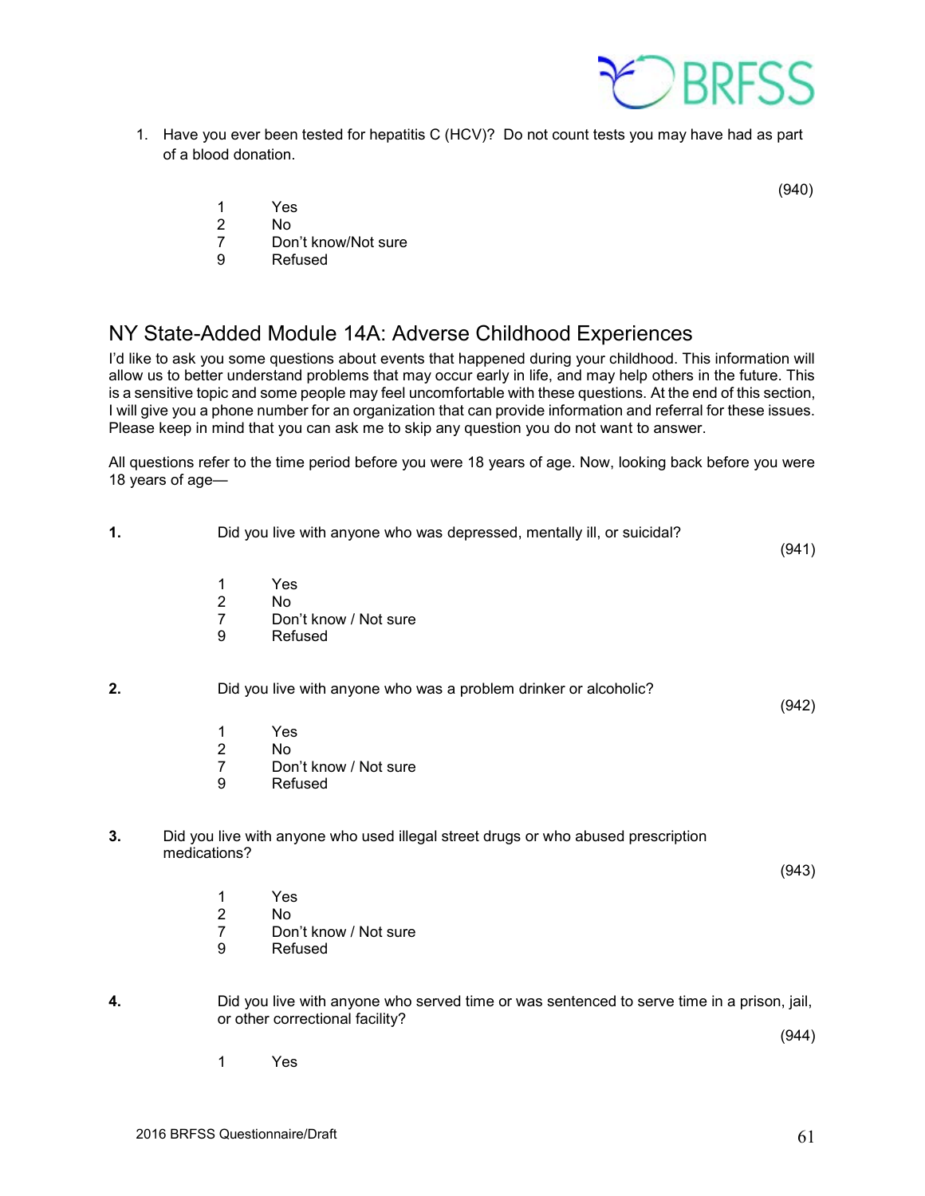1. Have you ever been tested for hepatitis C (HCV)? Do not count tests you may have had as part of a blood donation.

(940)

1 Yes
2 No
7 Don't know/Not sure
9 Refused

## NY State-Added Module 14A: Adverse Childhood Experiences

I'd like to ask you some questions about events that happened during your childhood. This information will allow us to better understand problems that may occur early in life, and may help others in the future. This is a sensitive topic and some people may feel uncomfortable with these questions. At the end of this section, I will give you a phone number for an organization that can provide information and referral for these issues. Please keep in mind that you can ask me to skip any question you do not want to answer.

All questions refer to the time period before you were 18 years of age. Now, looking back before you were 18 years of age—

**1.** Did you live with anyone who was depressed, mentally ill, or suicidal?

(941)

1 Yes
2 No
7 Don't know / Not sure
9 Refused

**2.** Did you live with anyone who was a problem drinker or alcoholic?

(942)

1 Yes
2 No
7 Don't know / Not sure
9 Refused

**3.** Did you live with anyone who used illegal street drugs or who abused prescription medications?

(943)

1 Yes
2 No
7 Don't know / Not sure
9 Refused

**4.** Did you live with anyone who served time or was sentenced to serve time in a prison, jail, or other correctional facility?

(944)

1 Yes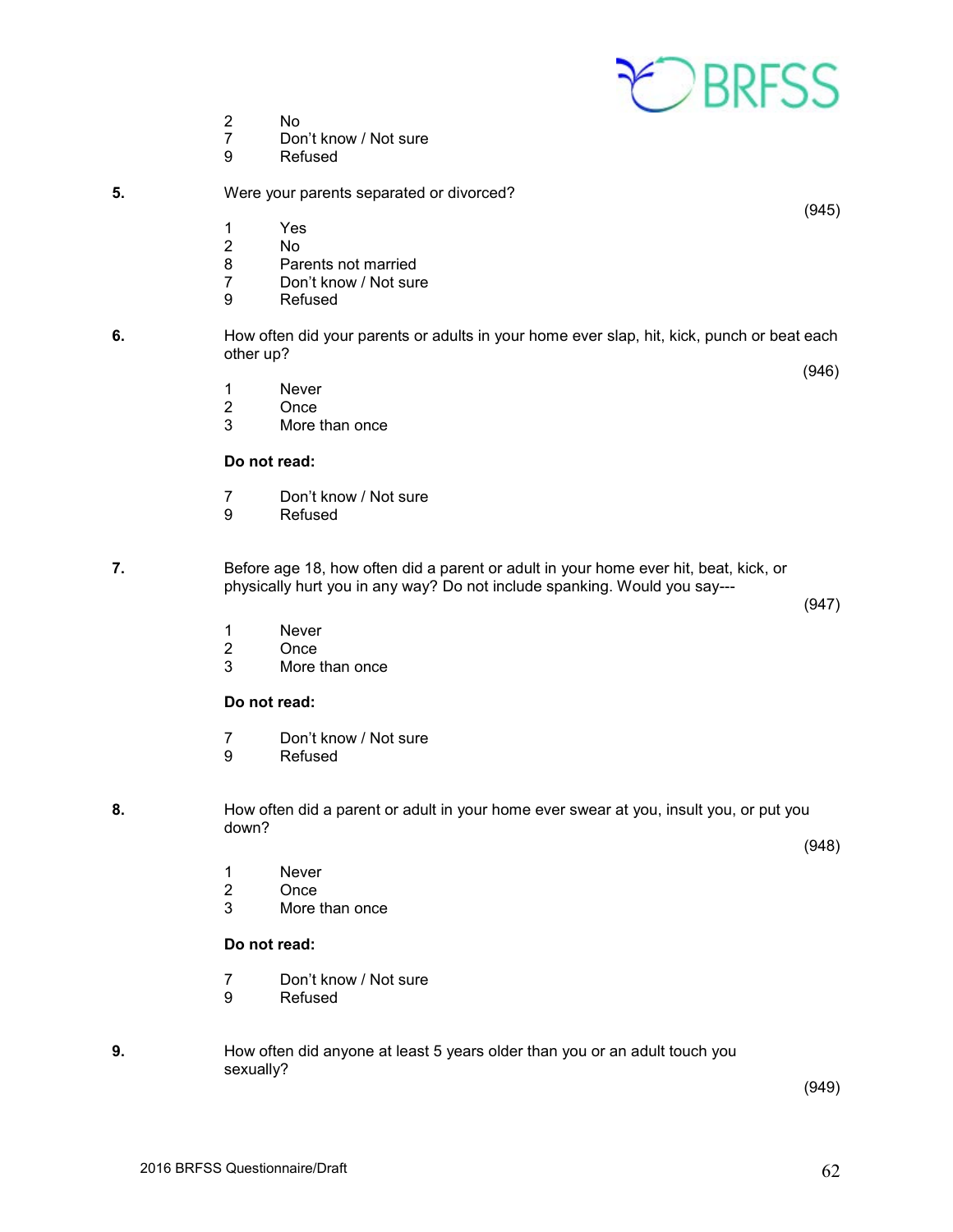2 No
7 Don't know / Not sure
9 Refused

**5.** Were your parents separated or divorced?

(945)

1 Yes
2 No
8 Parents not married
7 Don't know / Not sure
9 Refused

**6.** How often did your parents or adults in your home ever slap, hit, kick, punch or beat each other up?

(946)

1 Never
2 Once
3 More than once

**Do not read:**

7 Don't know / Not sure
9 Refused

**7.** Before age 18, how often did a parent or adult in your home ever hit, beat, kick, or physically hurt you in any way? Do not include spanking. Would you say---

(947)

1 Never
2 Once
3 More than once

**Do not read:**

7 Don't know / Not sure
9 Refused

**8.** How often did a parent or adult in your home ever swear at you, insult you, or put you down?

(948)

1 Never
2 Once
3 More than once

**Do not read:**

7 Don't know / Not sure
9 Refused

**9.** How often did anyone at least 5 years older than you or an adult touch you sexually?

(949)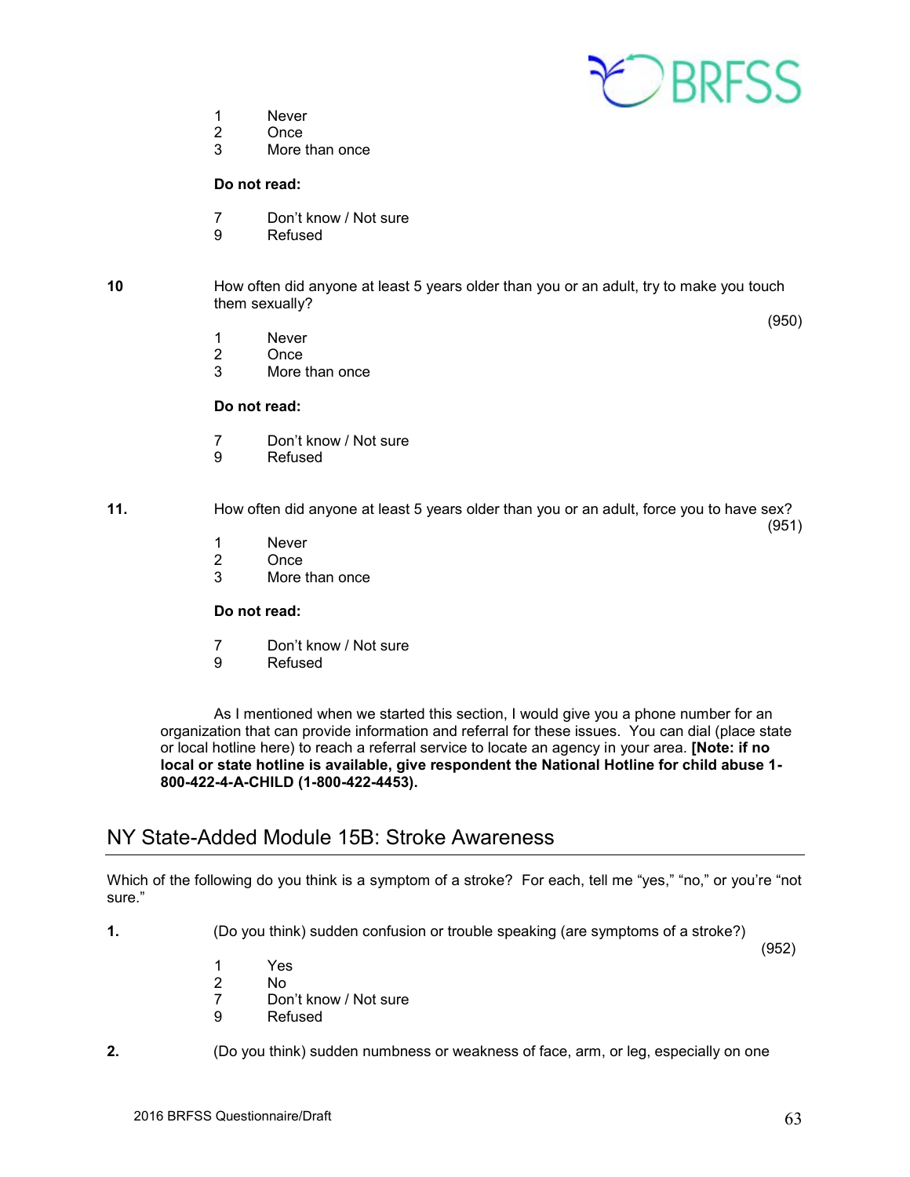1 Never
2 Once
3 More than once

**Do not read:**

7 Don't know / Not sure
9 Refused

10 How often did anyone at least 5 years older than you or an adult, try to make you touch them sexually?

(950)

1 Never
2 Once
3 More than once

**Do not read:**

7 Don't know / Not sure
9 Refused

11. How often did anyone at least 5 years older than you or an adult, force you to have sex?

(951)

1 Never
2 Once
3 More than once

**Do not read:**

7 Don't know / Not sure
9 Refused

As I mentioned when we started this section, I would give you a phone number for an organization that can provide information and referral for these issues. You can dial (place state or local hotline here) to reach a referral service to locate an agency in your area. **[Note: if no local or state hotline is available, give respondent the National Hotline for child abuse 1-800-422-4-A-CHILD (1-800-422-4453).**

## NY State-Added Module 15B: Stroke Awareness

Which of the following do you think is a symptom of a stroke? For each, tell me "yes," "no," or you're "not sure."

**1.** (Do you think) sudden confusion or trouble speaking (are symptoms of a stroke?)

(952)

1 Yes
2 No
7 Don't know / Not sure
9 Refused

**2.** (Do you think) sudden numbness or weakness of face, arm, or leg, especially on one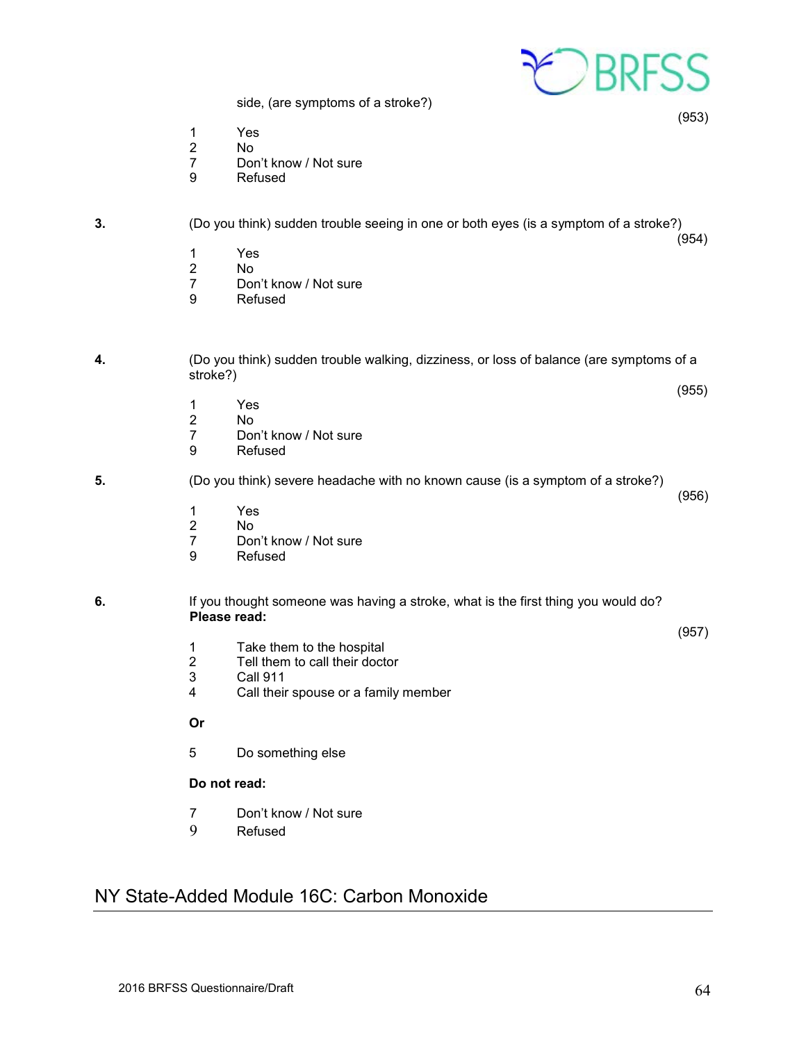side, (are symptoms of a stroke?)

(953)

1 Yes
2 No
7 Don't know / Not sure
9 Refused

**3.** (Do you think) sudden trouble seeing in one or both eyes (is a symptom of a stroke?)

(954)

1 Yes
2 No
7 Don't know / Not sure
9 Refused

**4.** (Do you think) sudden trouble walking, dizziness, or loss of balance (are symptoms of a stroke?)

(955)

1 Yes
2 No
7 Don't know / Not sure
9 Refused

**5.** (Do you think) severe headache with no known cause (is a symptom of a stroke?)

(956)

1 Yes
2 No
7 Don't know / Not sure
9 Refused

**6.** If you thought someone was having a stroke, what is the first thing you would do?
**Please read:**

(957)

1 Take them to the hospital
2 Tell them to call their doctor
3 Call 911
4 Call their spouse or a family member

**Or**

5 Do something else

**Do not read:**

7 Don't know / Not sure
9 Refused

## NY State-Added Module 16C: Carbon Monoxide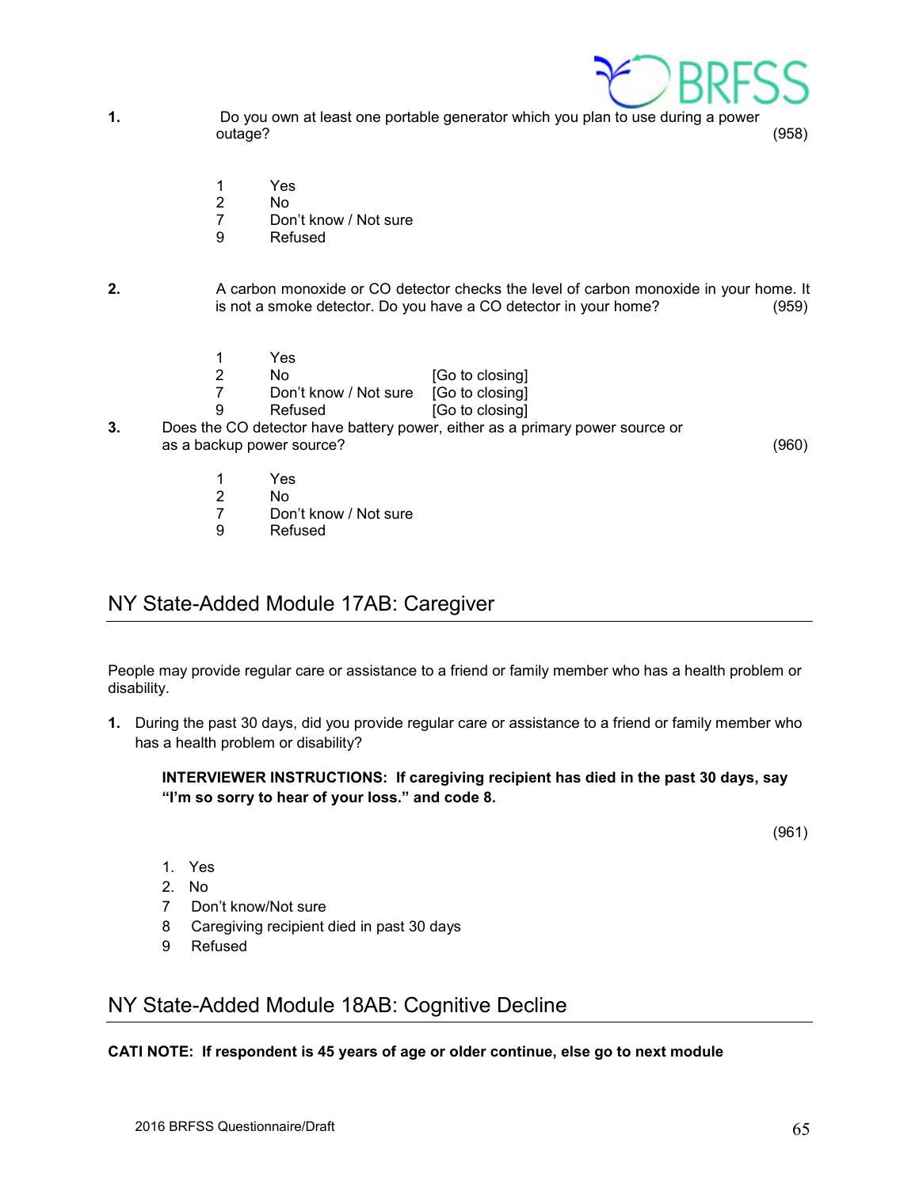**1.** Do you own at least one portable generator which you plan to use during a power outage? (958)

1 Yes
2 No
7 Don't know / Not sure
9 Refused

**2.** A carbon monoxide or CO detector checks the level of carbon monoxide in your home. It is not a smoke detector. Do you have a CO detector in your home? (959)

1 Yes
2 No [Go to closing]
7 Don't know / Not sure [Go to closing]
9 Refused [Go to closing]

**3.** Does the CO detector have battery power, either as a primary power source or as a backup power source? (960)

1 Yes
2 No
7 Don't know / Not sure
9 Refused

## NY State-Added Module 17AB: Caregiver

People may provide regular care or assistance to a friend or family member who has a health problem or disability.

**1.** During the past 30 days, did you provide regular care or assistance to a friend or family member who has a health problem or disability?

**INTERVIEWER INSTRUCTIONS: If caregiving recipient has died in the past 30 days, say "I'm so sorry to hear of your loss." and code 8.**

(961)

1. Yes
2. No
7 Don't know/Not sure
8 Caregiving recipient died in past 30 days
9 Refused

## NY State-Added Module 18AB: Cognitive Decline

**CATI NOTE: If respondent is 45 years of age or older continue, else go to next module**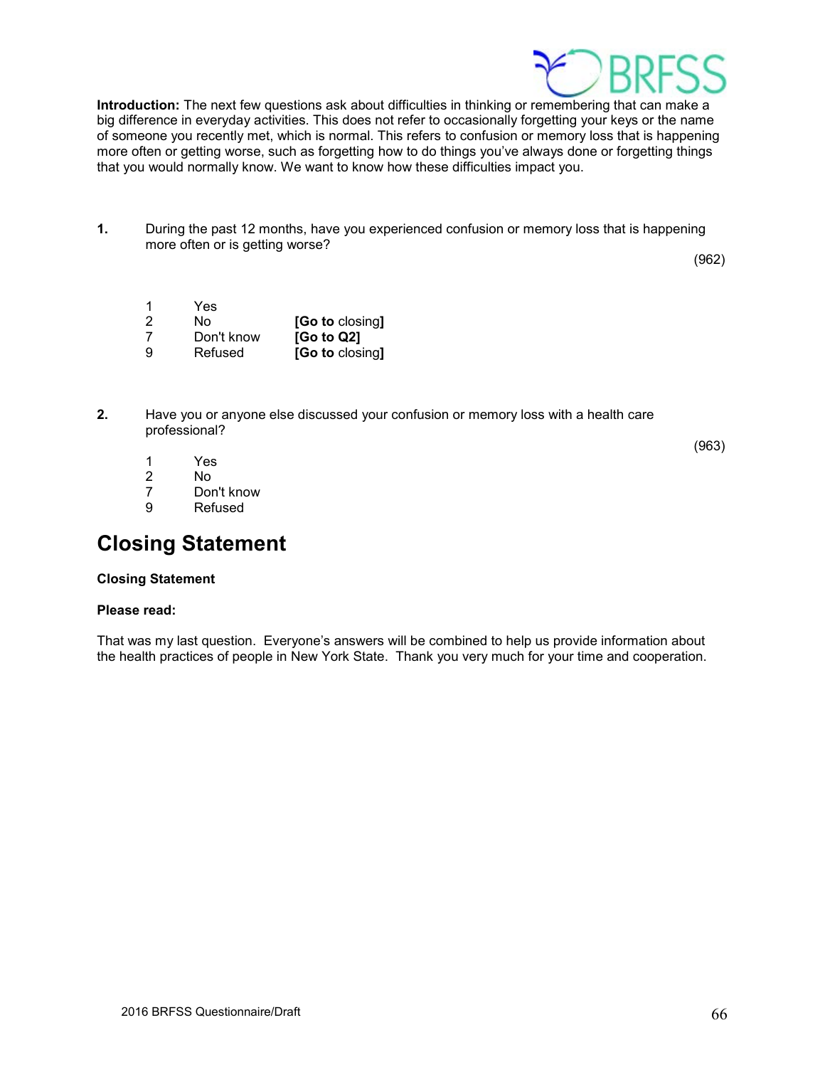**Introduction:** The next few questions ask about difficulties in thinking or remembering that can make a big difference in everyday activities. This does not refer to occasionally forgetting your keys or the name of someone you recently met, which is normal. This refers to confusion or memory loss that is happening more often or getting worse, such as forgetting how to do things you've always done or forgetting things that you would normally know. We want to know how these difficulties impact you.

**1.** During the past 12 months, have you experienced confusion or memory loss that is happening more often or is getting worse?

(962)

| | | |
|---|---|---|
| 1 | Yes | |
| 2 | No | **[Go to** closing**]** |
| 7 | Don't know | **[Go to Q2]** |
| 9 | Refused | **[Go to** closing**]** |

**2.** Have you or anyone else discussed your confusion or memory loss with a health care professional?

(963)

1 Yes
2 No
7 Don't know
9 Refused

# Closing Statement

**Closing Statement**

**Please read:**

That was my last question. Everyone's answers will be combined to help us provide information about the health practices of people in New York State. Thank you very much for your time and cooperation.